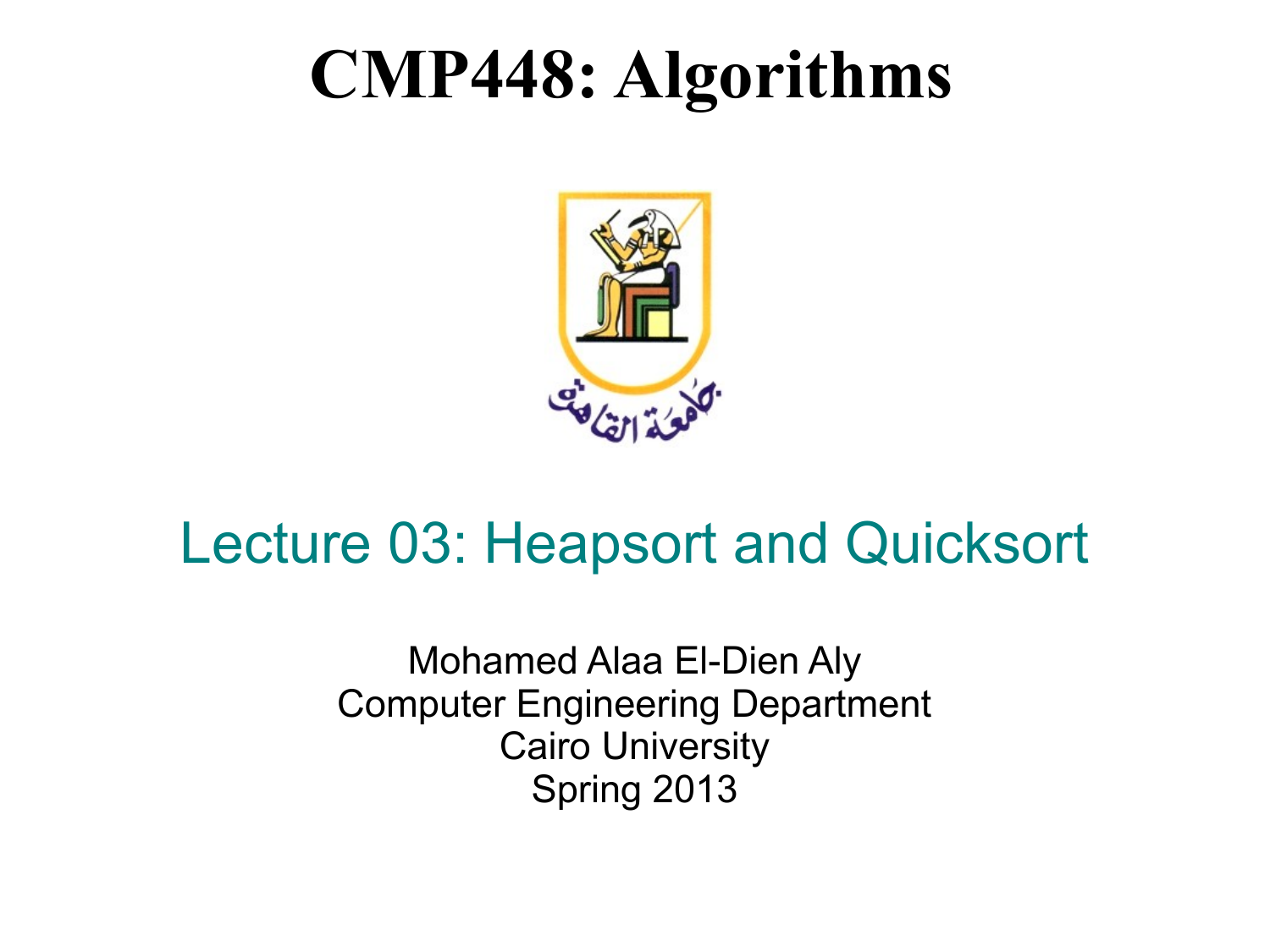# CMP448: Algorithms

## Lecture 03: Heapsort and Quicksort

Mohamed Alaa El-Dien Aly
Computer Engineering Department
Cairo University
Spring 2013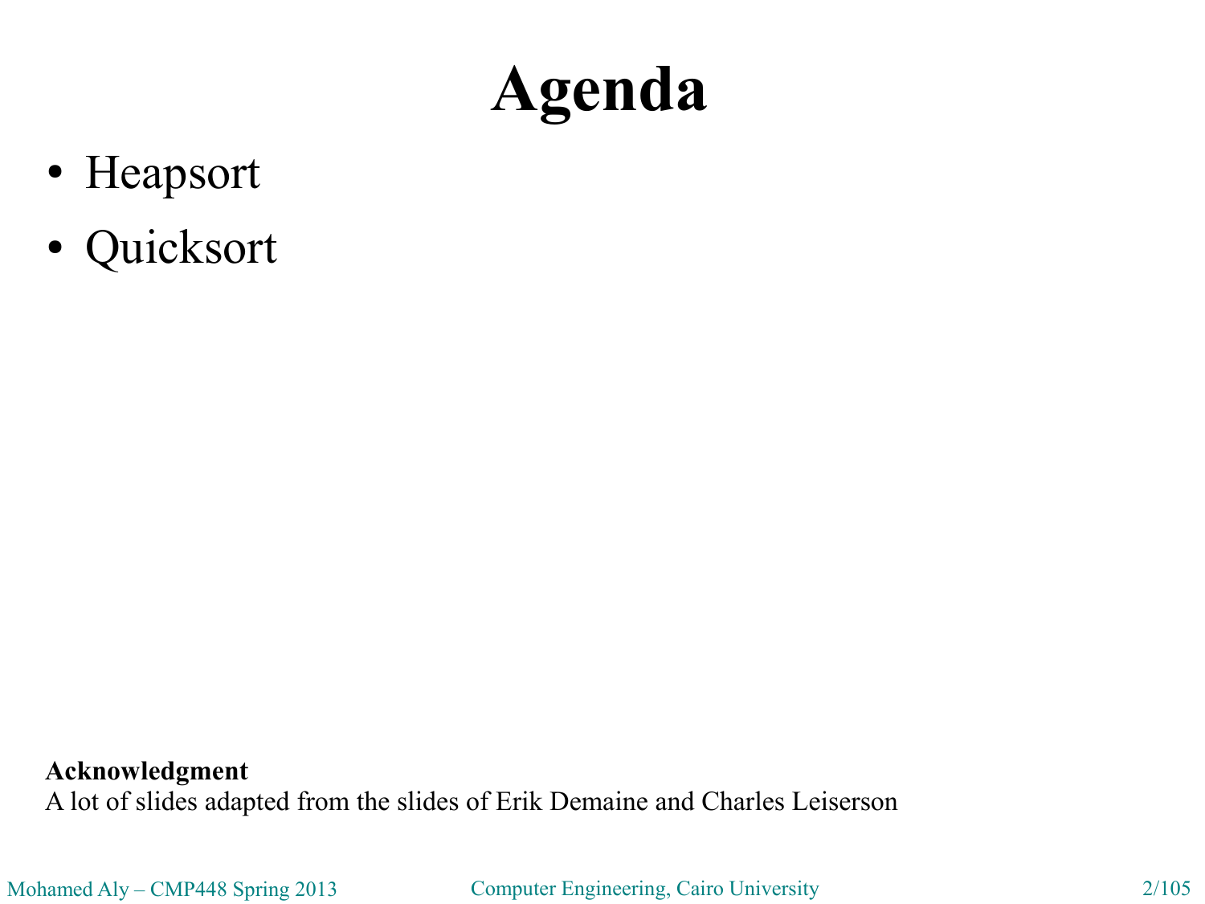# Agenda

- Heapsort
- Quicksort

**Acknowledgment**
A lot of slides adapted from the slides of Erik Demaine and Charles Leiserson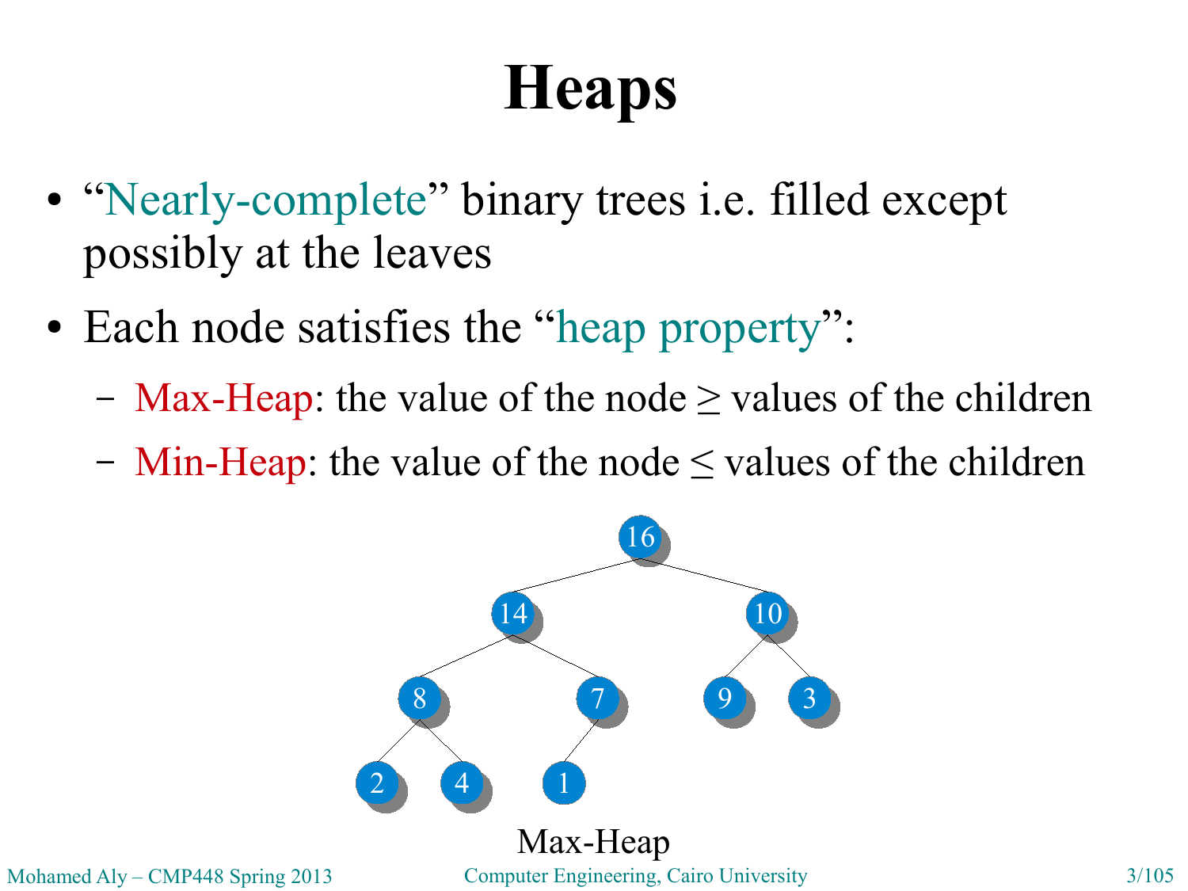# Heaps

- "Nearly-complete" binary trees i.e. filled except possibly at the leaves
- Each node satisfies the "heap property":
  - Max-Heap: the value of the node ≥ values of the children
  - Min-Heap: the value of the node ≤ values of the children

16

14

10

8

7

9

3

2

4

1

Max-Heap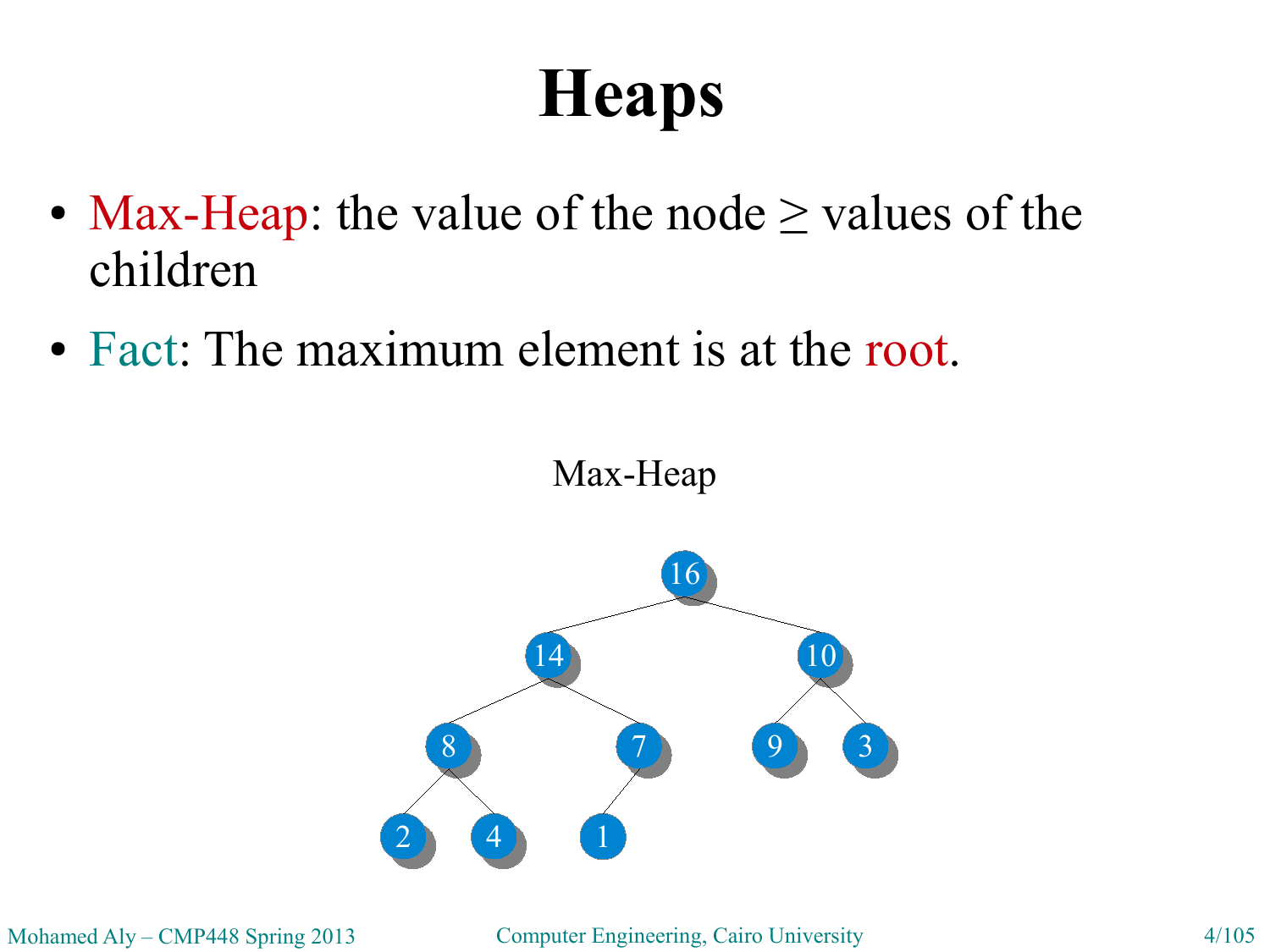# Heaps

- Max-Heap: the value of the node ≥ values of the children
- Fact: The maximum element is at the root.

Max-Heap

16
14
10
8
7
9
3
2
4
1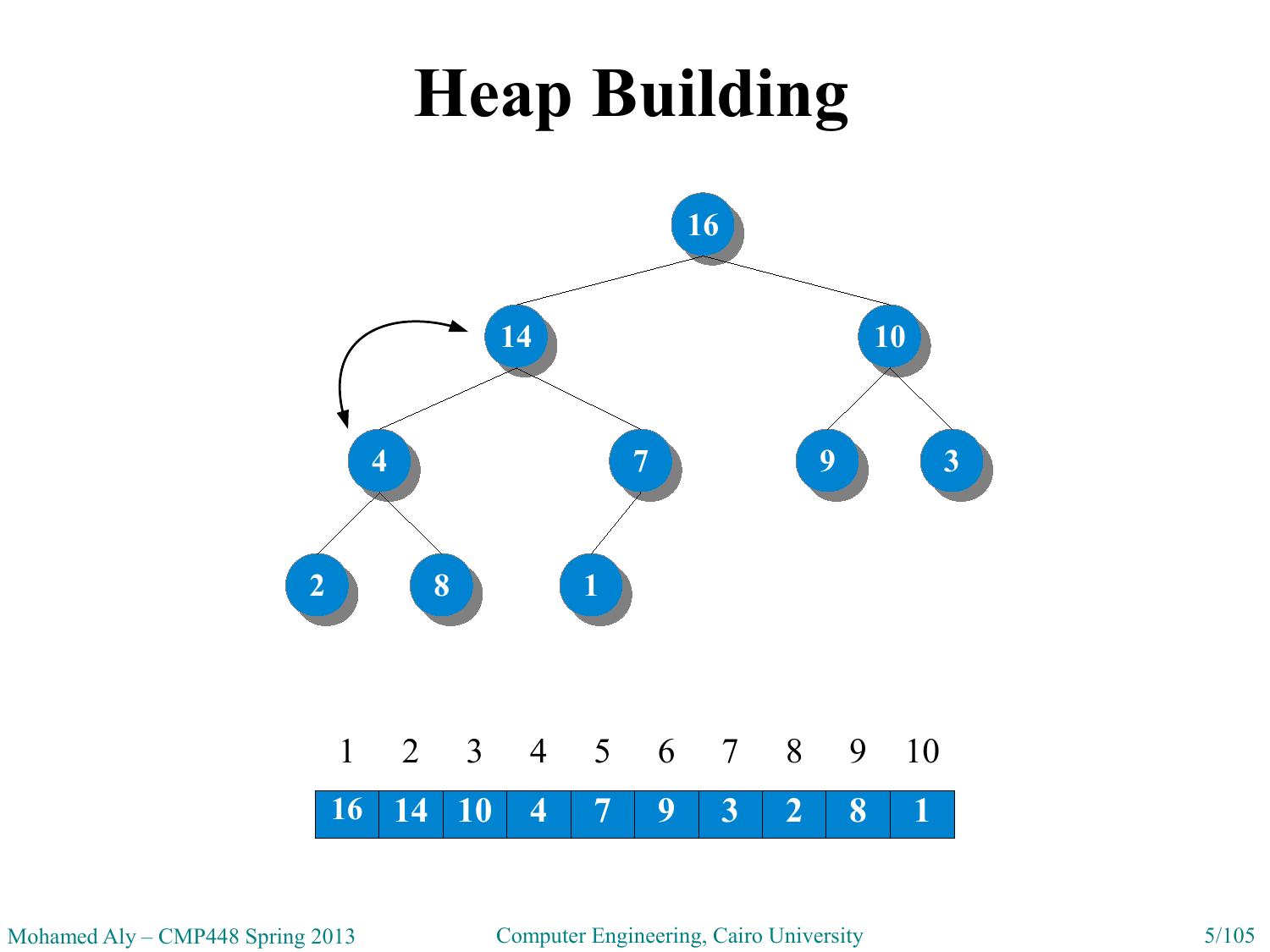# Heap Building

16

14

10

4

7

9

3

2

8

1

| 1 | 2 | 3 | 4 | 5 | 6 | 7 | 8 | 9 | 10 |
|---|---|---|---|---|---|---|---|---|---|
| 16 | 14 | 10 | 4 | 7 | 9 | 3 | 2 | 8 | 1 |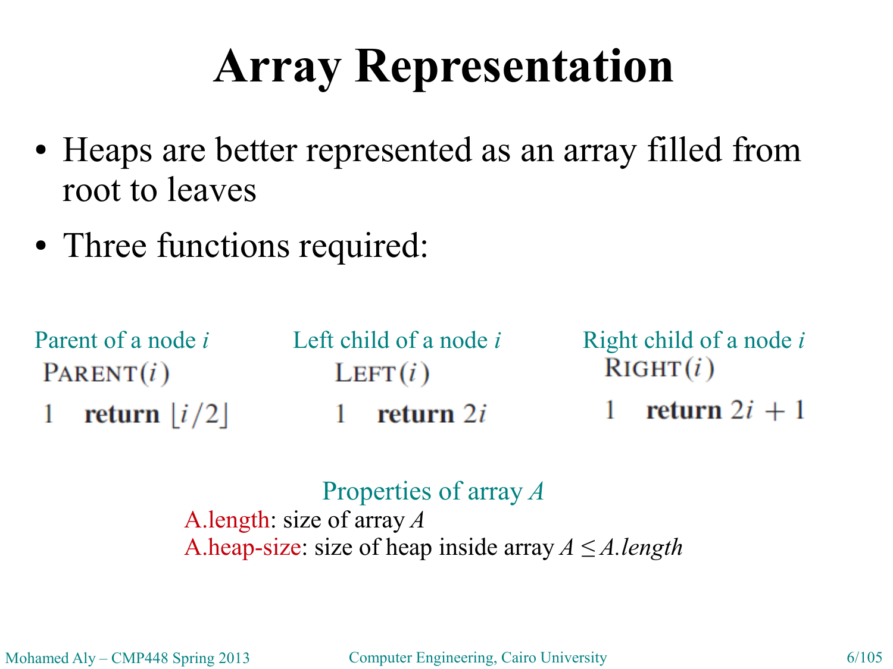# Array Representation

- Heaps are better represented as an array filled from root to leaves
- Three functions required:

Parent of a node *i*

```
PARENT(i)
1  return ⌊i/2⌋
```

Left child of a node *i*

```
LEFT(i)
1  return 2i
```

Right child of a node *i*

```
RIGHT(i)
1  return 2i + 1
```

Properties of array *A*

A.length: size of array *A*

A.heap-size: size of heap inside array $A \leq A.length$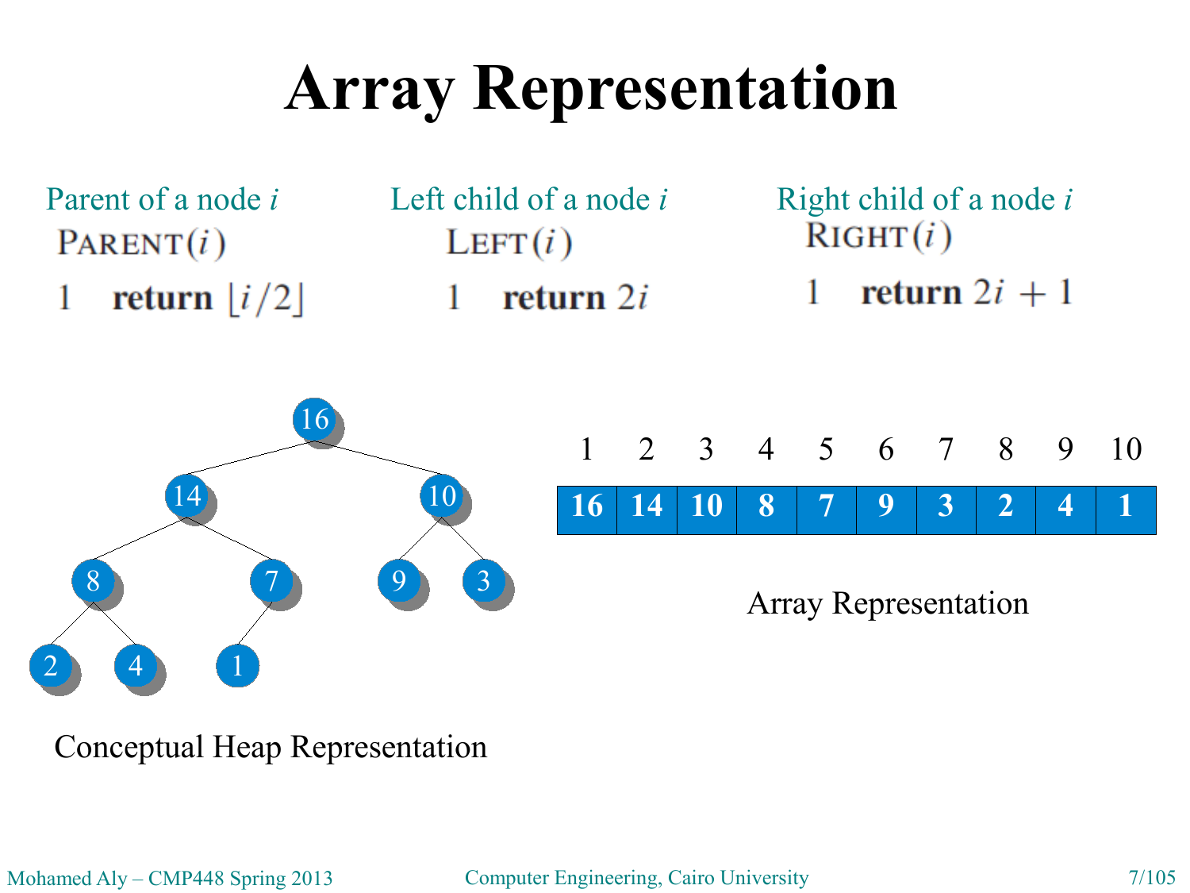# Array Representation

Parent of a node $i$

PARENT($i$)

1 **return** $\lfloor i/2 \rfloor$

Left child of a node $i$

LEFT($i$)

1 **return** $2i$

Right child of a node $i$

RIGHT($i$)

1 **return** $2i + 1$

16

14 10

8 7 9 3

2 4 1

Conceptual Heap Representation

| 1 | 2 | 3 | 4 | 5 | 6 | 7 | 8 | 9 | 10 |
|---|---|---|---|---|---|---|---|---|---|
| **16** | **14** | **10** | **8** | **7** | **9** | **3** | **2** | **4** | **1** |

Array Representation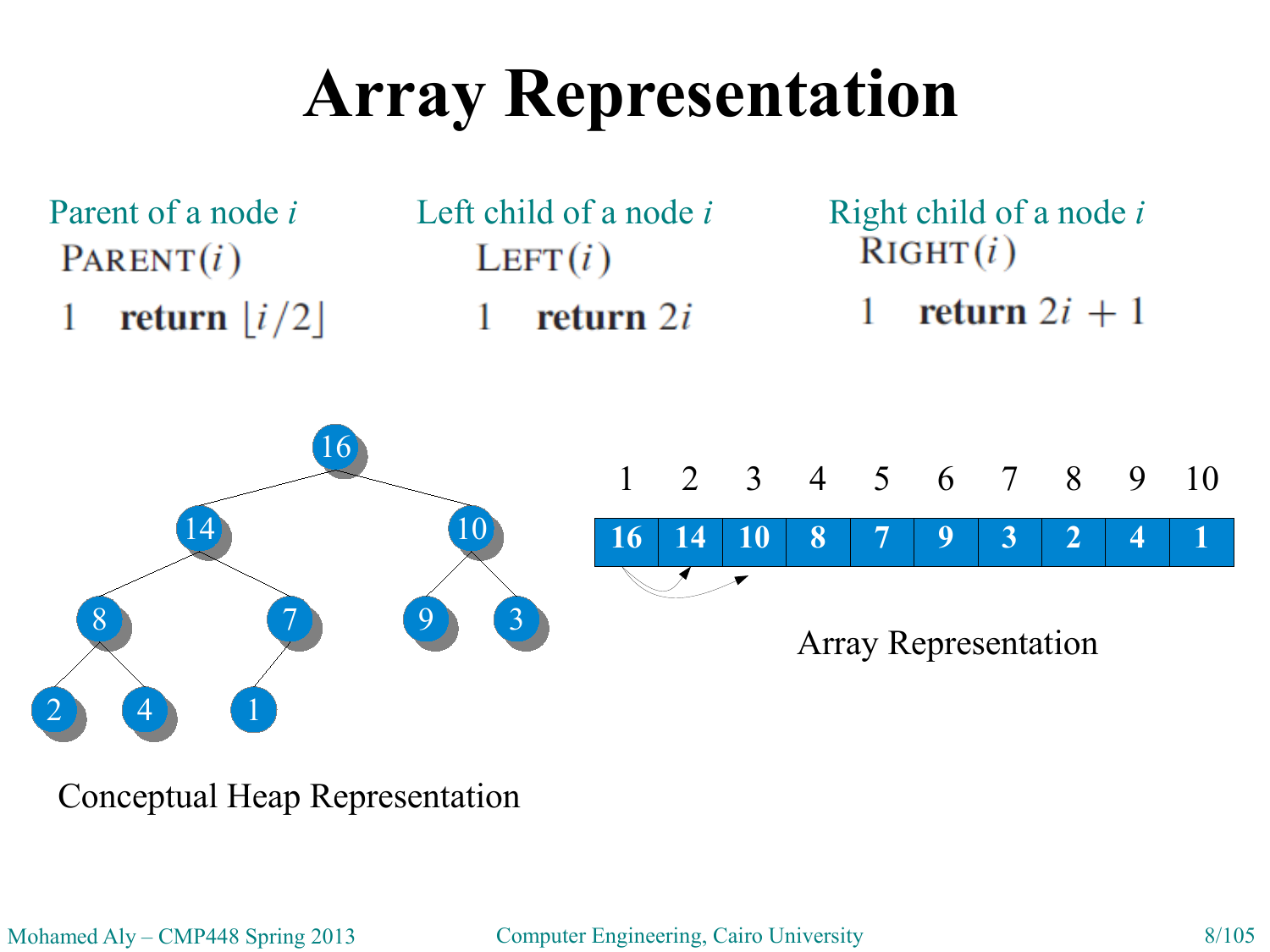# Array Representation

Parent of a node *i*

```
PARENT(i)
1  return ⌊i/2⌋
```

Left child of a node *i*

```
LEFT(i)
1  return 2i
```

Right child of a node *i*

```
RIGHT(i)
1  return 2i + 1
```

Conceptual Heap Representation

| 1 | 2 | 3 | 4 | 5 | 6 | 7 | 8 | 9 | 10 |
|---|---|---|---|---|---|---|---|---|---|
| **16** | **14** | **10** | **8** | **7** | **9** | **3** | **2** | **4** | **1** |

Array Representation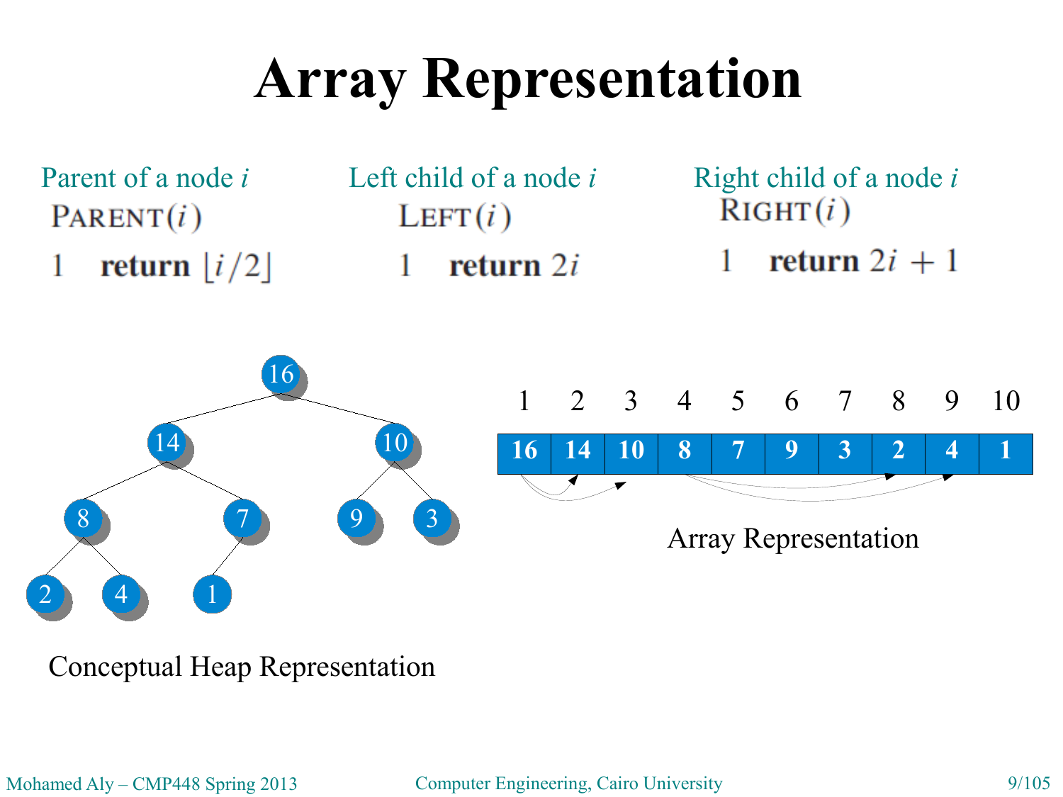# Array Representation

Parent of a node $i$

PARENT($i$)

1 **return** $\lfloor i/2 \rfloor$

Left child of a node $i$

LEFT($i$)

1 **return** $2i$

Right child of a node $i$

RIGHT($i$)

1 **return** $2i + 1$

16

14 10

8 7 9 3

2 4 1

Conceptual Heap Representation

| 1 | 2 | 3 | 4 | 5 | 6 | 7 | 8 | 9 | 10 |
|---|---|---|---|---|---|---|---|---|---|
| **16** | **14** | **10** | **8** | **7** | **9** | **3** | **2** | **4** | **1** |

Array Representation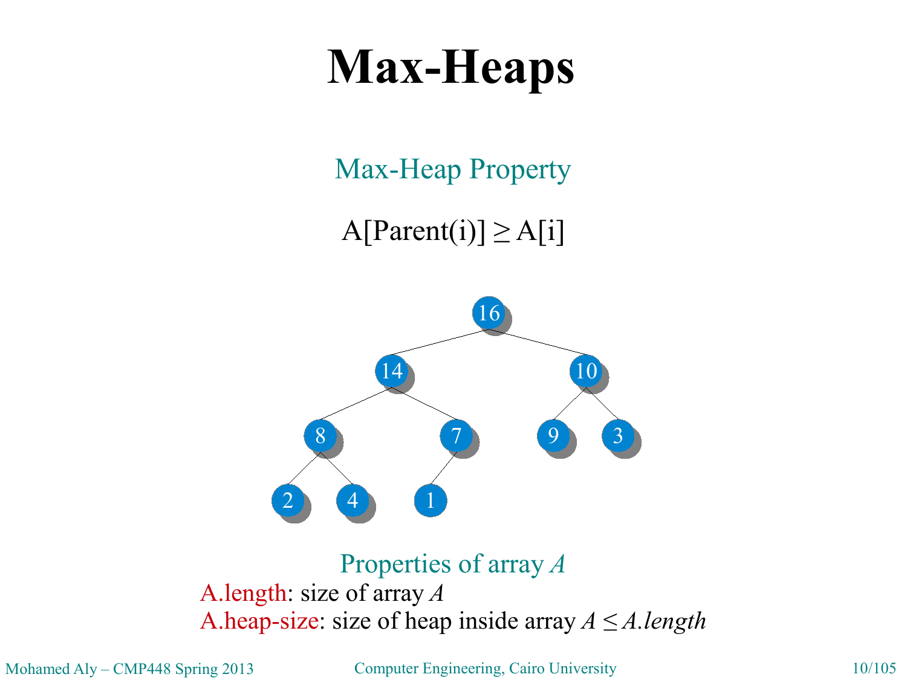# Max-Heaps

## Max-Heap Property

$$A[\text{Parent}(i)] \geq A[i]$$

16
14
10
8
7
9
3
2
4
1

### Properties of array *A*

A.length: size of array *A*

A.heap-size: size of heap inside array $A \leq A.length$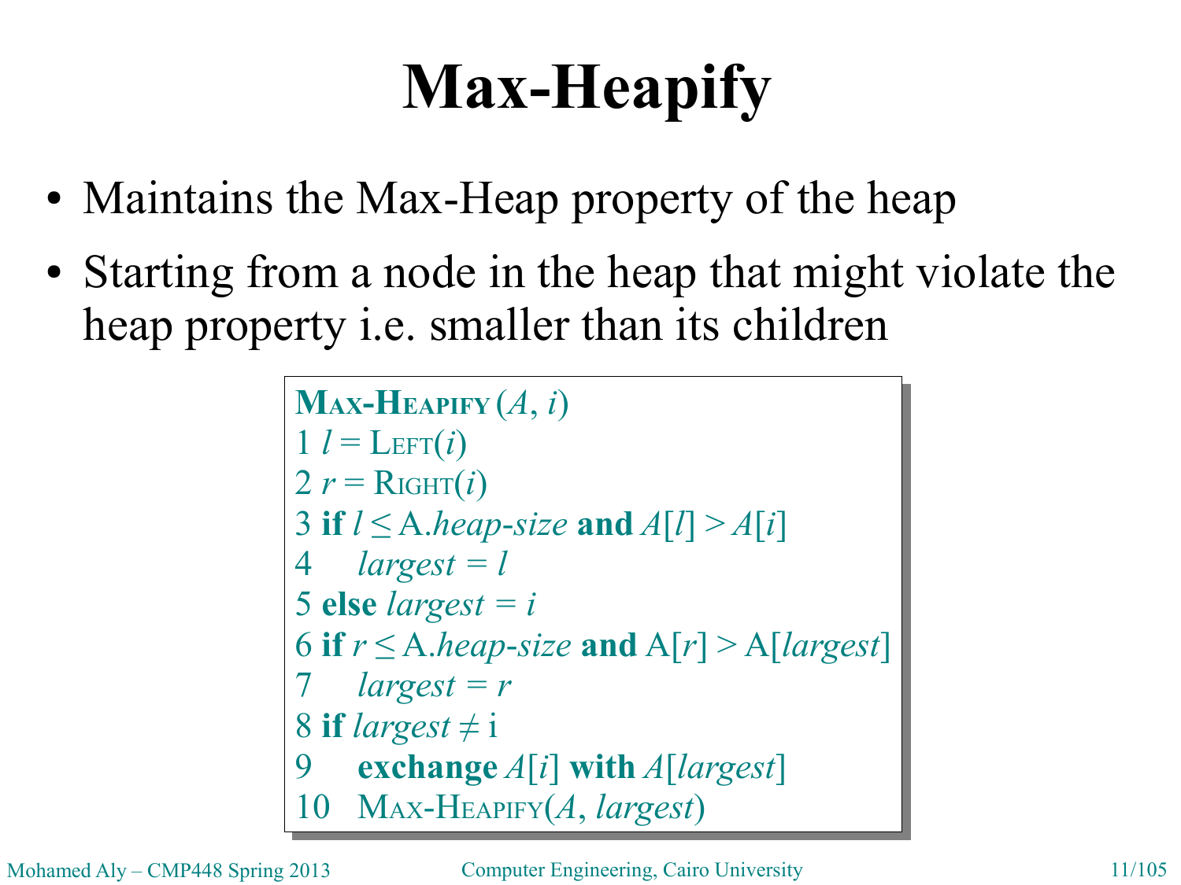# Max-Heapify

- Maintains the Max-Heap property of the heap
- Starting from a node in the heap that might violate the heap property i.e. smaller than its children

```
MAX-HEAPIFY (A, i)
1 l = LEFT(i)
2 r = RIGHT(i)
3 if l ≤ A.heap-size and A[l] > A[i]
4     largest = l
5 else largest = i
6 if r ≤ A.heap-size and A[r] > A[largest]
7     largest = r
8 if largest ≠ i
9     exchange A[i] with A[largest]
10    MAX-HEAPIFY(A, largest)
```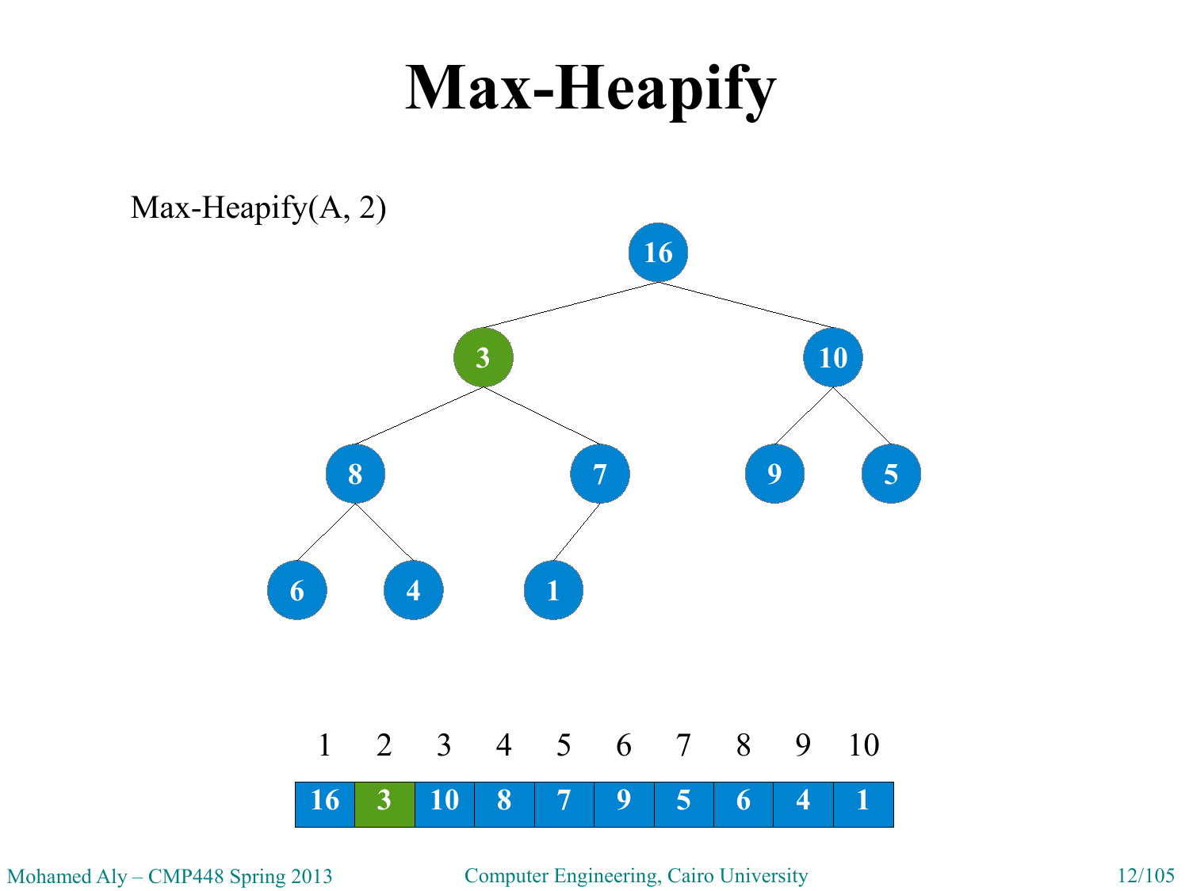# Max-Heapify

Max-Heapify(A, 2)

16
3 10
8 7 9 5
6 4 1

| 1 | 2 | 3 | 4 | 5 | 6 | 7 | 8 | 9 | 10 |
|---|---|---|---|---|---|---|---|---|---|
| 16 | 3 | 10 | 8 | 7 | 9 | 5 | 6 | 4 | 1 |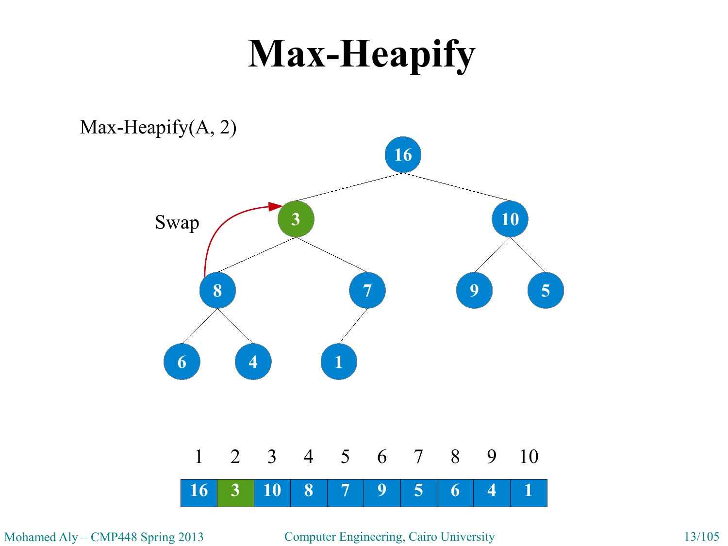# Max-Heapify

Max-Heapify(A, 2)

Swap

16

3

10

8

7

9

5

6

4

1

| 1 | 2 | 3 | 4 | 5 | 6 | 7 | 8 | 9 | 10 |
|---|---|---|---|---|---|---|---|---|---|
| 16 | 3 | 10 | 8 | 7 | 9 | 5 | 6 | 4 | 1 |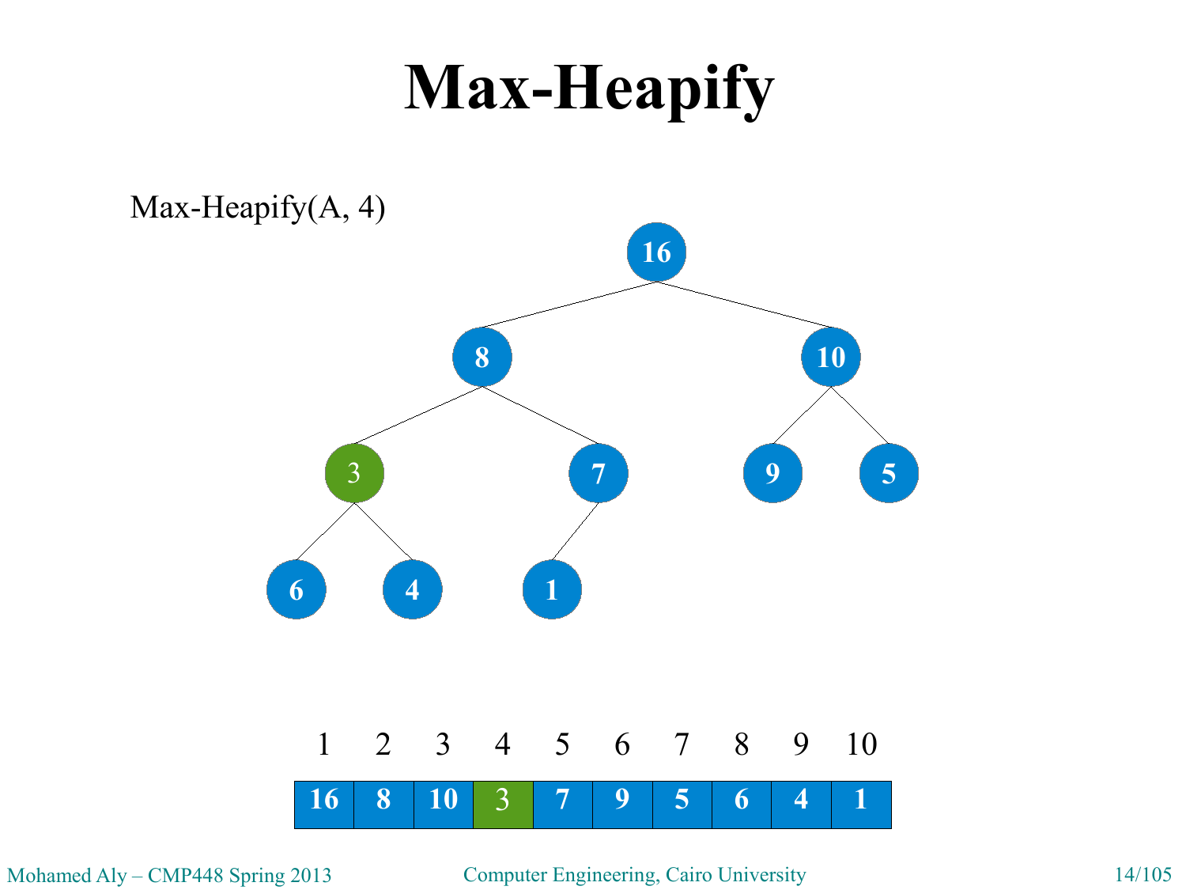# Max-Heapify

Max-Heapify(A, 4)

16

8 10

3 7 9 5

6 4 1

| 1 | 2 | 3 | 4 | 5 | 6 | 7 | 8 | 9 | 10 |
|---|---|---|---|---|---|---|---|---|---|
| 16 | 8 | 10 | 3 | 7 | 9 | 5 | 6 | 4 | 1 |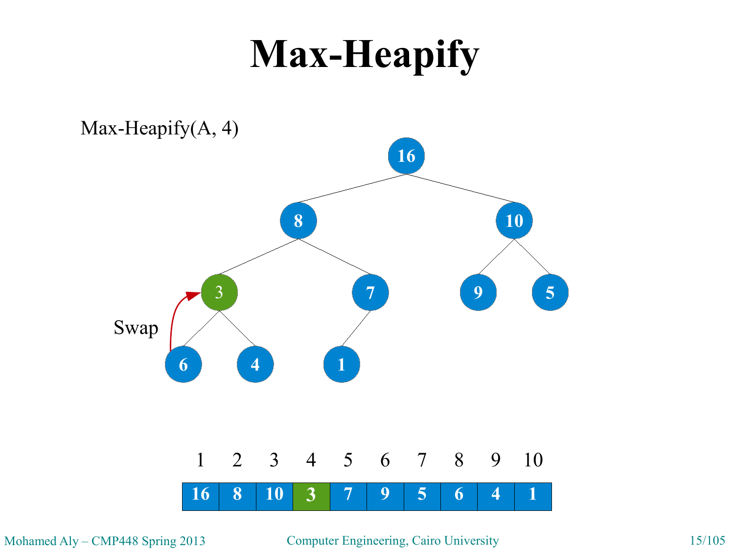# Max-Heapify

Max-Heapify(A, 4)

Swap

16
8
10
3
7
9
5
6
4
1

| 1 | 2 | 3 | 4 | 5 | 6 | 7 | 8 | 9 | 10 |
|---|---|---|---|---|---|---|---|---|---|
| 16 | 8 | 10 | 3 | 7 | 9 | 5 | 6 | 4 | 1 |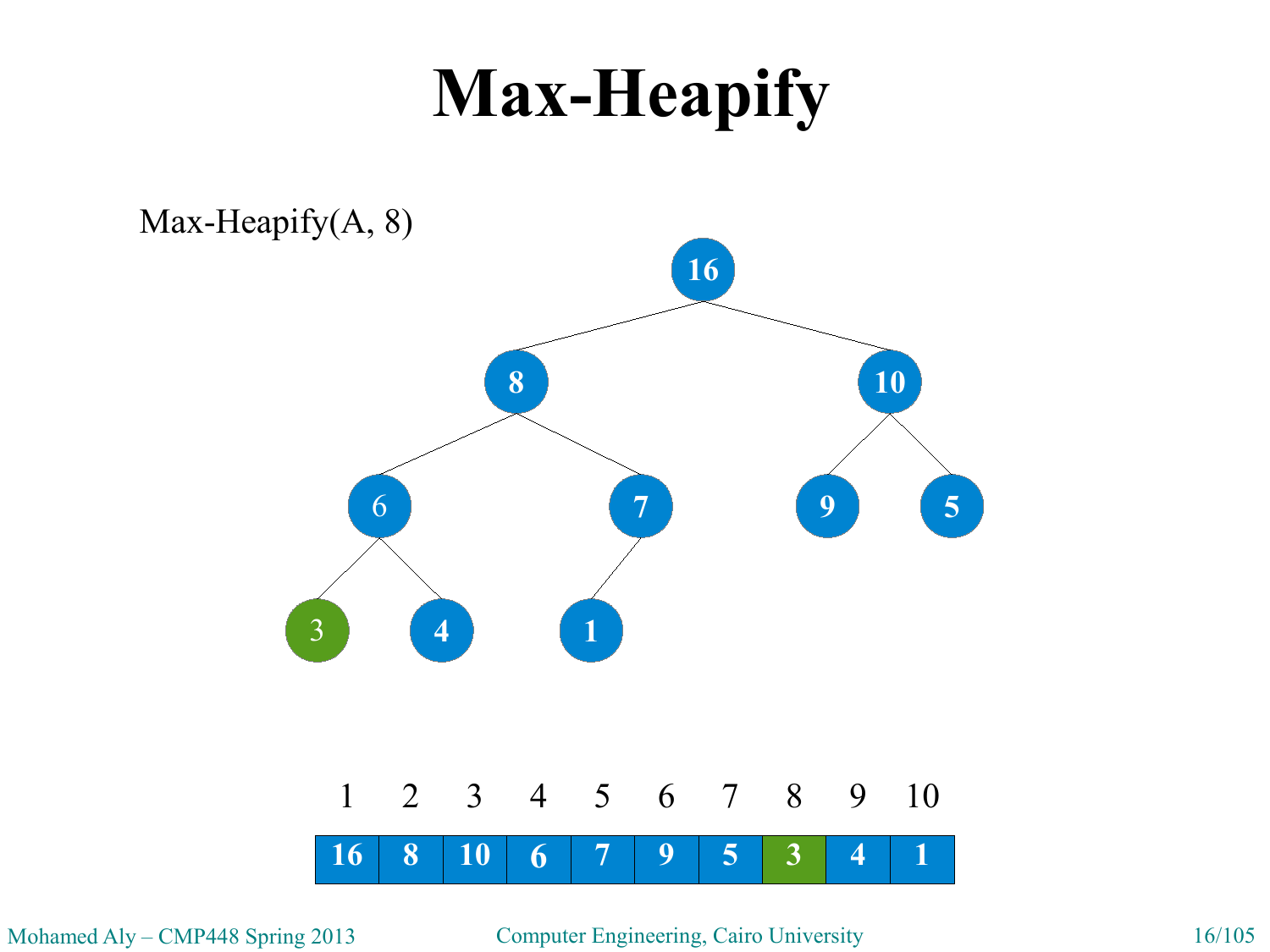# Max-Heapify

Max-Heapify(A, 8)

16

8 10

6 7 9 5

3 4 1

| 1 | 2 | 3 | 4 | 5 | 6 | 7 | 8 | 9 | 10 |
|---|---|---|---|---|---|---|---|---|---|
| 16 | 8 | 10 | 6 | 7 | 9 | 5 | 3 | 4 | 1 |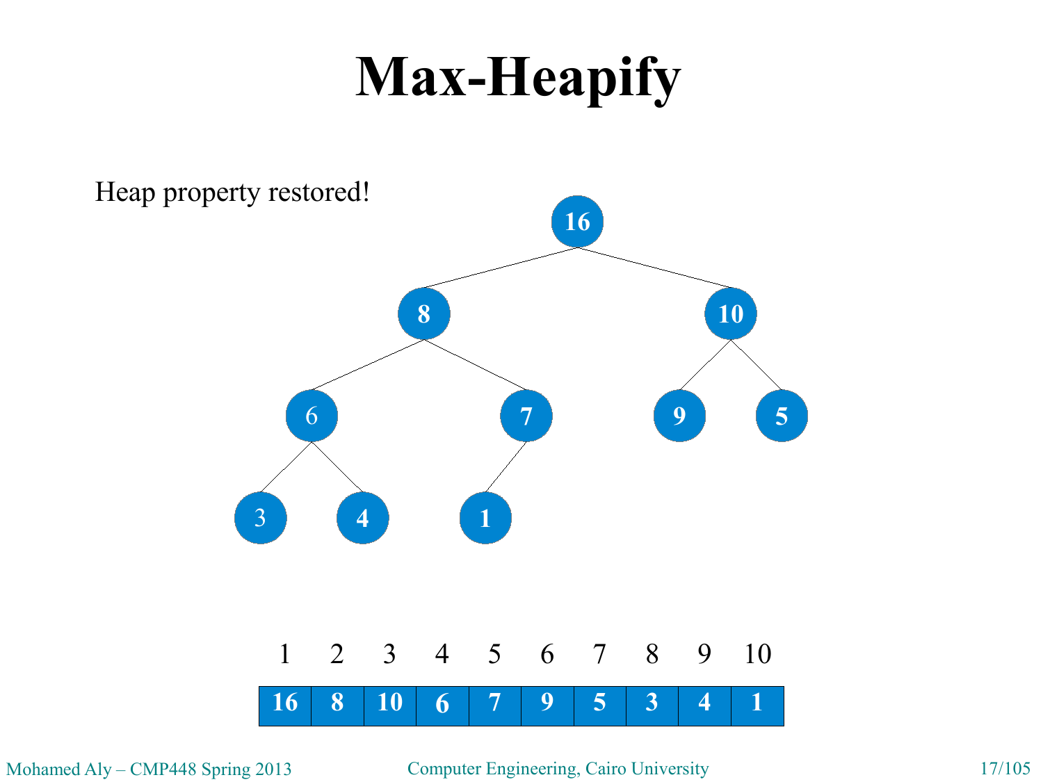# Max-Heapify

Heap property restored!

16
8
10
6
7
9
5
3
4
1

| 1 | 2 | 3 | 4 | 5 | 6 | 7 | 8 | 9 | 10 |
|---|---|---|---|---|---|---|---|---|---|
| 16 | 8 | 10 | 6 | 7 | 9 | 5 | 3 | 4 | 1 |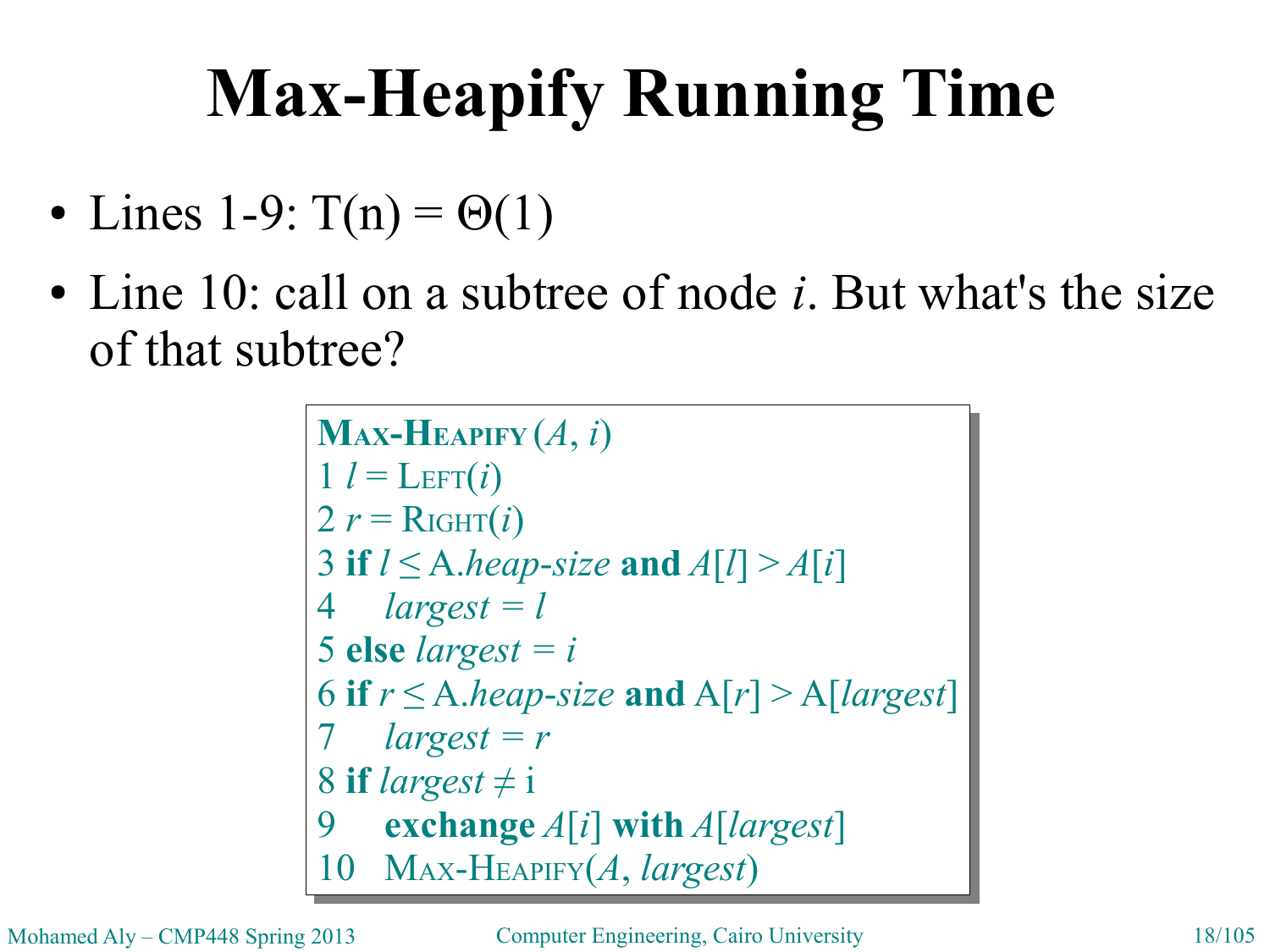# Max-Heapify Running Time

- Lines 1-9: $T(n) = \Theta(1)$
- Line 10: call on a subtree of node *i*. But what's the size of that subtree?

```
MAX-HEAPIFY (A, i)
1 l = LEFT(i)
2 r = RIGHT(i)
3 if l ≤ A.heap-size and A[l] > A[i]
4     largest = l
5 else largest = i
6 if r ≤ A.heap-size and A[r] > A[largest]
7     largest = r
8 if largest ≠ i
9     exchange A[i] with A[largest]
10    MAX-HEAPIFY(A, largest)
```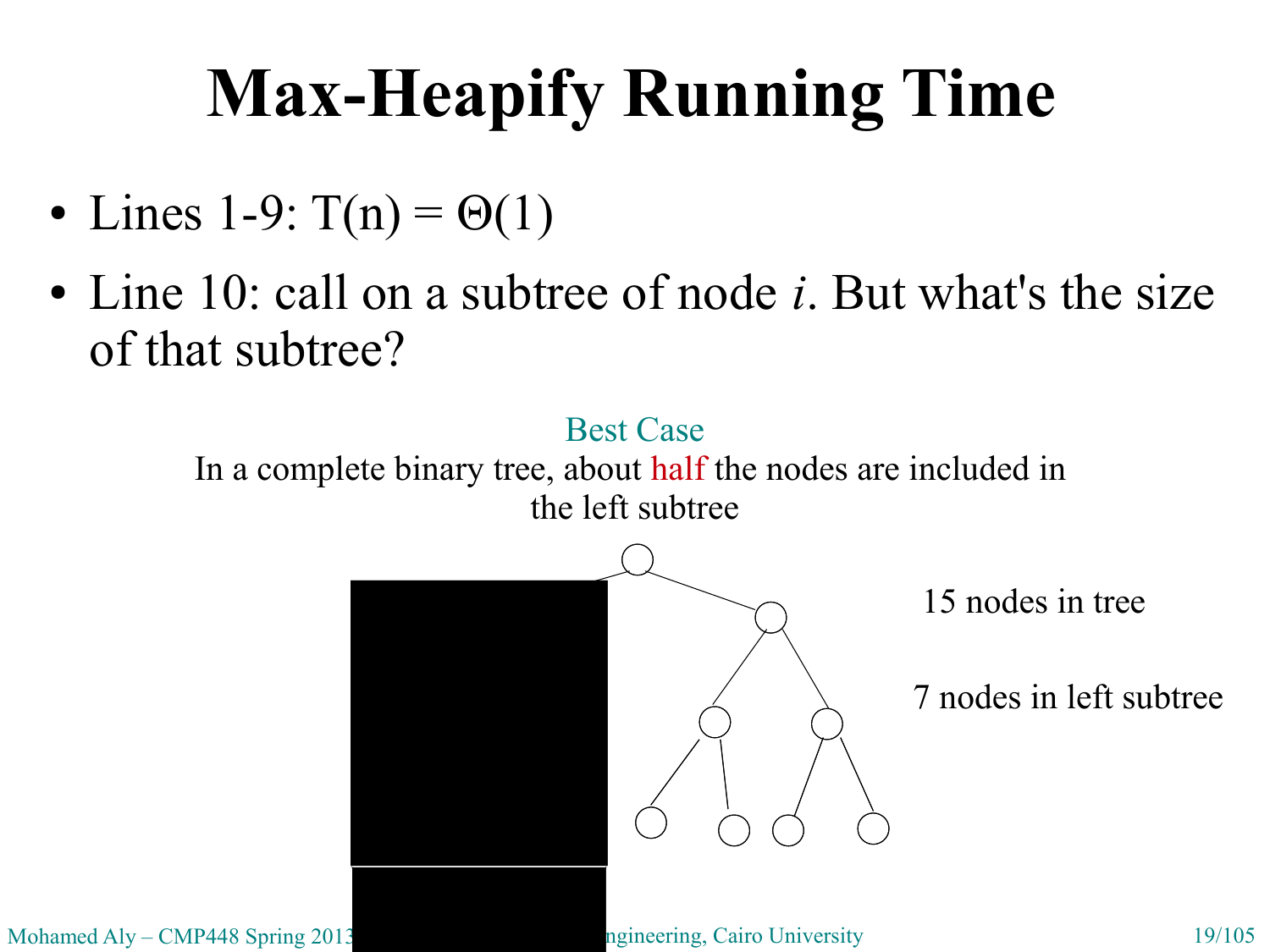# Max-Heapify Running Time

- Lines 1-9: $T(n) = \Theta(1)$
- Line 10: call on a subtree of node *i*. But what's the size of that subtree?

Best Case

In a complete binary tree, about half the nodes are included in the left subtree

15 nodes in tree

7 nodes in left subtree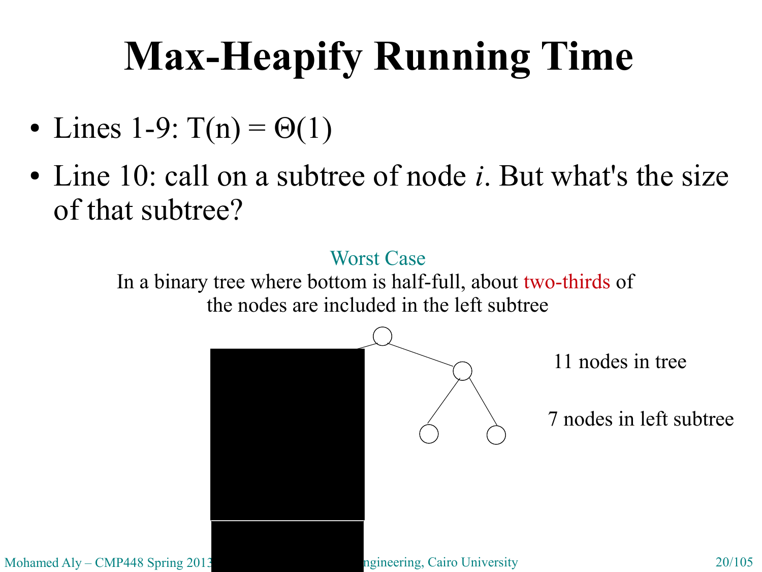# Max-Heapify Running Time

- Lines 1-9: $T(n) = \Theta(1)$
- Line 10: call on a subtree of node *i*. But what's the size of that subtree?

Worst Case

In a binary tree where bottom is half-full, about two-thirds of the nodes are included in the left subtree

11 nodes in tree

7 nodes in left subtree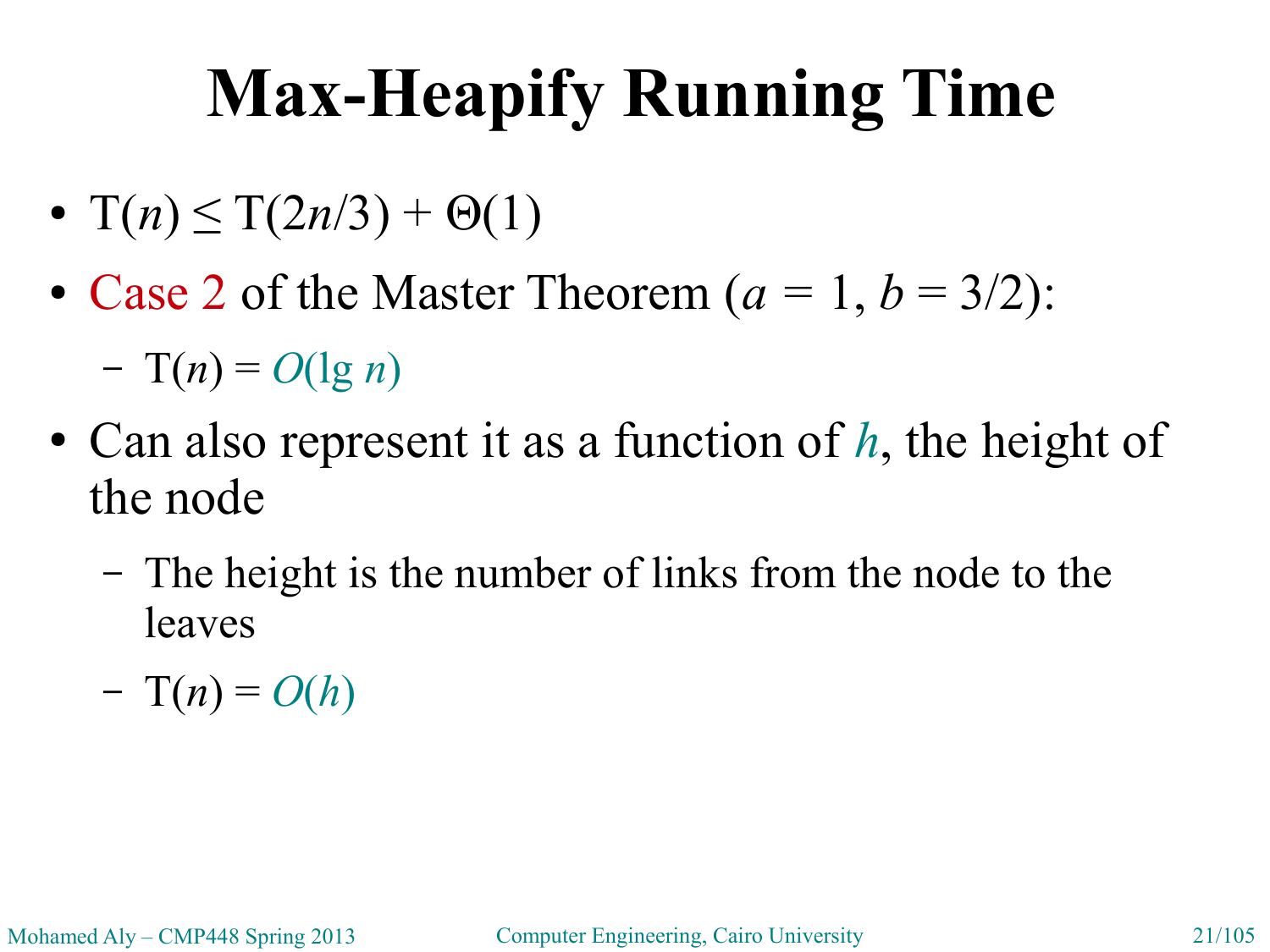# Max-Heapify Running Time

- $T(n) \leq T(2n/3) + \Theta(1)$
- Case 2 of the Master Theorem ($a = 1$, $b = 3/2$):
  - $T(n) = O(\lg n)$
- Can also represent it as a function of $h$, the height of the node
  - The height is the number of links from the node to the leaves
  - $T(n) = O(h)$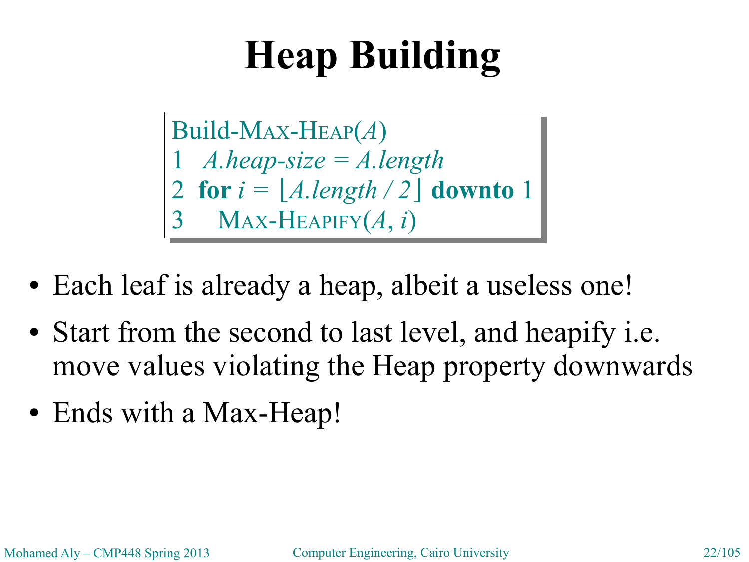# Heap Building

```
Build-MAX-HEAP(A)
1  A.heap-size = A.length
2  for i = ⌊A.length / 2⌋ downto 1
3      MAX-HEAPIFY(A, i)
```

- Each leaf is already a heap, albeit a useless one!
- Start from the second to last level, and heapify i.e. move values violating the Heap property downwards
- Ends with a Max-Heap!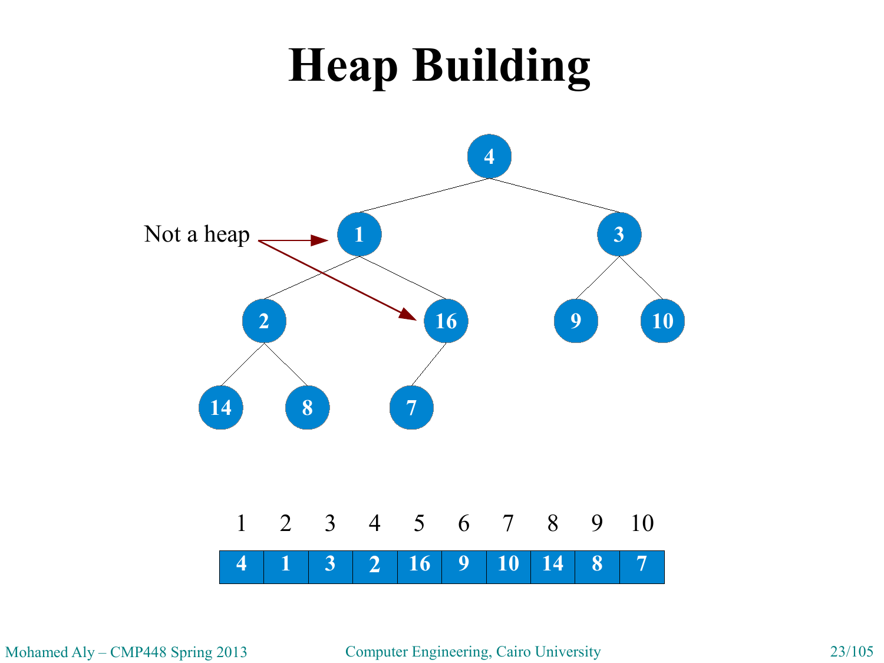# Heap Building

Not a heap

4

1 3

2 16 9 10

14 8 7

| 1 | 2 | 3 | 4 | 5 | 6 | 7 | 8 | 9 | 10 |
|---|---|---|---|---|---|---|---|---|---|
| 4 | 1 | 3 | 2 | 16 | 9 | 10 | 14 | 8 | 7 |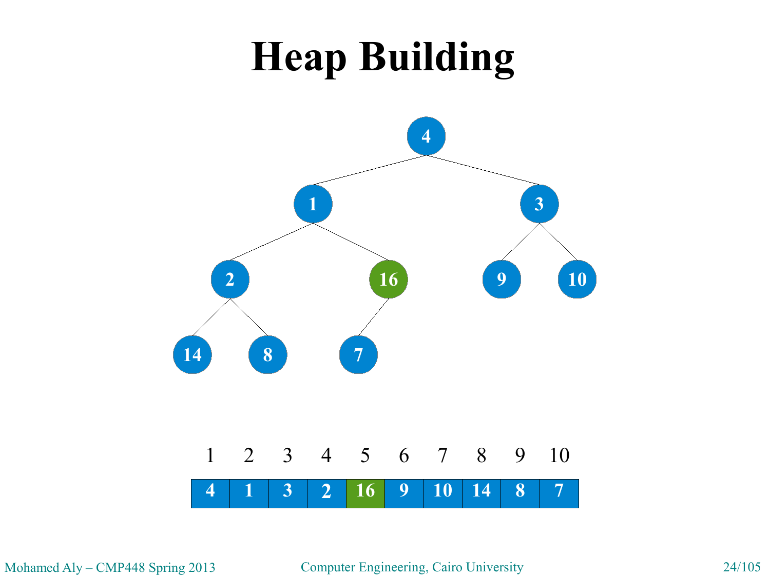# Heap Building

4

1 3

2 16 9 10

14 8 7

| 1 | 2 | 3 | 4 | 5 | 6 | 7 | 8 | 9 | 10 |
|---|---|---|---|---|---|---|---|---|---|
| 4 | 1 | 3 | 2 | 16 | 9 | 10 | 14 | 8 | 7 |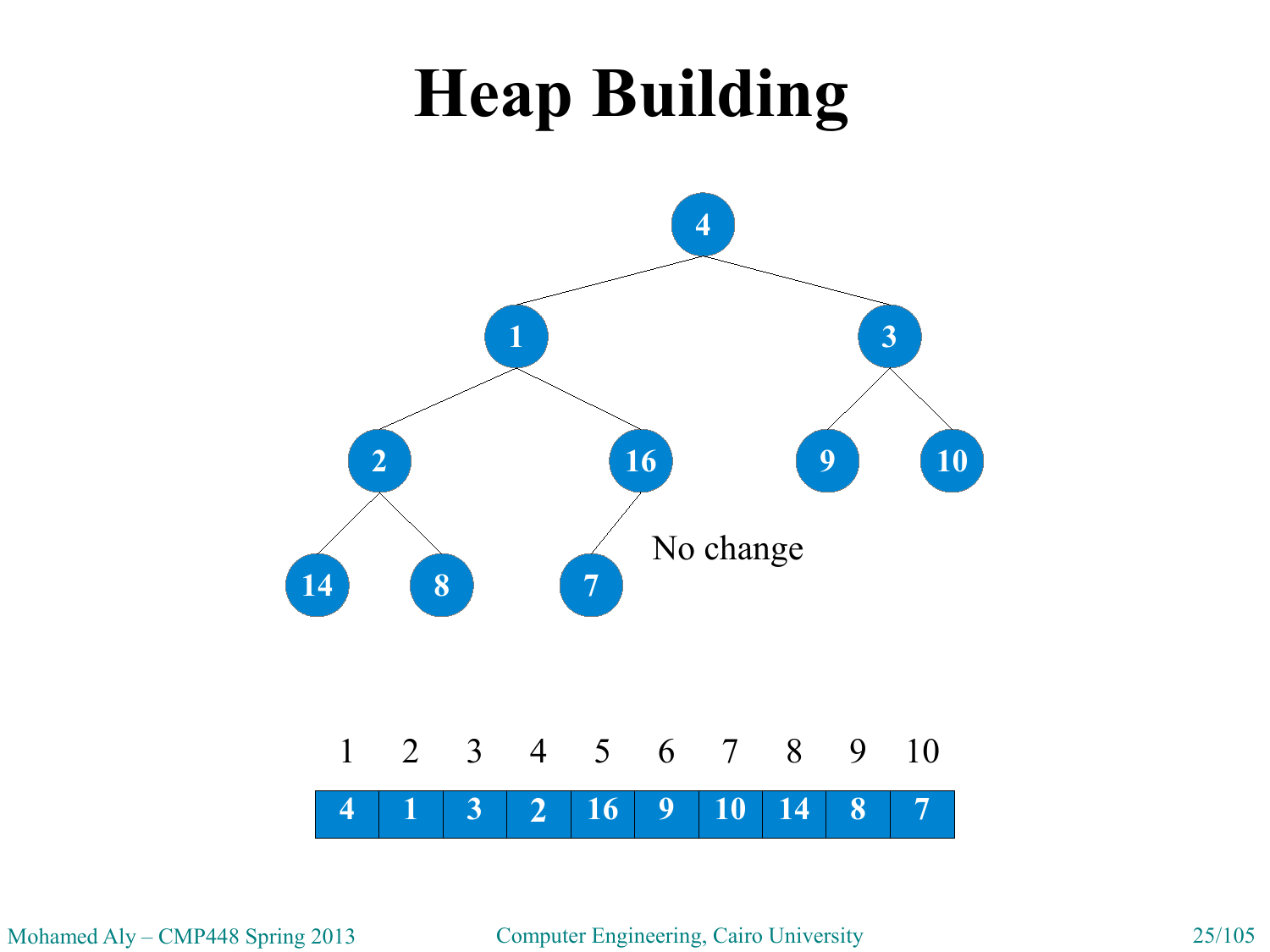# Heap Building

4

1 3

2 16 9 10

14 8 7

No change

| 1 | 2 | 3 | 4 | 5 | 6 | 7 | 8 | 9 | 10 |
|---|---|---|---|---|---|---|---|---|---|
| 4 | 1 | 3 | 2 | 16 | 9 | 10 | 14 | 8 | 7 |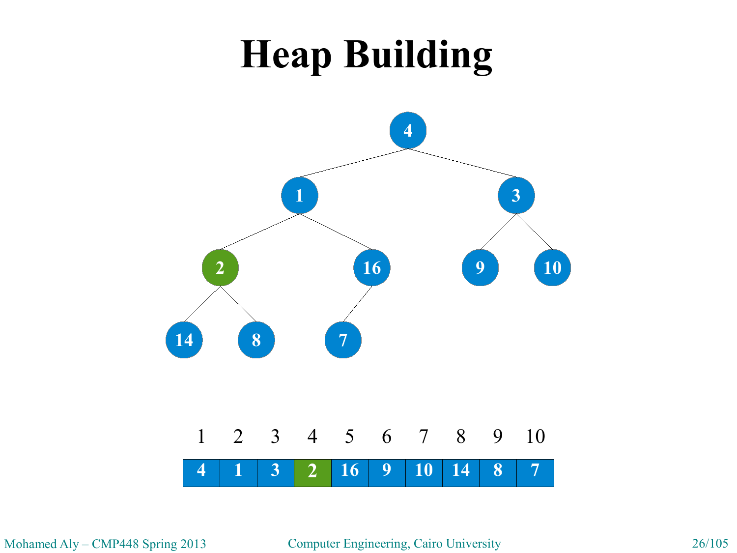# Heap Building

| 1 | 2 | 3 | 4 | 5 | 6 | 7 | 8 | 9 | 10 |
|---|---|---|---|---|---|---|---|---|---|
| 4 | 1 | 3 | 2 | 16 | 9 | 10 | 14 | 8 | 7 |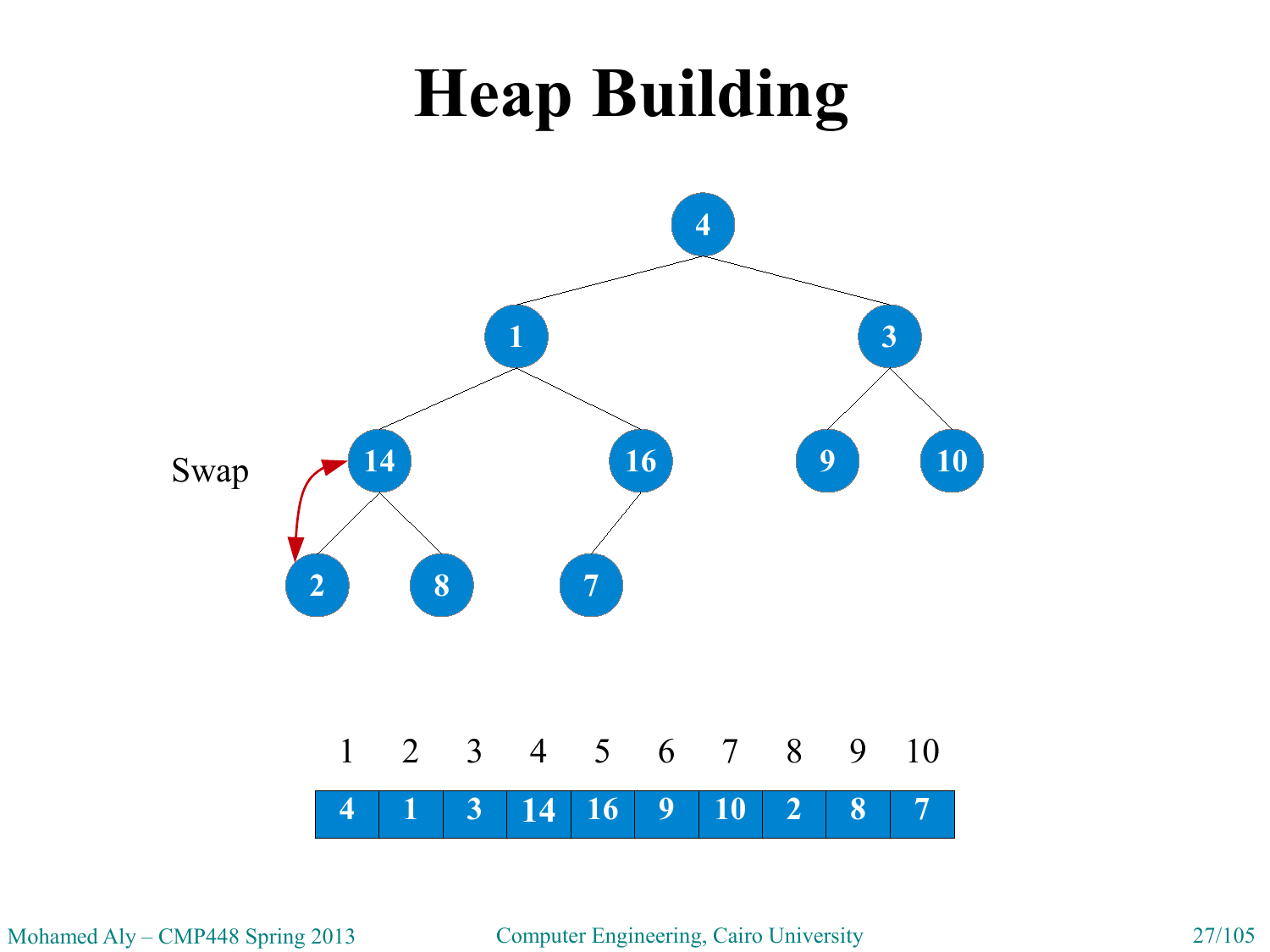# Heap Building

Swap

4
1
3
14
16
9
10
2
8
7

| 1 | 2 | 3 | 4 | 5 | 6 | 7 | 8 | 9 | 10 |
|---|---|---|---|---|---|---|---|---|---|
| 4 | 1 | 3 | 14 | 16 | 9 | 10 | 2 | 8 | 7 |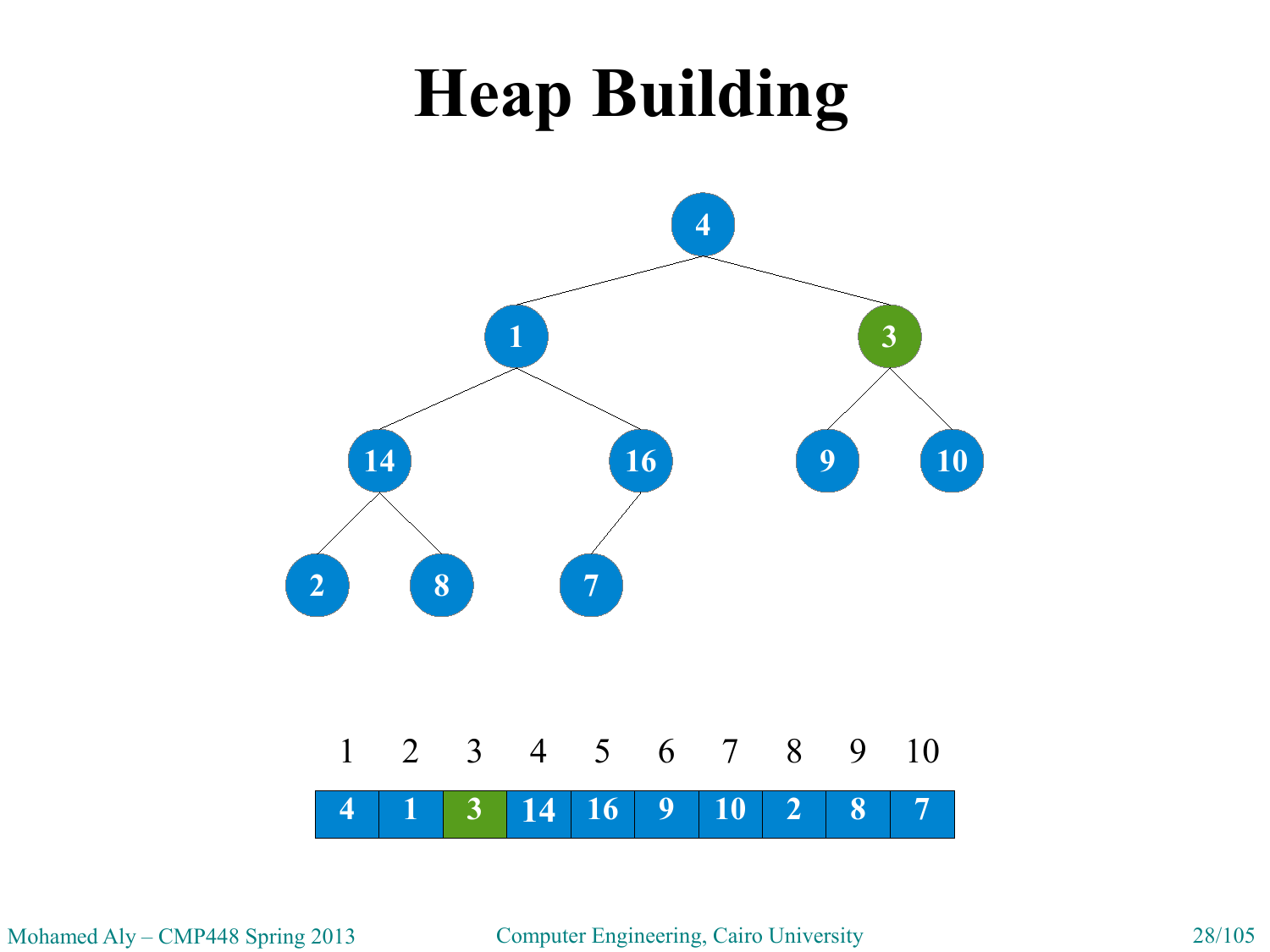# Heap Building

4

1 3

14 16 9 10

2 8 7

| 1 | 2 | 3 | 4 | 5 | 6 | 7 | 8 | 9 | 10 |
|---|---|---|---|---|---|---|---|---|---|
| 4 | 1 | 3 | 14 | 16 | 9 | 10 | 2 | 8 | 7 |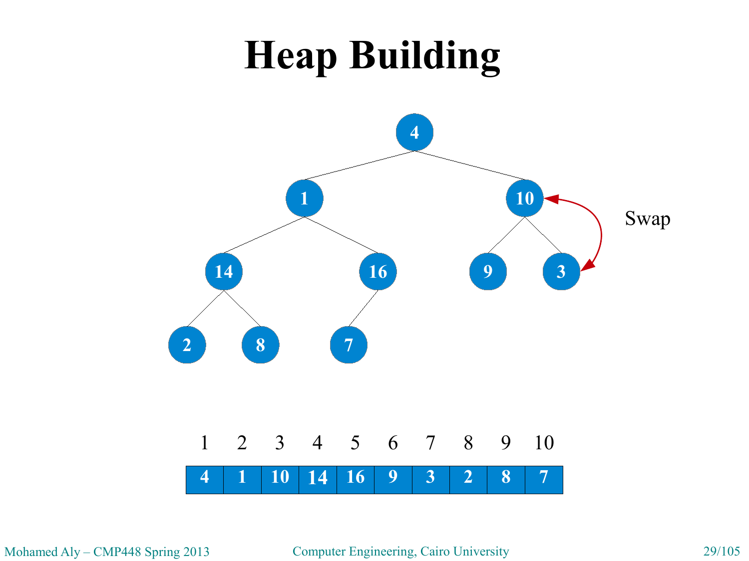# Heap Building

4

1

10

14

16

9

3

2

8

7

Swap

| 1 | 2 | 3 | 4 | 5 | 6 | 7 | 8 | 9 | 10 |
|---|---|---|---|---|---|---|---|---|---|
| 4 | 1 | 10 | 14 | 16 | 9 | 3 | 2 | 8 | 7 |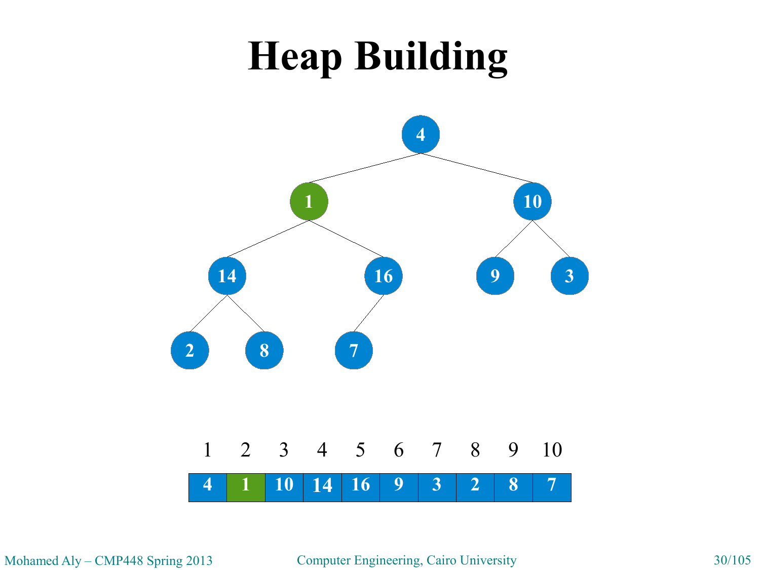# Heap Building

| 1 | 2 | 3 | 4 | 5 | 6 | 7 | 8 | 9 | 10 |
|---|---|---|---|---|---|---|---|---|---|
| 4 | 1 | 10 | 14 | 16 | 9 | 3 | 2 | 8 | 7 |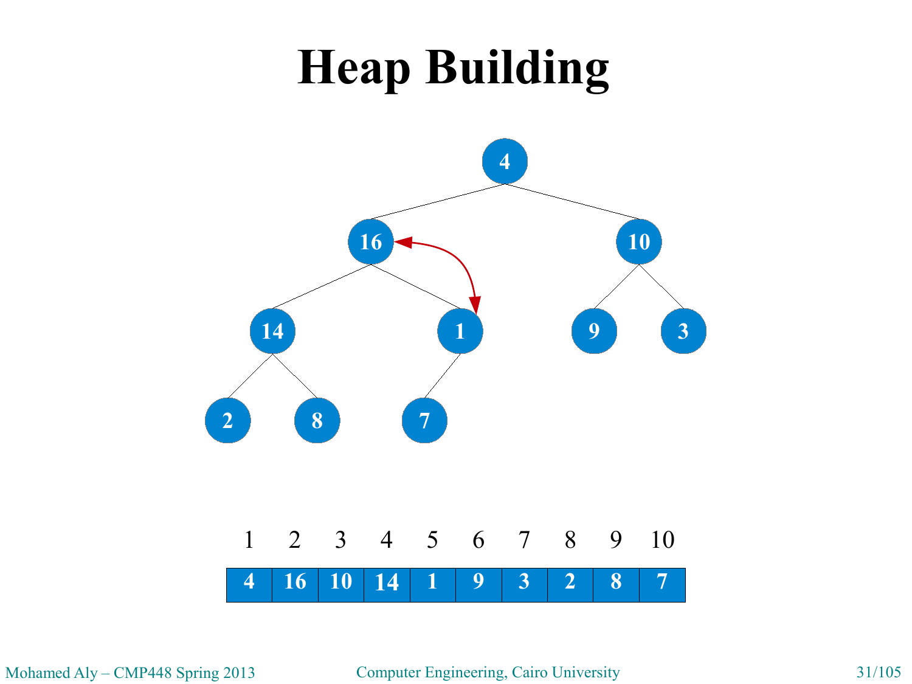# Heap Building

4

16 10

14 1 9 3

2 8 7

| 1 | 2 | 3 | 4 | 5 | 6 | 7 | 8 | 9 | 10 |
|---|---|---|---|---|---|---|---|---|---|
| 4 | 16 | 10 | 14 | 1 | 9 | 3 | 2 | 8 | 7 |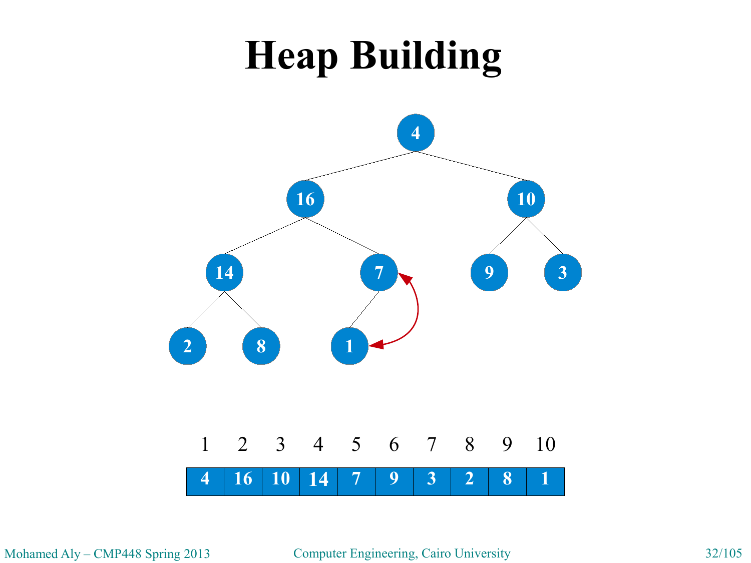# Heap Building

4

16 10

14 7 9 3

2 8 1

| 1 | 2 | 3 | 4 | 5 | 6 | 7 | 8 | 9 | 10 |
|---|---|---|---|---|---|---|---|---|---|
| 4 | 16 | 10 | 14 | 7 | 9 | 3 | 2 | 8 | 1 |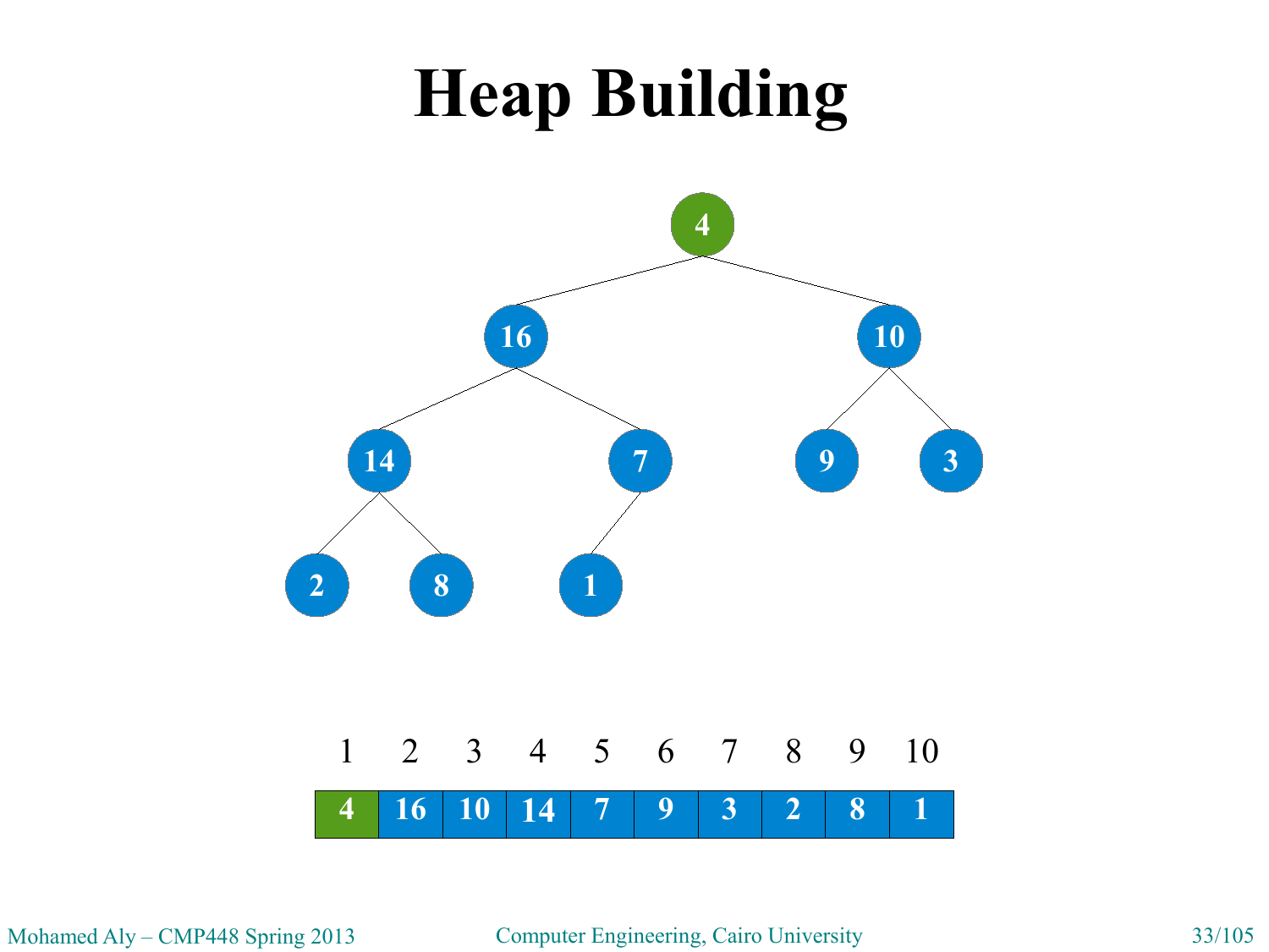# Heap Building

4

16 10

14 7 9 3

2 8 1

| 1 | 2 | 3 | 4 | 5 | 6 | 7 | 8 | 9 | 10 |
|---|---|---|---|---|---|---|---|---|---|
| 4 | 16 | 10 | 14 | 7 | 9 | 3 | 2 | 8 | 1 |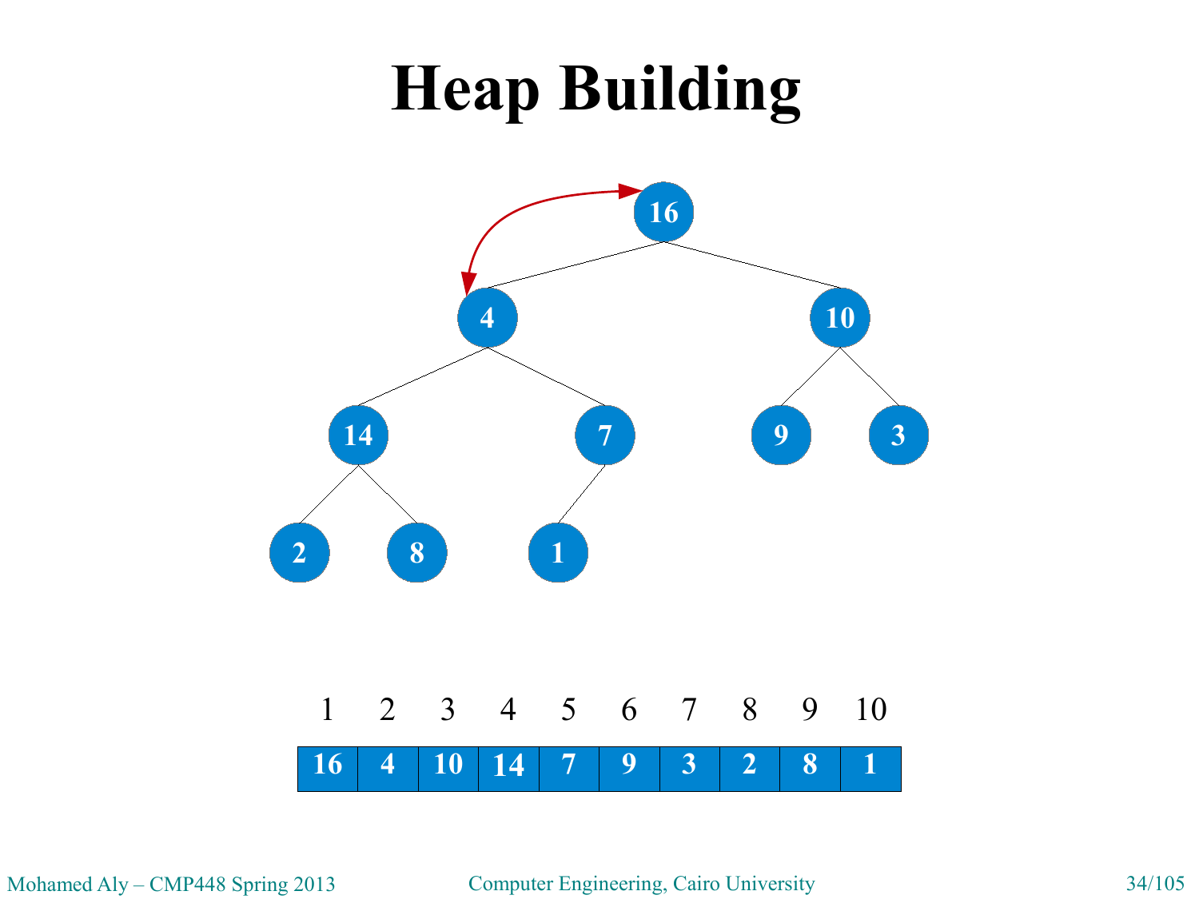# Heap Building

16

4 10

14 7 9 3

2 8 1

| 1 | 2 | 3 | 4 | 5 | 6 | 7 | 8 | 9 | 10 |
|---|---|---|---|---|---|---|---|---|---|
| 16 | 4 | 10 | 14 | 7 | 9 | 3 | 2 | 8 | 1 |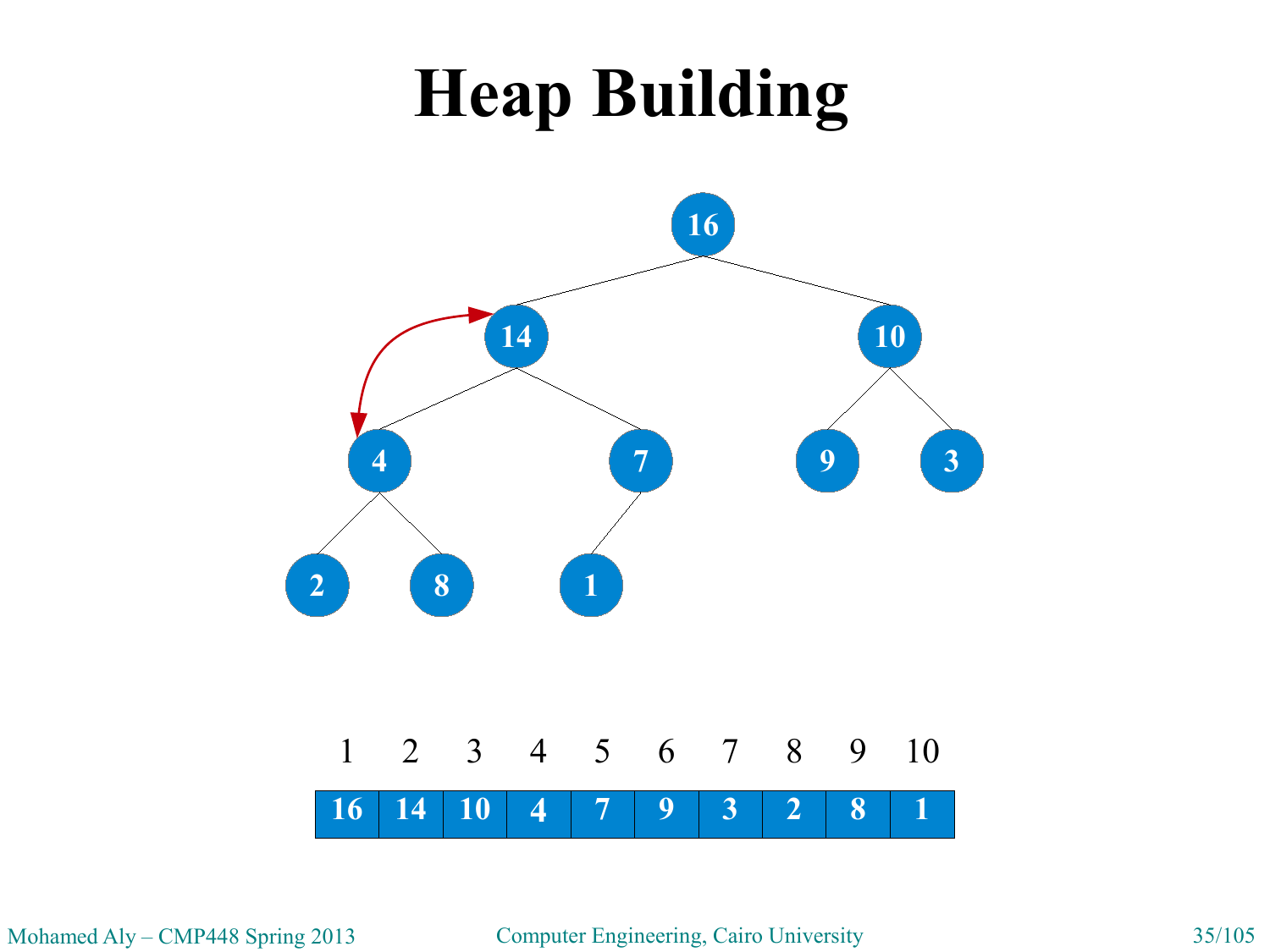# Heap Building

16

14

10

4

7

9

3

2

8

1

| 1 | 2 | 3 | 4 | 5 | 6 | 7 | 8 | 9 | 10 |
|---|---|---|---|---|---|---|---|---|---|
| 16 | 14 | 10 | 4 | 7 | 9 | 3 | 2 | 8 | 1 |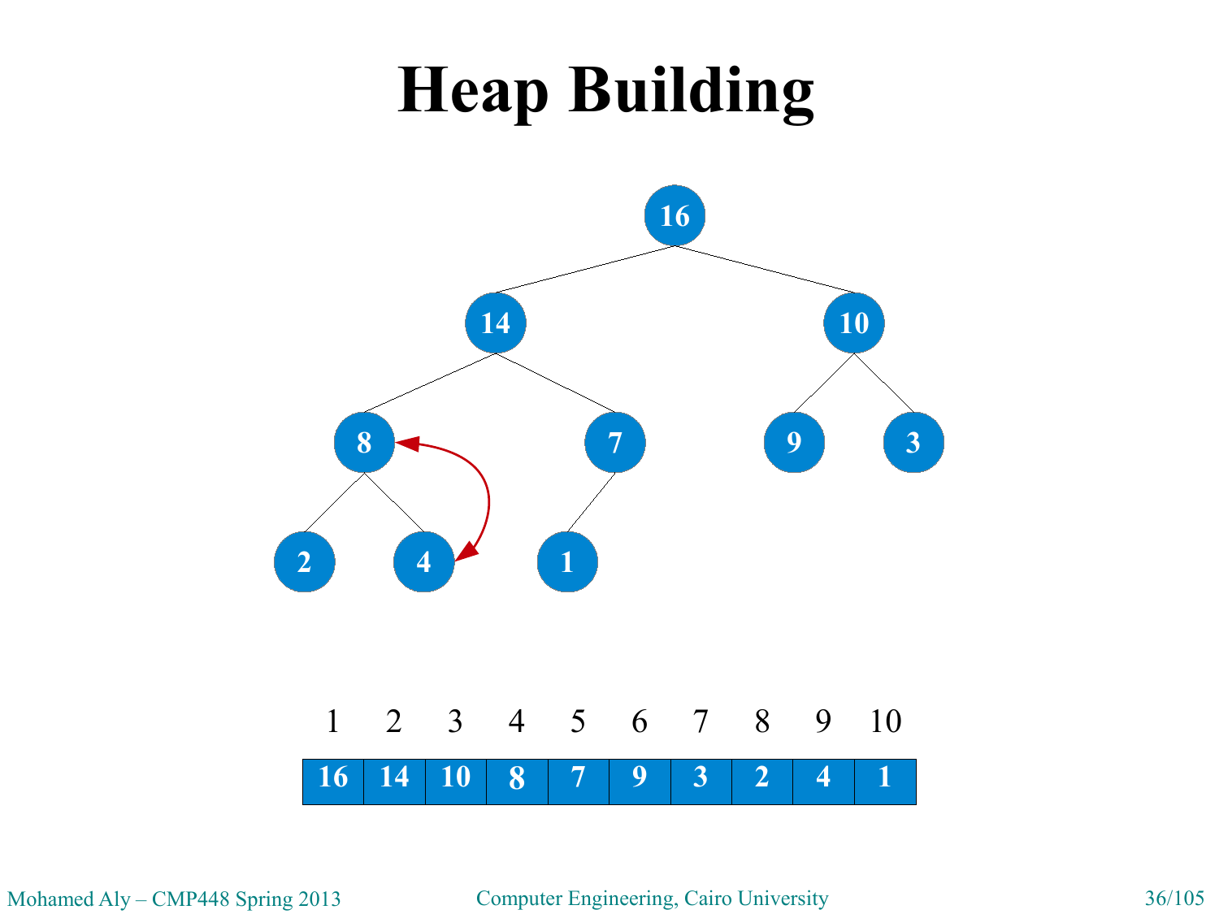# Heap Building

16
14
10
8
7
9
3
2
4
1

| 1 | 2 | 3 | 4 | 5 | 6 | 7 | 8 | 9 | 10 |
|---|---|---|---|---|---|---|---|---|---|
| 16 | 14 | 10 | 8 | 7 | 9 | 3 | 2 | 4 | 1 |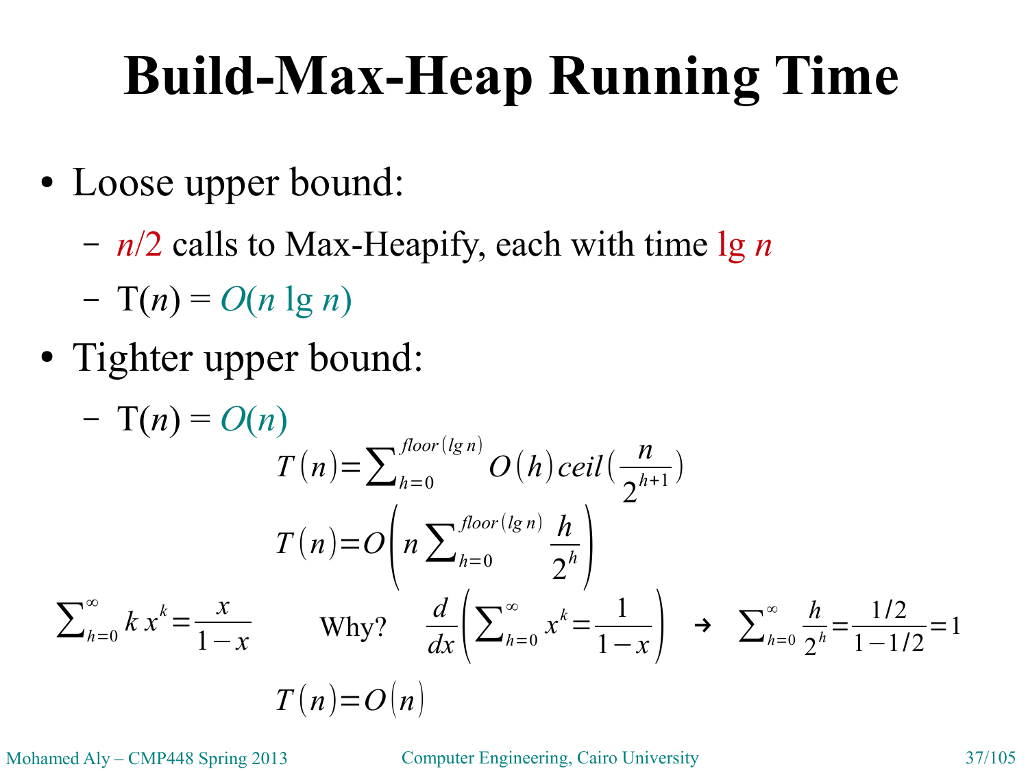# Build-Max-Heap Running Time

- Loose upper bound:
  - $n/2$ calls to Max-Heapify, each with time $\lg n$
  - $T(n) = O(n \lg n)$
- Tighter upper bound:
  - $T(n) = O(n)$

$$T(n) = \sum_{h=0}^{floor(lg\, n)} O(h)\, ceil\left(\frac{n}{2^{h+1}}\right)$$

$$T(n) = O\left(n \sum_{h=0}^{floor(lg\, n)} \frac{h}{2^h}\right)$$

$$\sum_{h=0}^{\infty} k\, x^k = \frac{x}{1-x} \qquad \text{Why?} \quad \frac{d}{dx}\left(\sum_{h=0}^{\infty} x^k = \frac{1}{1-x}\right) \quad \rightarrow \quad \sum_{h=0}^{\infty} \frac{h}{2^h} = \frac{1/2}{1-1/2} = 1$$

$$T(n) = O(n)$$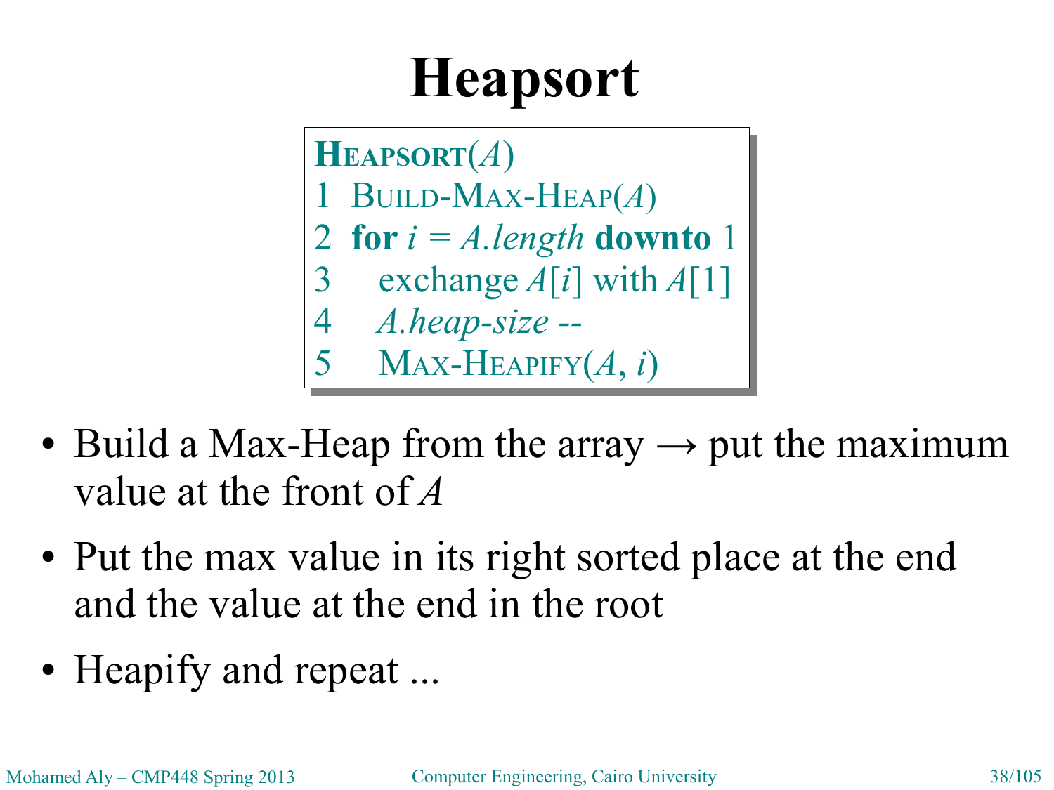# Heapsort

```
HEAPSORT(A)
1  BUILD-MAX-HEAP(A)
2  for i = A.length downto 1
3     exchange A[i] with A[1]
4     A.heap-size --
5     MAX-HEAPIFY(A, i)
```

- Build a Max-Heap from the array → put the maximum value at the front of *A*
- Put the max value in its right sorted place at the end and the value at the end in the root
- Heapify and repeat ...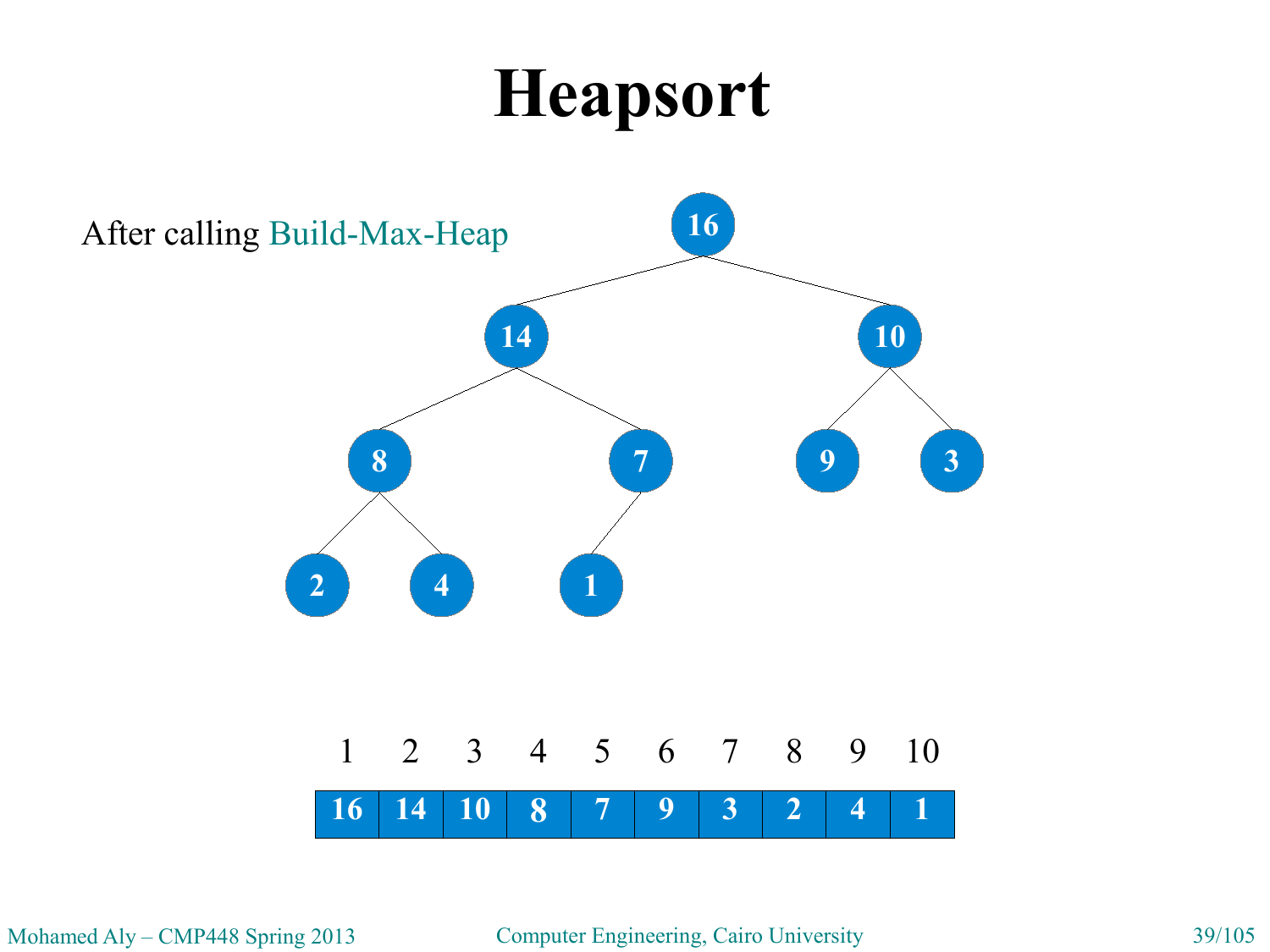# Heapsort

After calling Build-Max-Heap

16

14 10

8 7 9 3

2 4 1

| 1 | 2 | 3 | 4 | 5 | 6 | 7 | 8 | 9 | 10 |
|---|---|---|---|---|---|---|---|---|---|
| 16 | 14 | 10 | 8 | 7 | 9 | 3 | 2 | 4 | 1 |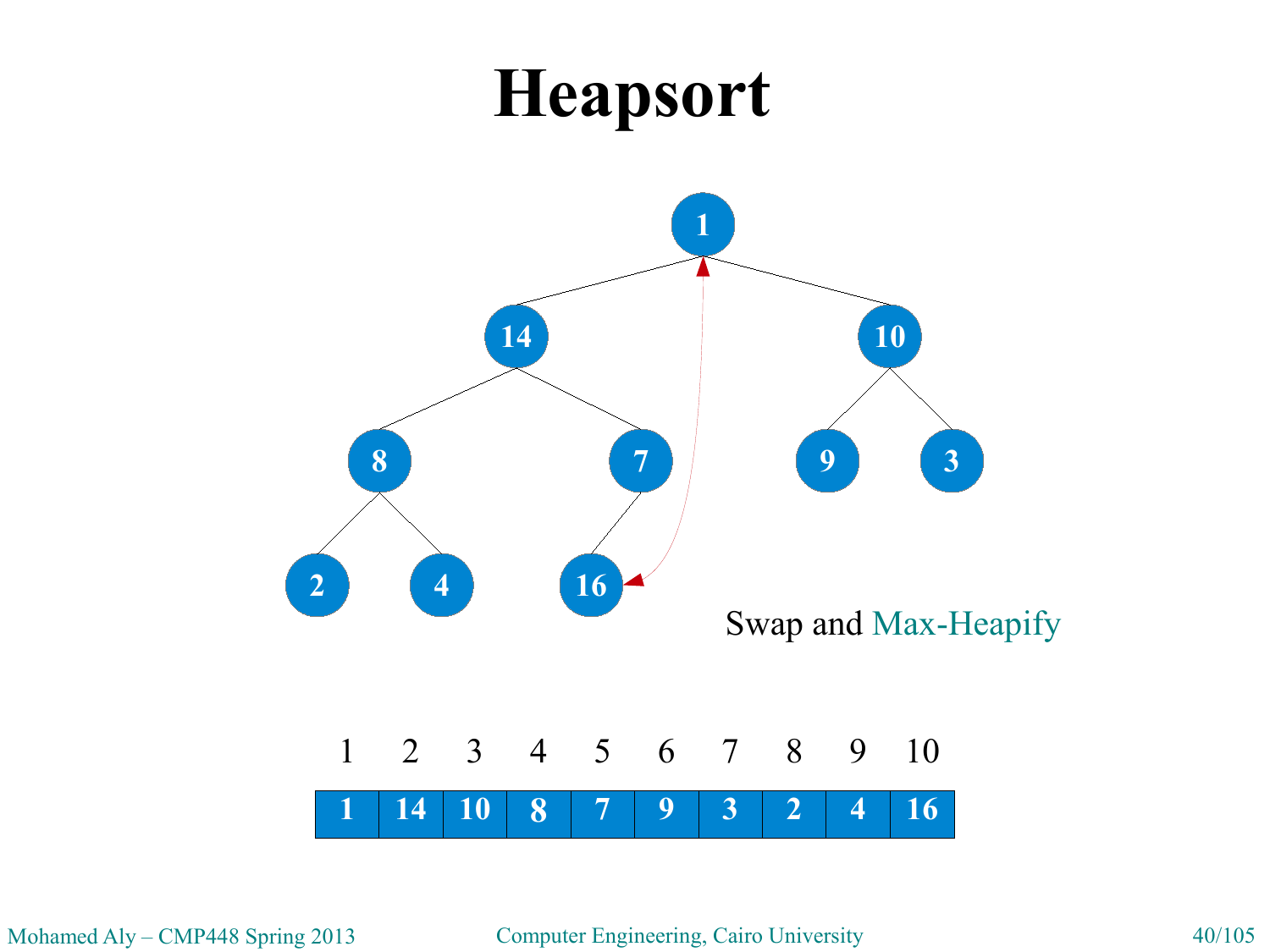# Heapsort

Swap and Max-Heapify

| 1 | 2 | 3 | 4 | 5 | 6 | 7 | 8 | 9 | 10 |
|---|---|---|---|---|---|---|---|---|---|
| 1 | 14 | 10 | 8 | 7 | 9 | 3 | 2 | 4 | 16 |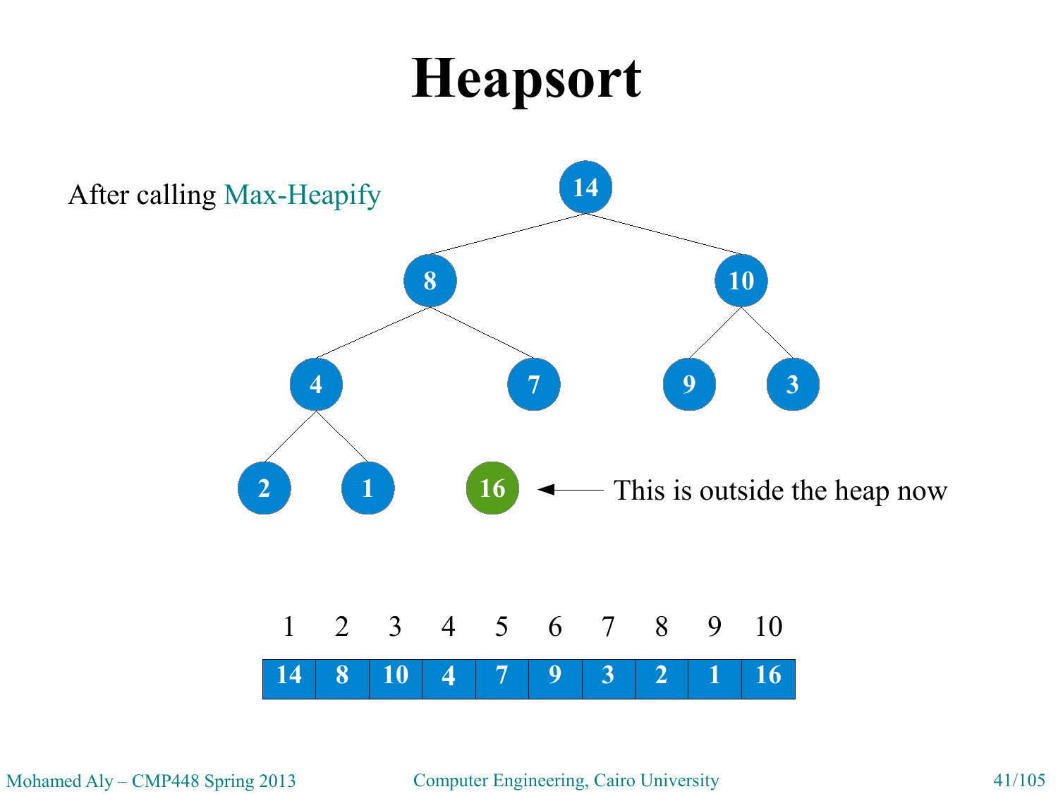# Heapsort

After calling Max-Heapify

14

8

10

4

7

9

3

2

1

16

This is outside the heap now

| 1 | 2 | 3 | 4 | 5 | 6 | 7 | 8 | 9 | 10 |
|---|---|---|---|---|---|---|---|---|---|
| 14 | 8 | 10 | 4 | 7 | 9 | 3 | 2 | 1 | 16 |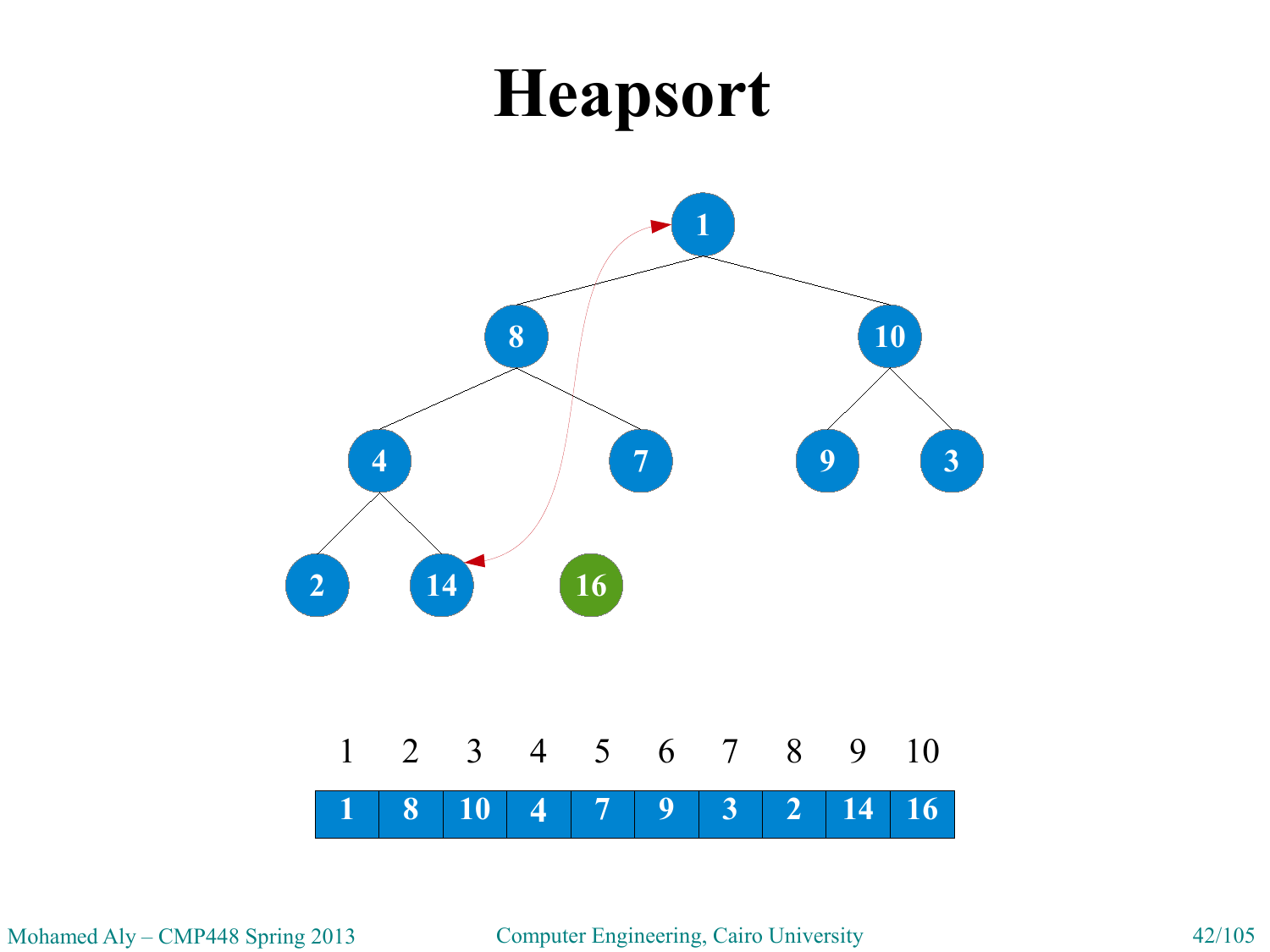# Heapsort

1
8
10
4
7
9
3
2
14
16

| 1 | 2 | 3 | 4 | 5 | 6 | 7 | 8 | 9 | 10 |
|---|---|---|---|---|---|---|---|---|---|
| 1 | 8 | 10 | 4 | 7 | 9 | 3 | 2 | 14 | 16 |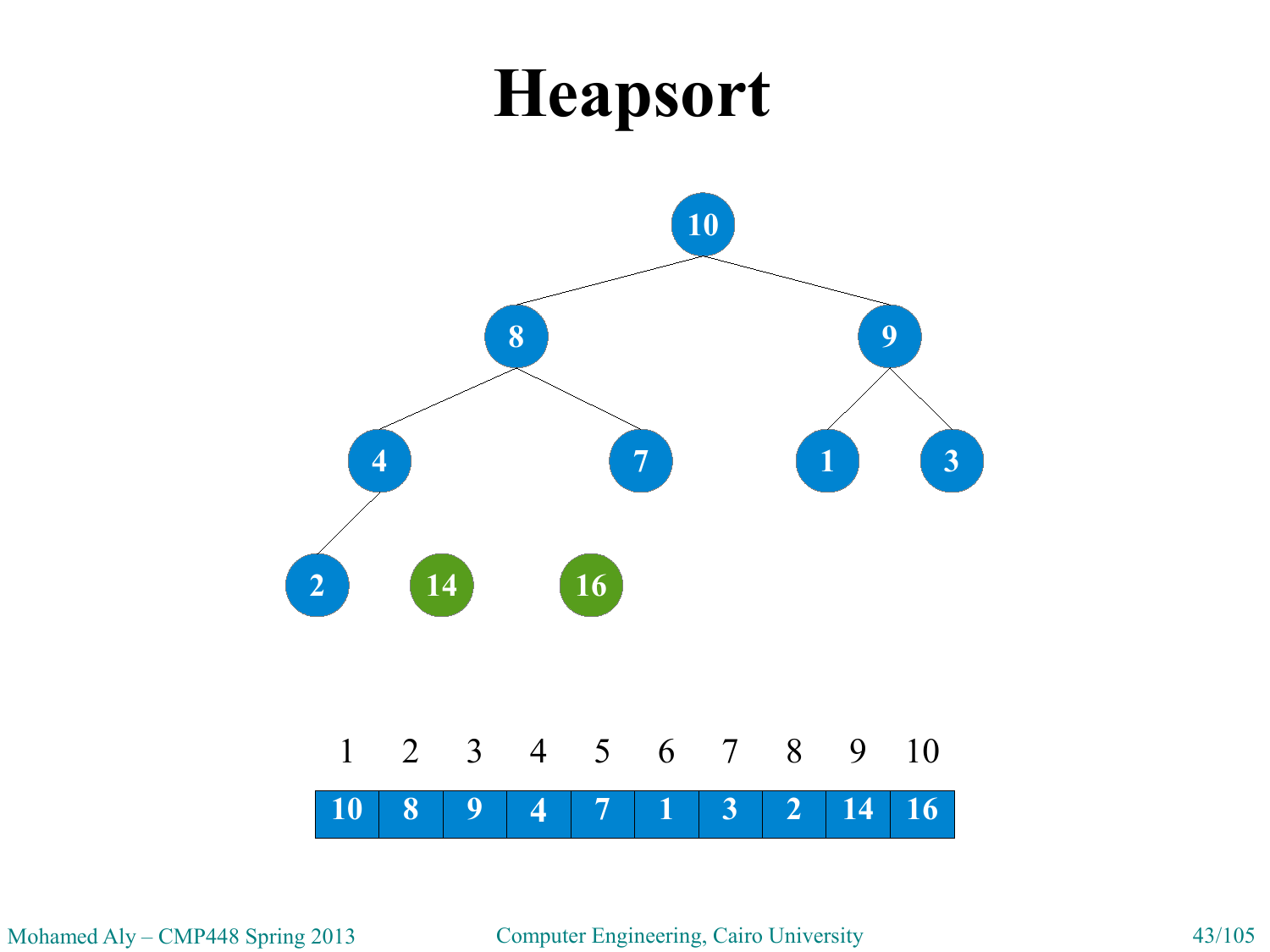# Heapsort

10

8 9

4 7 1 3

2 14 16

| 1 | 2 | 3 | 4 | 5 | 6 | 7 | 8 | 9 | 10 |
|---|---|---|---|---|---|---|---|---|---|
| 10 | 8 | 9 | 4 | 7 | 1 | 3 | 2 | 14 | 16 |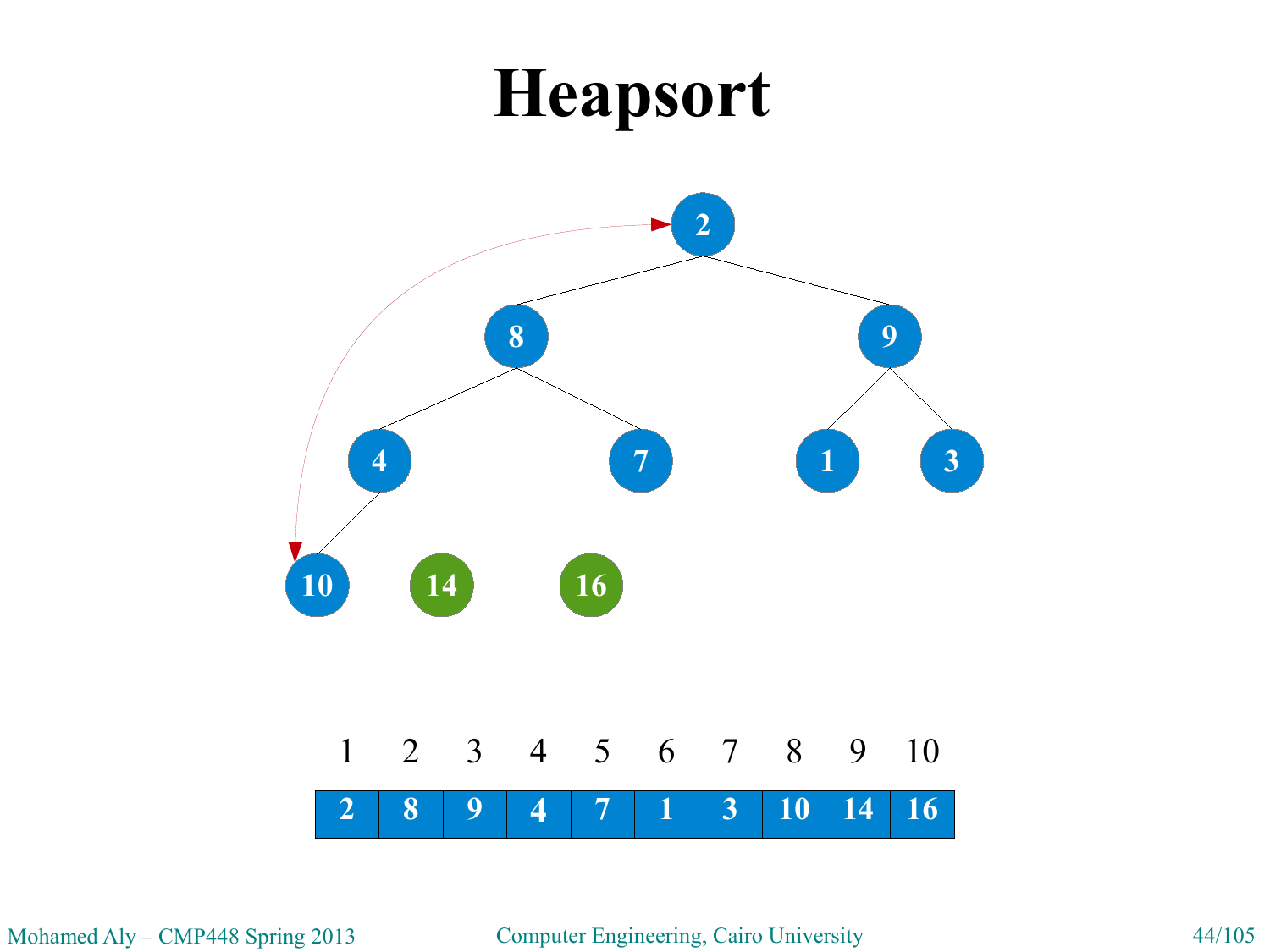# Heapsort

| 1 | 2 | 3 | 4 | 5 | 6 | 7 | 8 | 9 | 10 |
|---|---|---|---|---|---|---|---|---|---|
| 2 | 8 | 9 | 4 | 7 | 1 | 3 | 10 | 14 | 16 |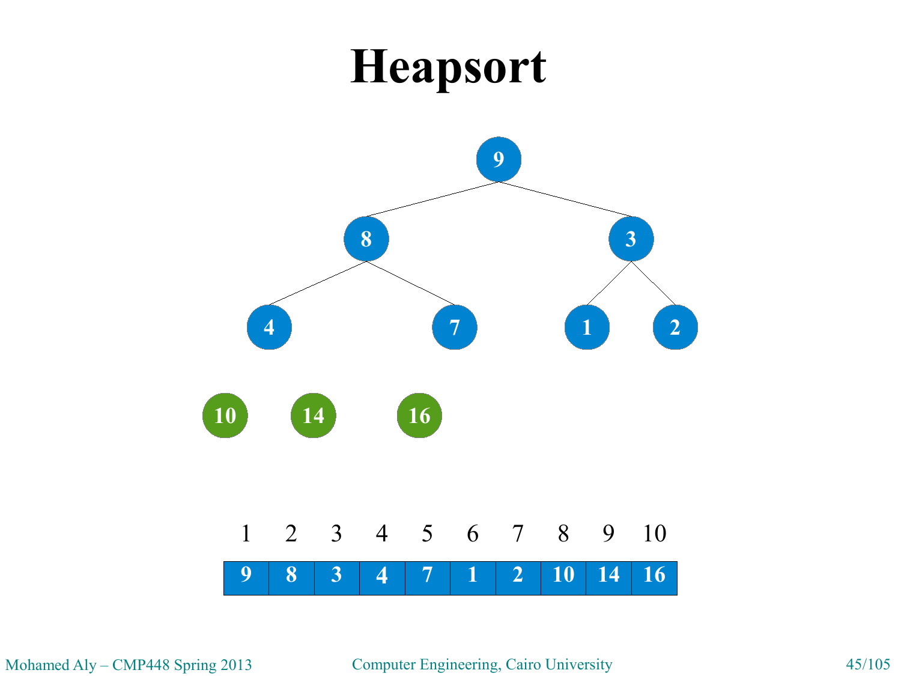# Heapsort

9

8 3

4 7 1 2

10 14 16

| 1 | 2 | 3 | 4 | 5 | 6 | 7 | 8 | 9 | 10 |
|---|---|---|---|---|---|---|---|---|---|
| 9 | 8 | 3 | 4 | 7 | 1 | 2 | 10 | 14 | 16 |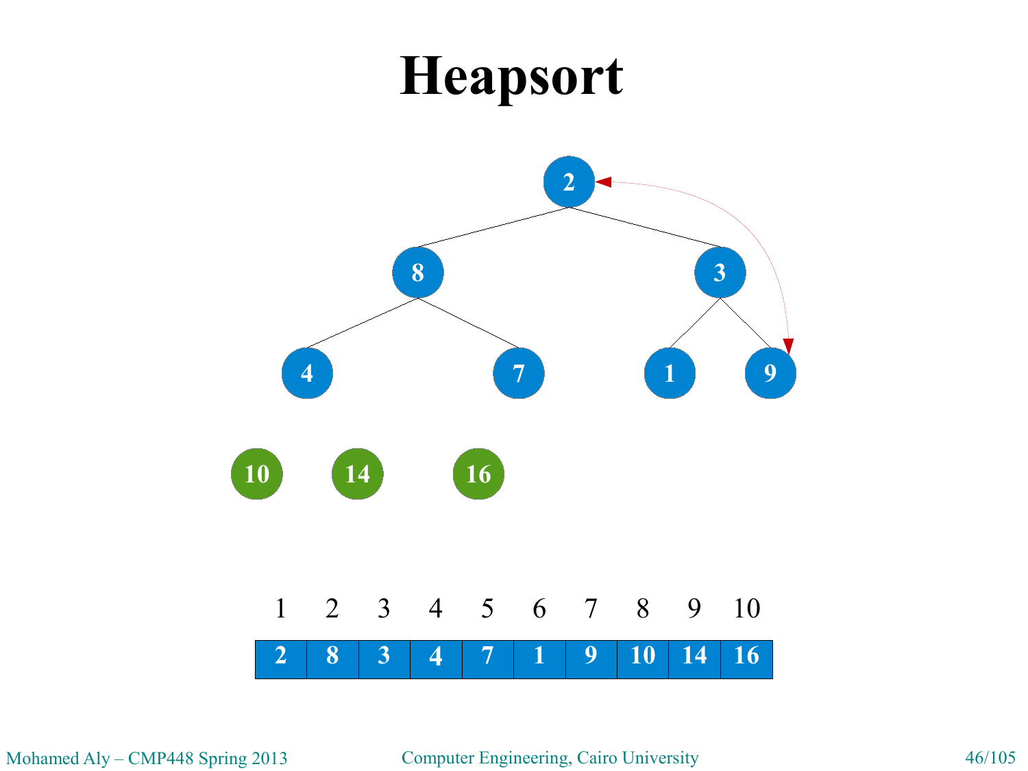# Heapsort

2

8 3

4 7 1 9

10 14 16

| 1 | 2 | 3 | 4 | 5 | 6 | 7 | 8 | 9 | 10 |
|---|---|---|---|---|---|---|---|---|---|
| 2 | 8 | 3 | 4 | 7 | 1 | 9 | 10 | 14 | 16 |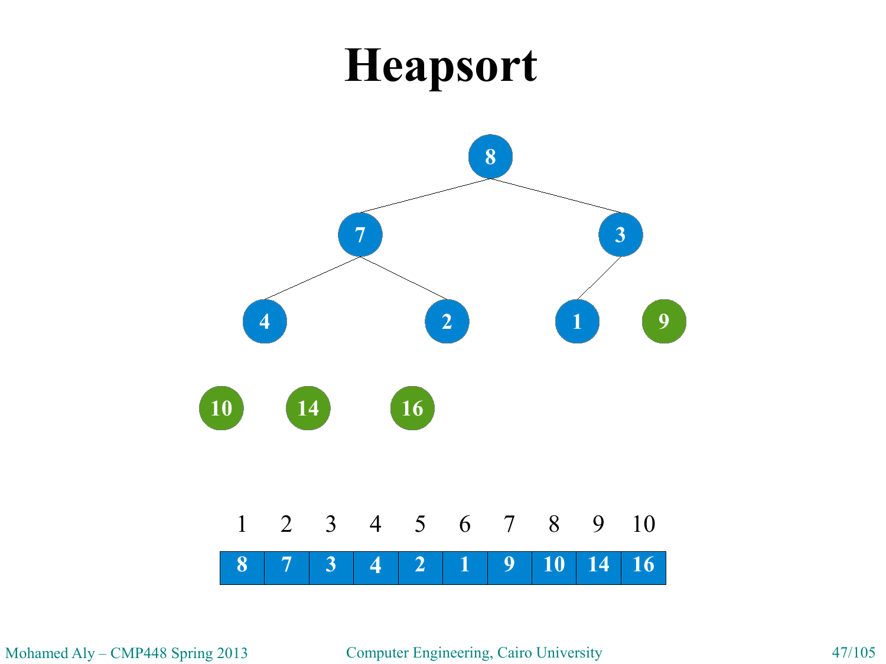# Heapsort

8

7 3

4 2 1 9

10 14 16

| 1 | 2 | 3 | 4 | 5 | 6 | 7 | 8 | 9 | 10 |
|---|---|---|---|---|---|---|---|---|---|
| 8 | 7 | 3 | 4 | 2 | 1 | 9 | 10 | 14 | 16 |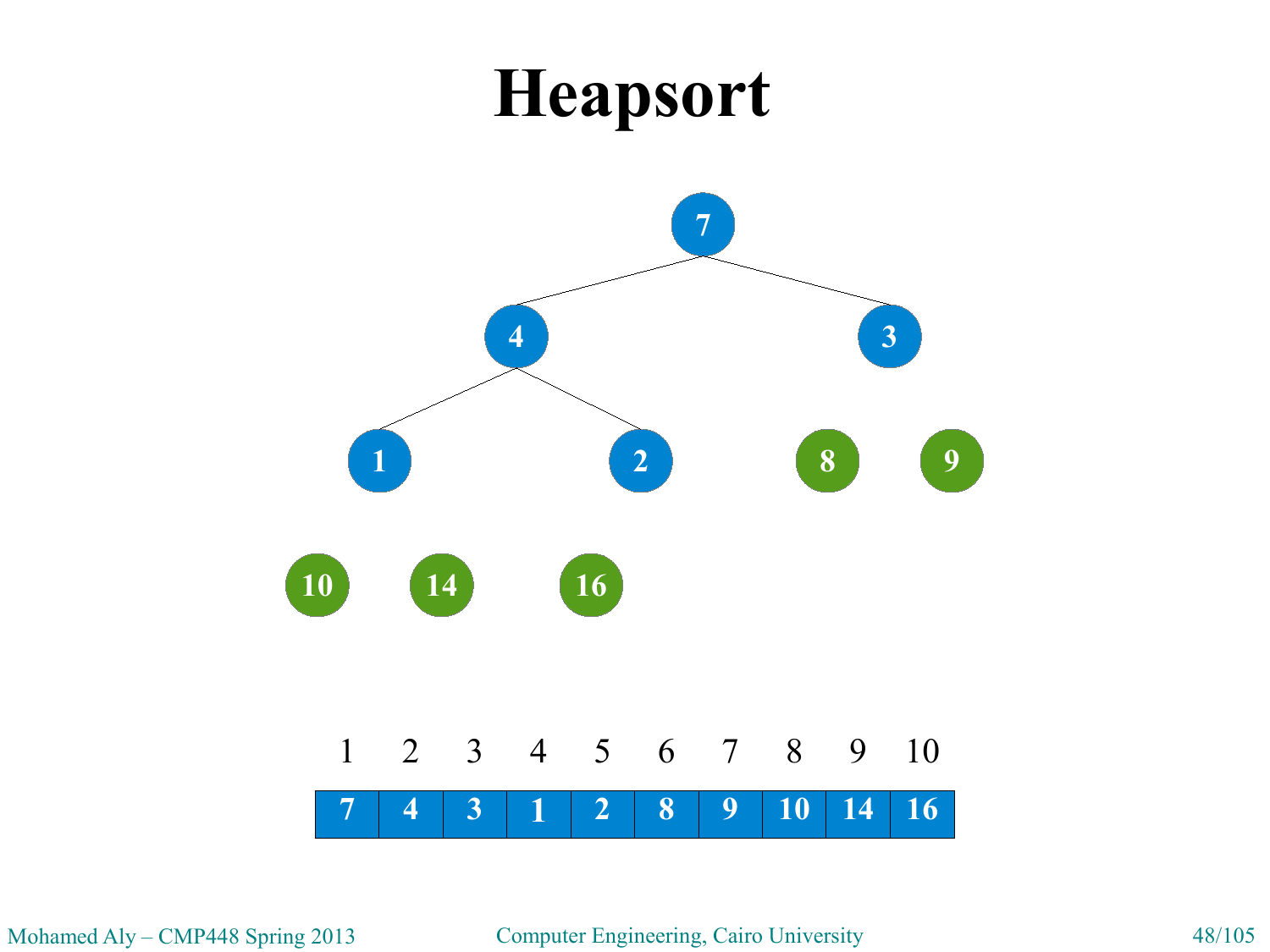# Heapsort

7

4 3

1 2 8 9

10 14 16

| 1 | 2 | 3 | 4 | 5 | 6 | 7 | 8 | 9 | 10 |
|---|---|---|---|---|---|---|---|---|---|
| 7 | 4 | 3 | 1 | 2 | 8 | 9 | 10 | 14 | 16 |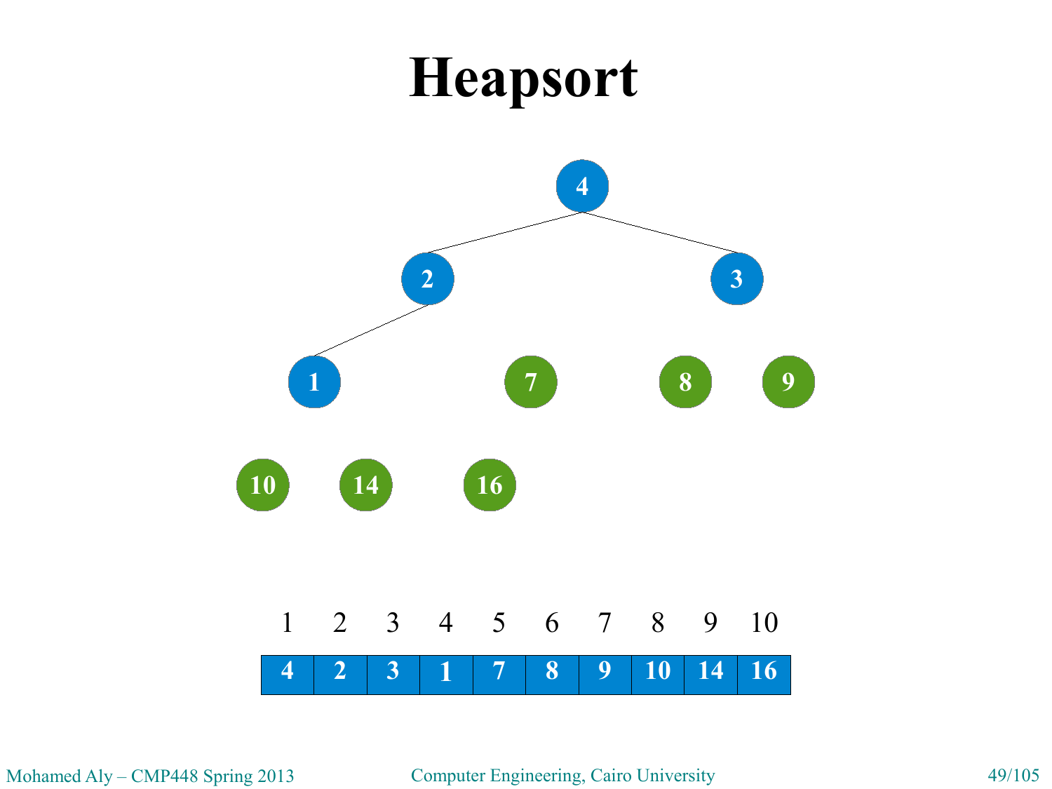# Heapsort

| 1 | 2 | 3 | 4 | 5 | 6 | 7 | 8 | 9 | 10 |
|---|---|---|---|---|---|---|---|---|---|
| 4 | 2 | 3 | 1 | 7 | 8 | 9 | 10 | 14 | 16 |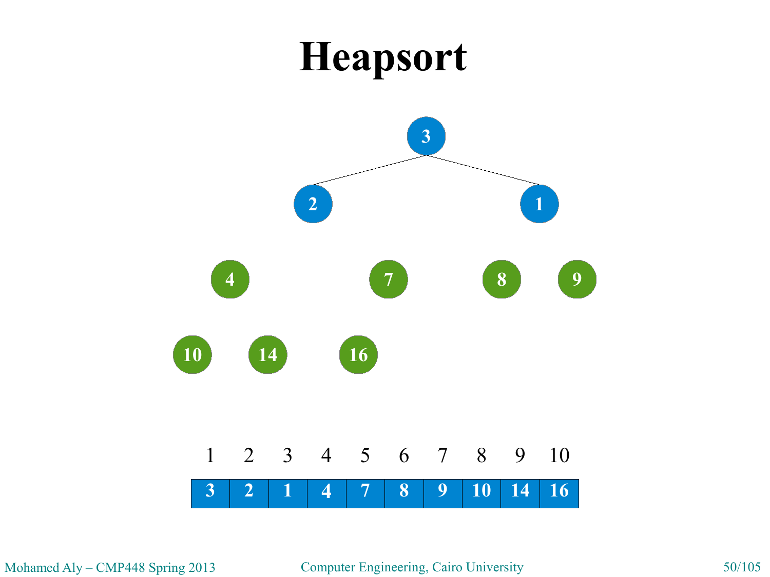# Heapsort

3

2 1

4 7 8 9

10 14 16

| 1 | 2 | 3 | 4 | 5 | 6 | 7 | 8 | 9 | 10 |
|---|---|---|---|---|---|---|---|---|---|
| 3 | 2 | 1 | 4 | 7 | 8 | 9 | 10 | 14 | 16 |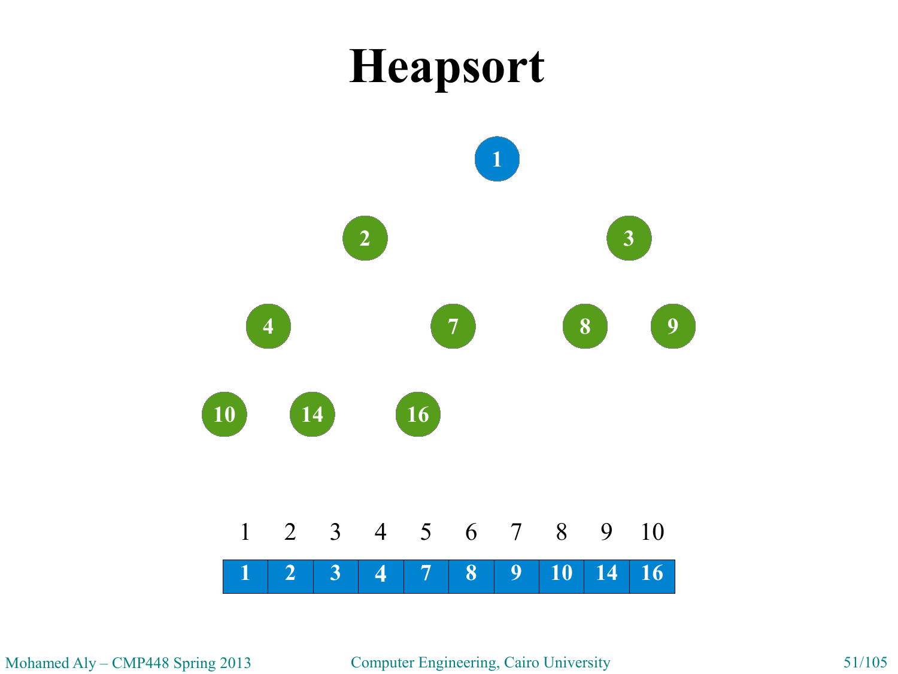# Heapsort

1

2 3

4 7 8 9

10 14 16

| 1 | 2 | 3 | 4 | 5 | 6 | 7 | 8 | 9 | 10 |
|---|---|---|---|---|---|---|---|---|---|
| 1 | 2 | 3 | 4 | 7 | 8 | 9 | 10 | 14 | 16 |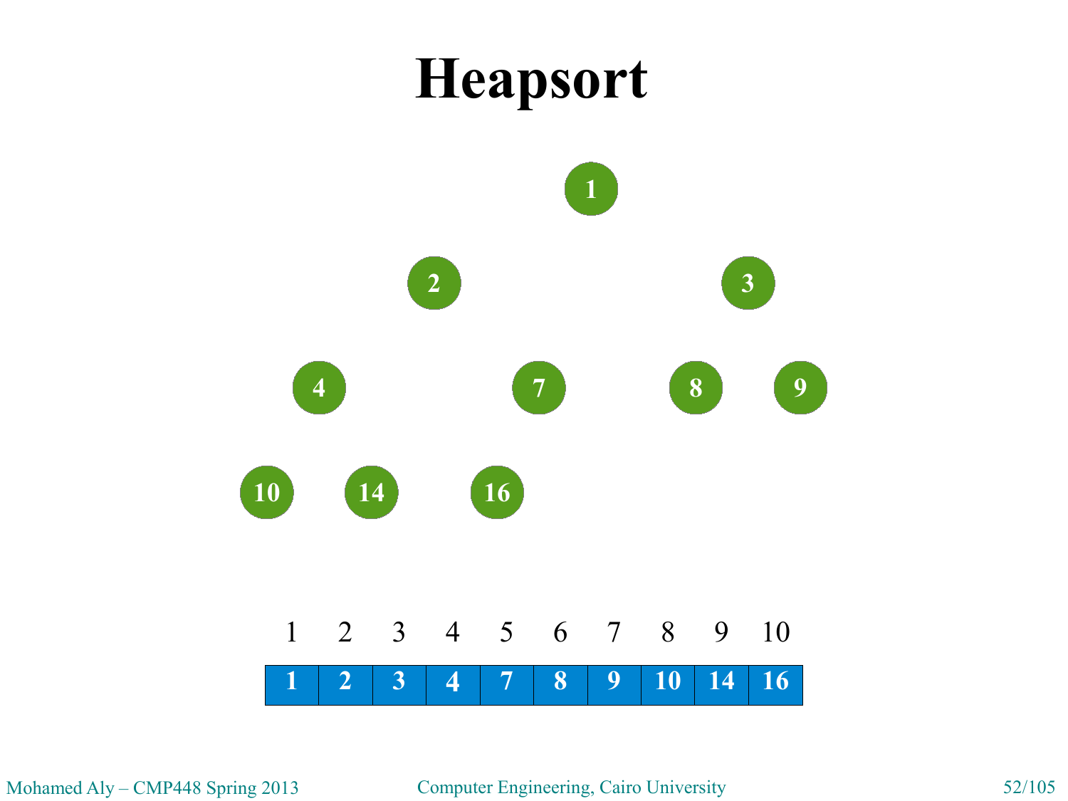# Heapsort

1

2 3

4 7 8 9

10 14 16

| 1 | 2 | 3 | 4 | 5 | 6 | 7 | 8 | 9 | 10 |
|---|---|---|---|---|---|---|---|---|---|
| 1 | 2 | 3 | 4 | 7 | 8 | 9 | 10 | 14 | 16 |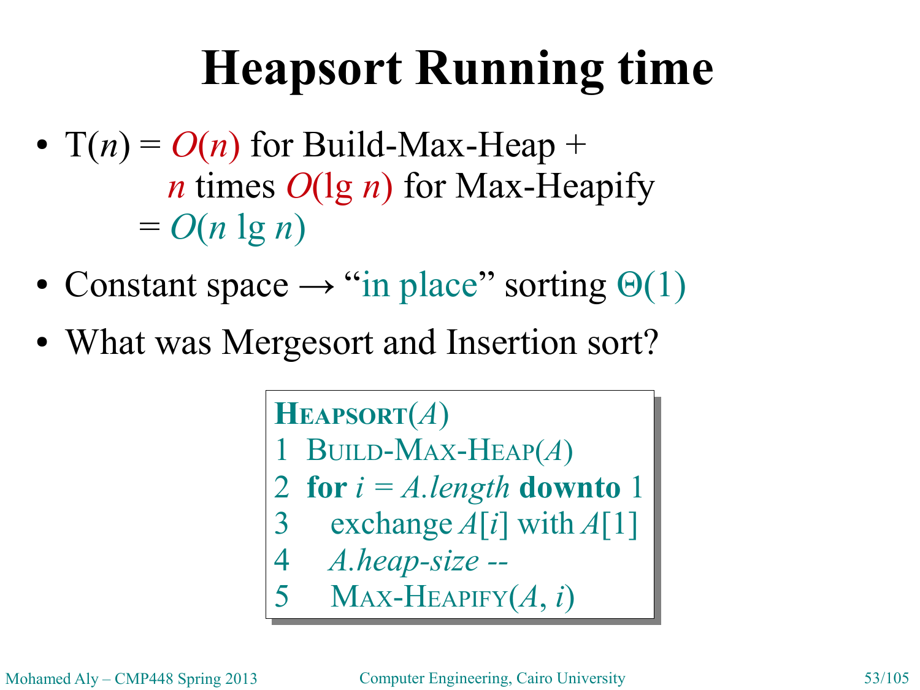# Heapsort Running time

- $T(n) = O(n)$ for Build-Max-Heap +
  $n$ times $O(\lg n)$ for Max-Heapify
  $= O(n \lg n)$
- Constant space → "in place" sorting $\Theta(1)$
- What was Mergesort and Insertion sort?

```
HEAPSORT(A)
1  BUILD-MAX-HEAP(A)
2  for i = A.length downto 1
3     exchange A[i] with A[1]
4     A.heap-size --
5     MAX-HEAPIFY(A, i)
```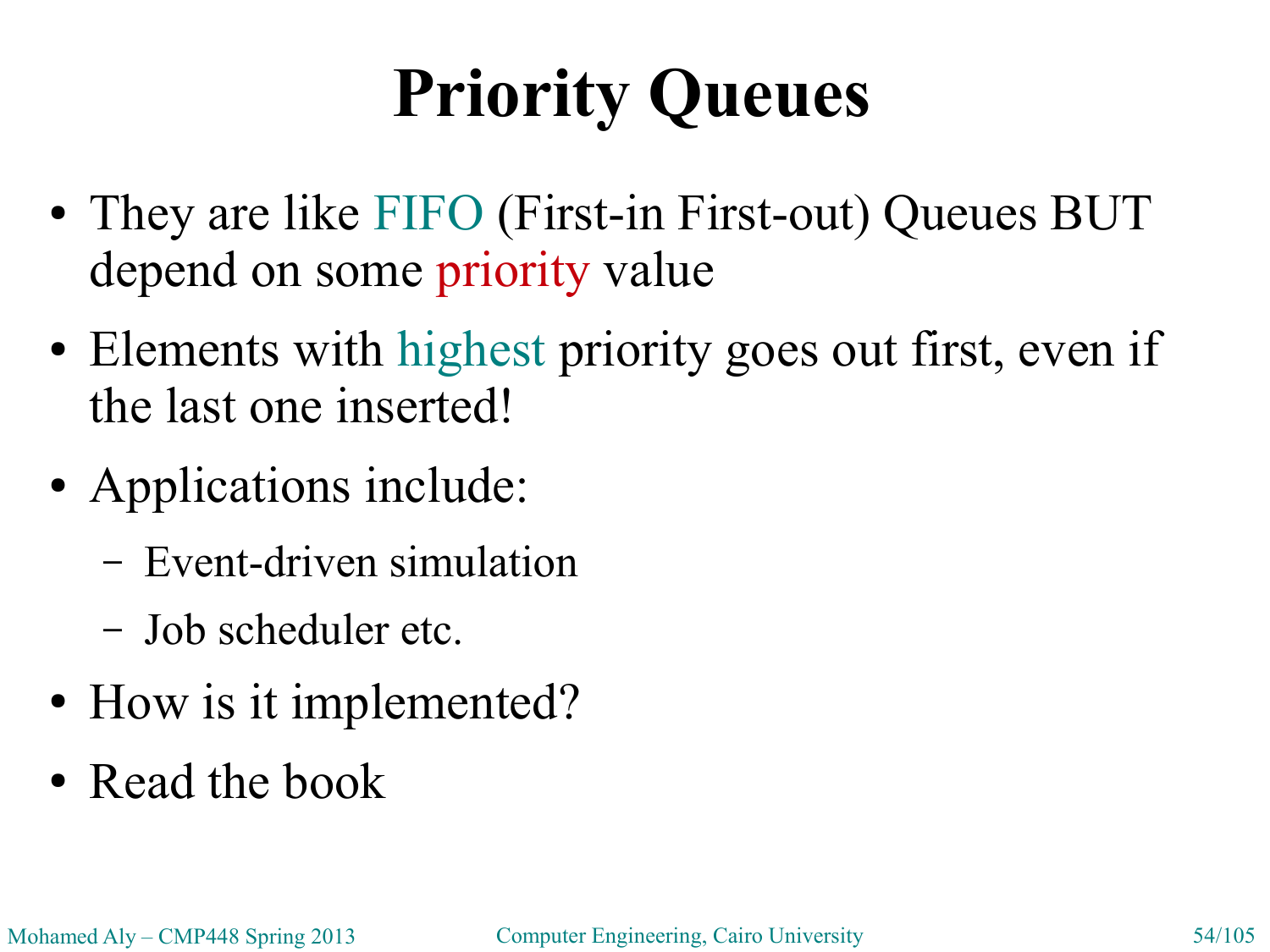# Priority Queues

- They are like FIFO (First-in First-out) Queues BUT depend on some priority value
- Elements with highest priority goes out first, even if the last one inserted!
- Applications include:
  - Event-driven simulation
  - Job scheduler etc.
- How is it implemented?
- Read the book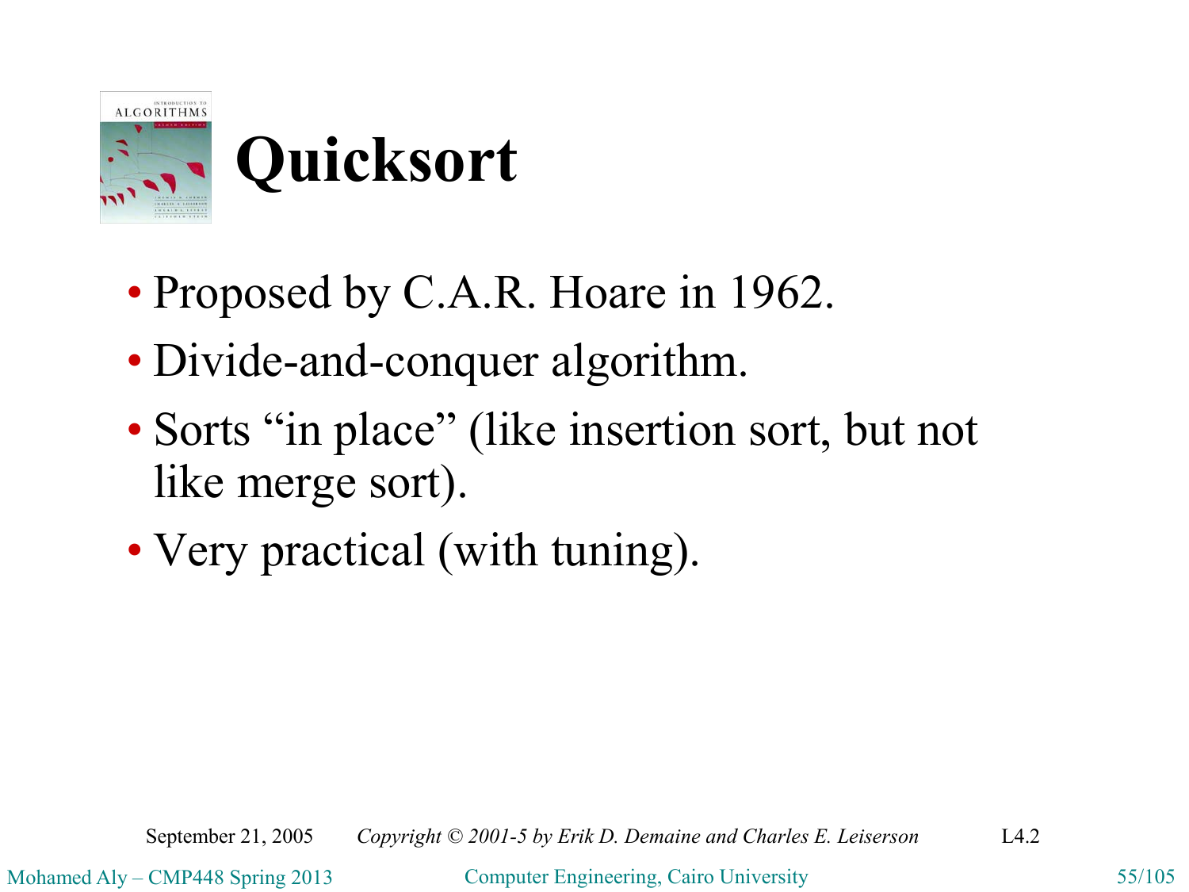# Quicksort

- Proposed by C.A.R. Hoare in 1962.
- Divide-and-conquer algorithm.
- Sorts "in place" (like insertion sort, but not like merge sort).
- Very practical (with tuning).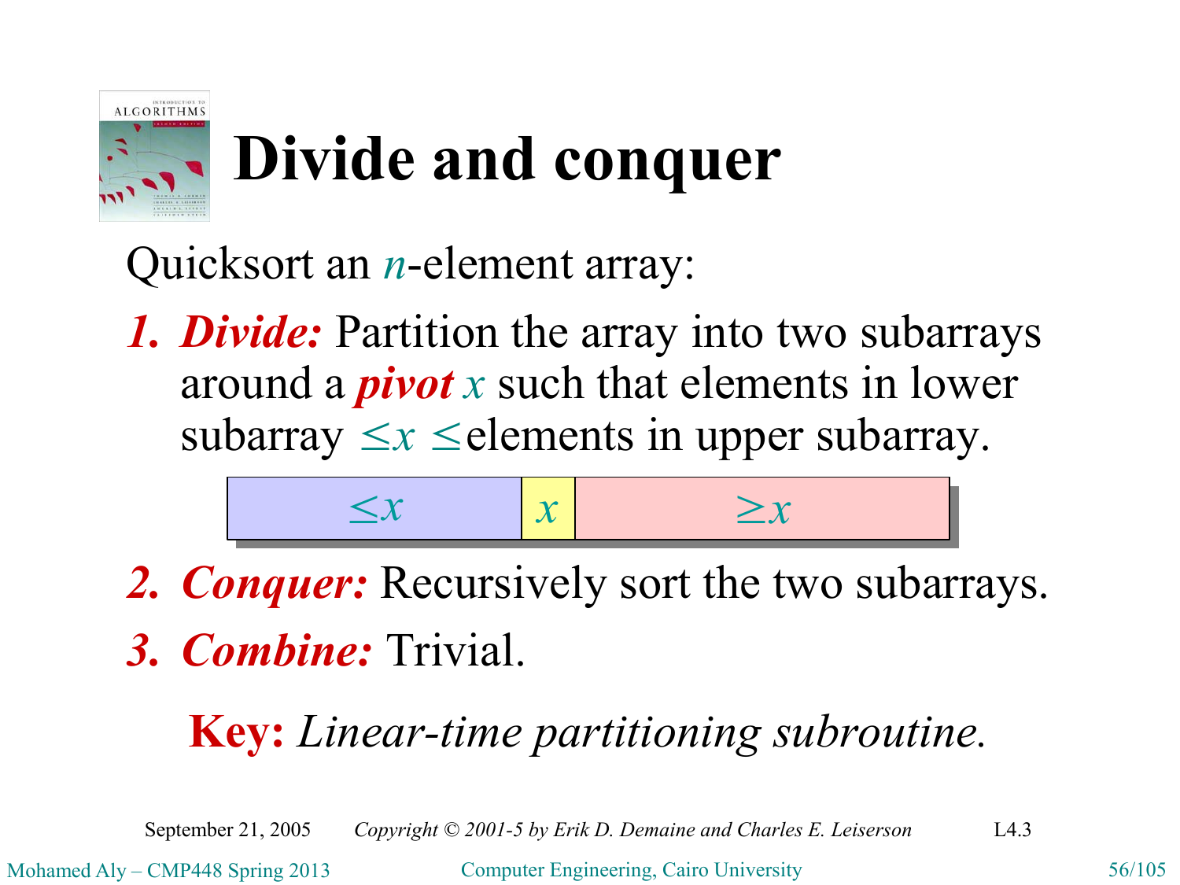# Divide and conquer

Quicksort an $n$-element array:

1. ***Divide:*** Partition the array into two subarrays around a ***pivot*** $x$ such that elements in lower subarray $\leq x \leq$ elements in upper subarray.

$\leq x$ | $x$ | $\geq x$

2. ***Conquer:*** Recursively sort the two subarrays.
3. ***Combine:*** Trivial.

**Key:** *Linear-time partitioning subroutine.*

September 21, 2005 *Copyright © 2001-5 by Erik D. Demaine and Charles E. Leiserson* L4.3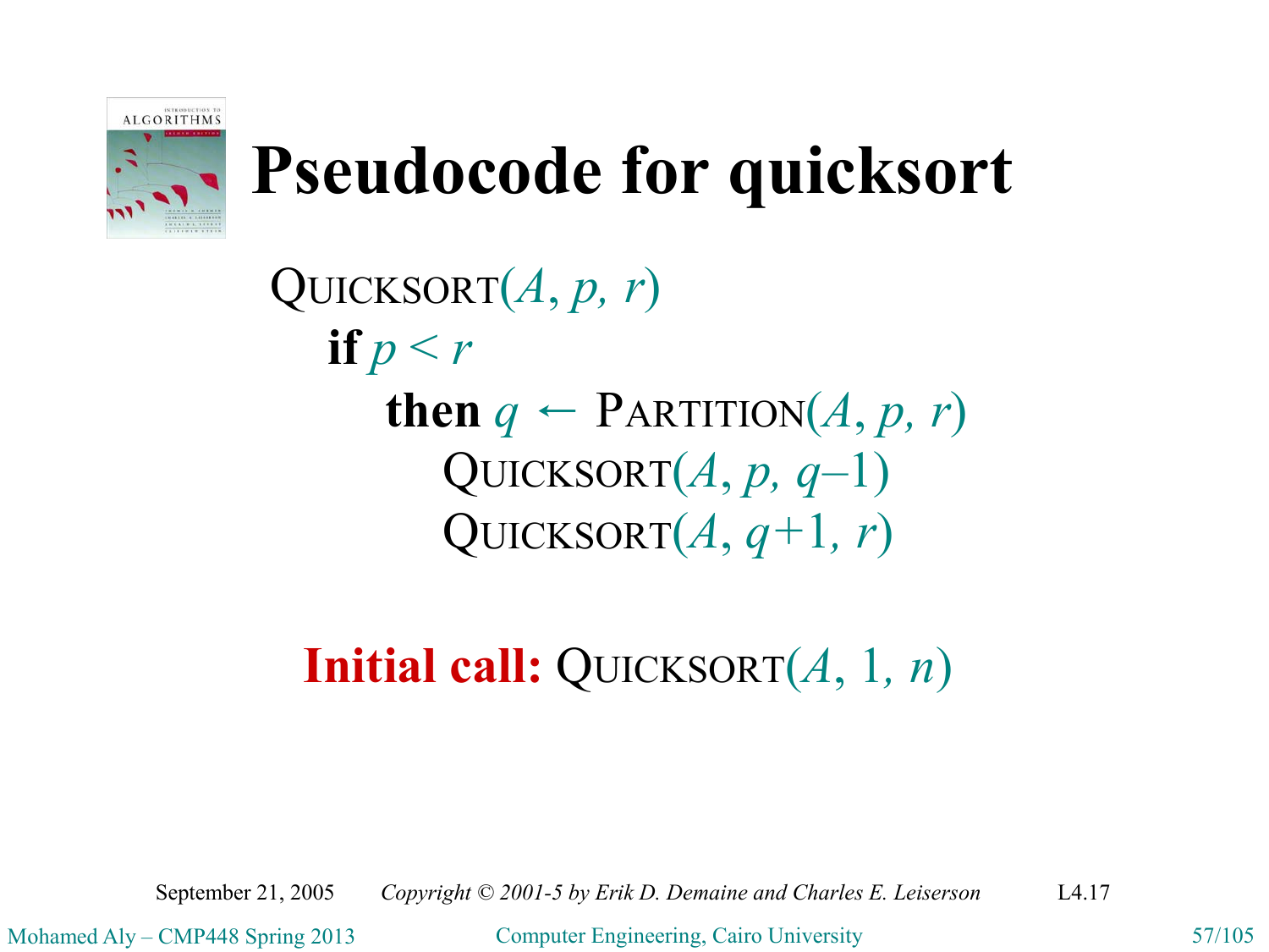# Pseudocode for quicksort

```
QUICKSORT(A, p, r)
  if p < r
    then q ← PARTITION(A, p, r)
         QUICKSORT(A, p, q–1)
         QUICKSORT(A, q+1, r)
```

**Initial call:** QUICKSORT($A$, 1, $n$)

September 21, 2005 *Copyright © 2001-5 by Erik D. Demaine and Charles E. Leiserson* L4.17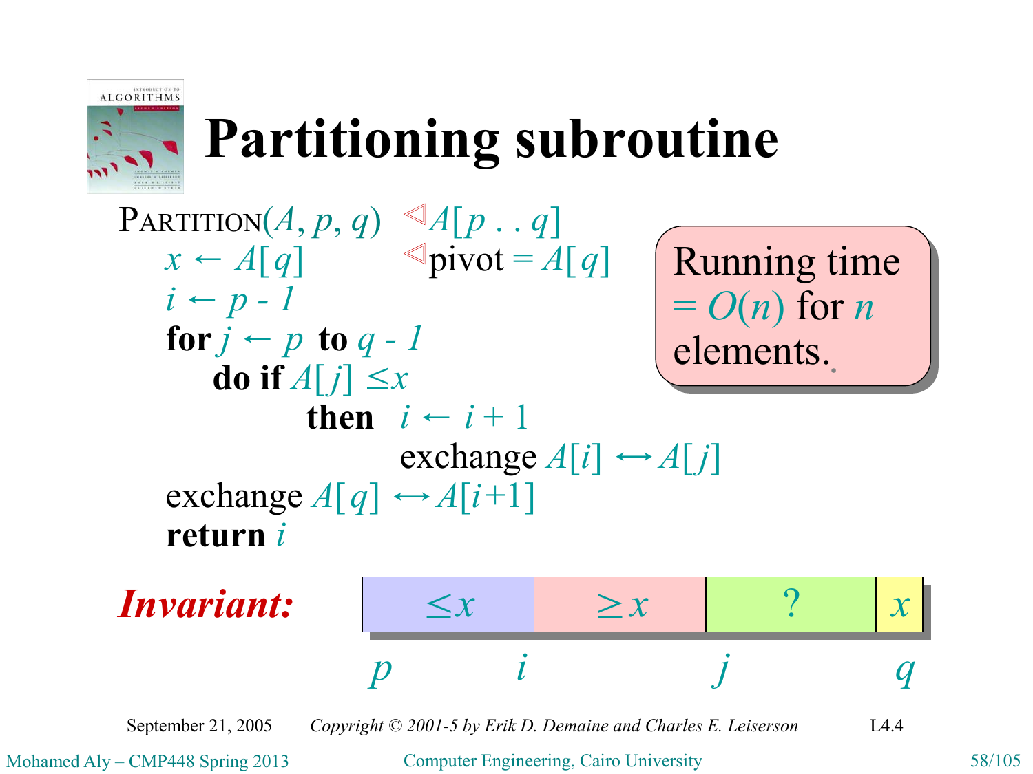# Partitioning subroutine

```
PARTITION(A, p, q)  ◁ A[p . . q]
    x ← A[q]         ◁ pivot = A[q]
    i ← p - 1
    for j ← p to q - 1
        do if A[j] ≤ x
              then  i ← i + 1
                    exchange A[i] ↔ A[j]
    exchange A[q] ↔ A[i+1]
    return i
```

Running time $= O(n)$ for $n$ elements.

***Invariant:***

| $\leq x$ | $\geq x$ | ? | $x$ |
|---|---|---|---|

$p$ $\qquad$ $i$ $\qquad$ $j$ $\qquad$ $q$

September 21, 2005 *Copyright © 2001-5 by Erik D. Demaine and Charles E. Leiserson* L4.4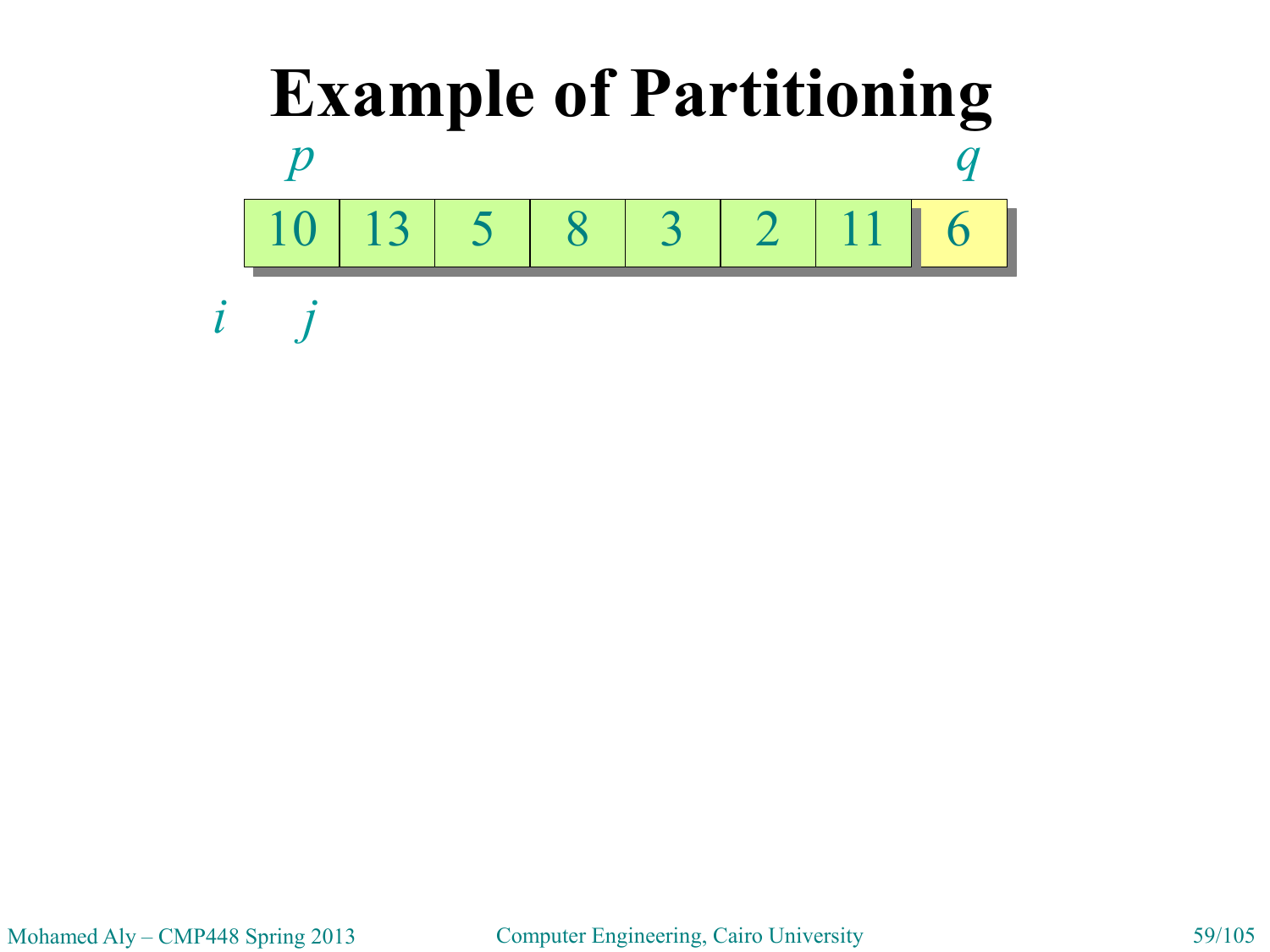# Example of Partitioning

$p$ $q$

| | | | | | | | |
|---|---|---|---|---|---|---|---|
| 10 | 13 | 5 | 8 | 3 | 2 | 11 | 6 |

$i$ $j$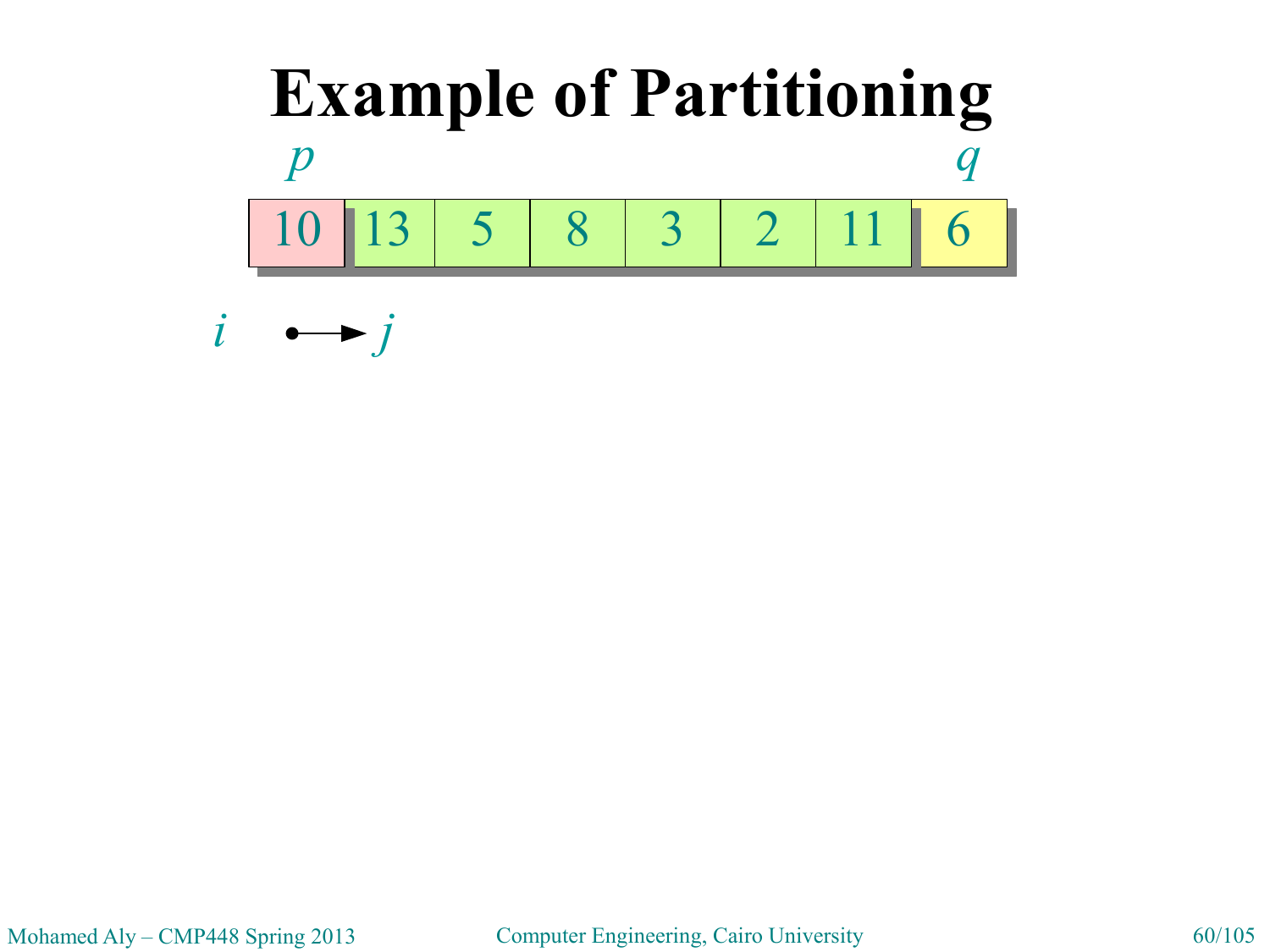# Example of Partitioning

$p$ $q$

| | | | | | | | |
|---|---|---|---|---|---|---|---|
| 10 | 13 | 5 | 8 | 3 | 2 | 11 | 6 |

$i$ $j$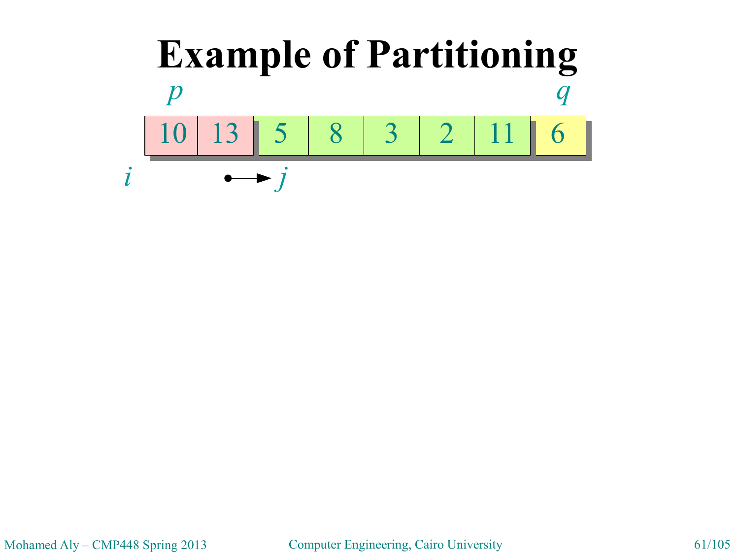# Example of Partitioning

$p$ $q$

| | | | | | | | |
|---|---|---|---|---|---|---|---|
| 10 | 13 | 5 | 8 | 3 | 2 | 11 | 6 |

$i$ $j$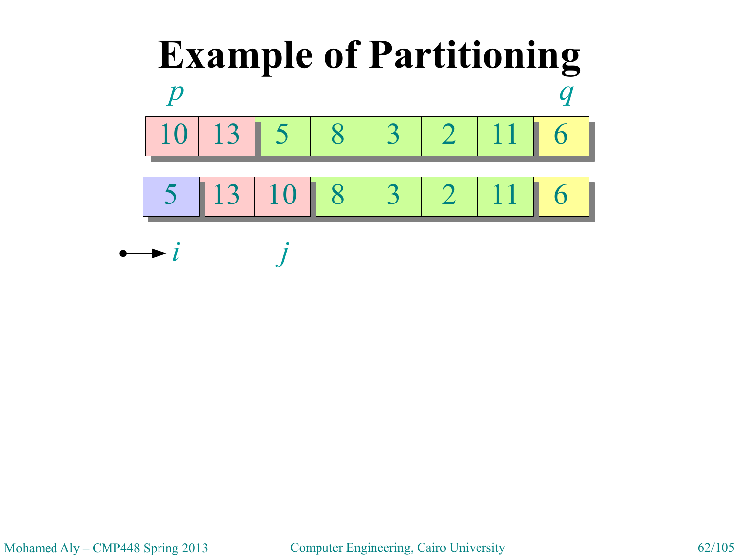# Example of Partitioning

$p$ $q$

| | | | | | | | |
|---|---|---|---|---|---|---|---|
| 10 | 13 | 5 | 8 | 3 | 2 | 11 | 6 |
| 5 | 13 | 10 | 8 | 3 | 2 | 11 | 6 |

$i$ $j$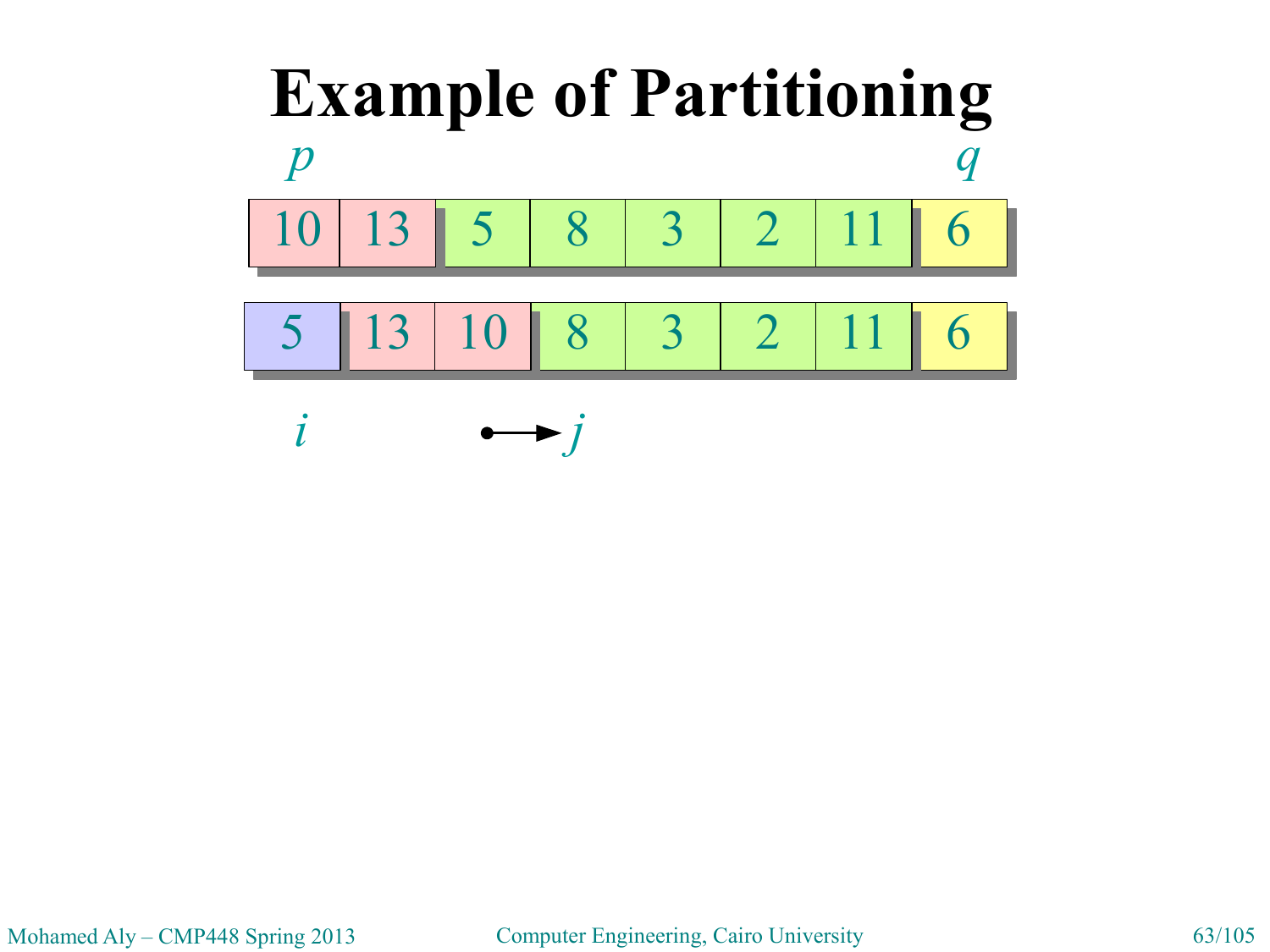# Example of Partitioning

| $p$ | | | | | | | $q$ |
|---|---|---|---|---|---|---|---|
| 10 | 13 | 5 | 8 | 3 | 2 | 11 | 6 |
| 5 | 13 | 10 | 8 | 3 | 2 | 11 | 6 |
| $i$ | | | $j$ | | | | |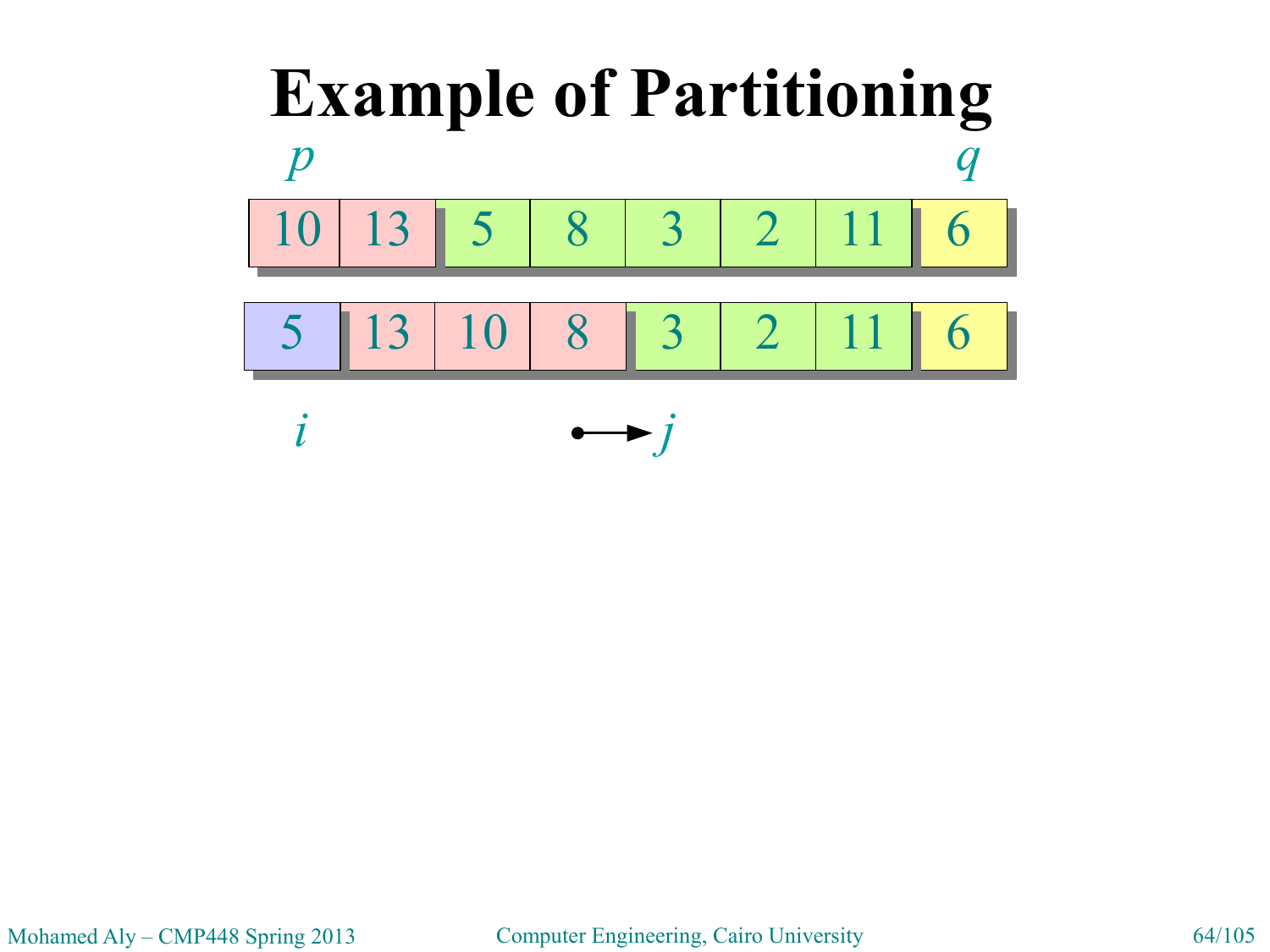# Example of Partitioning

| $p$ | | | | | | | $q$ |
|---|---|---|---|---|---|---|---|
| 10 | 13 | 5 | 8 | 3 | 2 | 11 | 6 |
| 5 | 13 | 10 | 8 | 3 | 2 | 11 | 6 |
| $i$ | | | $\longrightarrow j$ | | | | |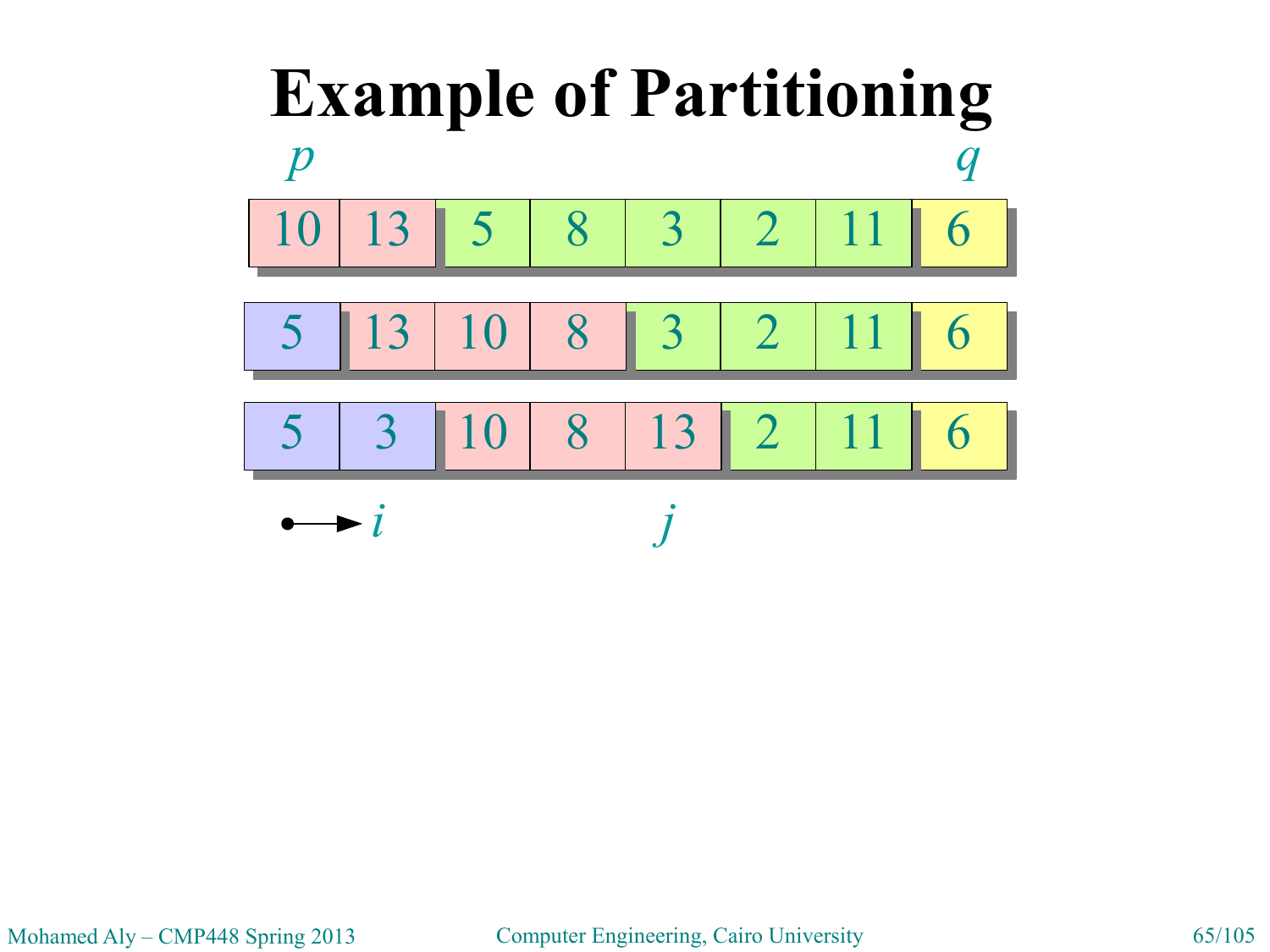# Example of Partitioning

$p$ $q$

| | | | | | | | |
|---|---|---|---|---|---|---|---|
| 10 | 13 | 5 | 8 | 3 | 2 | 11 | 6 |
| 5 | 13 | 10 | 8 | 3 | 2 | 11 | 6 |
| 5 | 3 | 10 | 8 | 13 | 2 | 11 | 6 |

$i$ $j$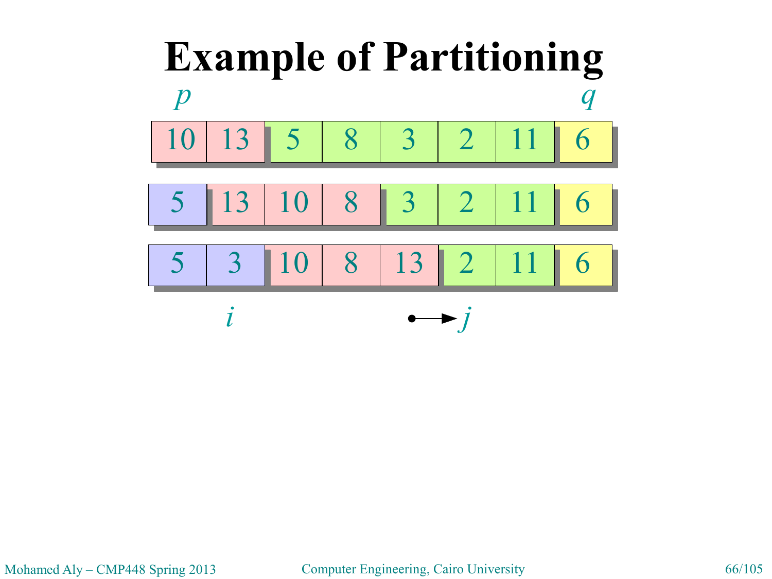# Example of Partitioning

| $p$ | | | | | | | $q$ |
|---|---|---|---|---|---|---|---|
| 10 | 13 | 5 | 8 | 3 | 2 | 11 | 6 |
| 5 | 13 | 10 | 8 | 3 | 2 | 11 | 6 |
| 5 | 3 | 10 | 8 | 13 | 2 | 11 | 6 |
| | $i$ | | | | $j$ | | |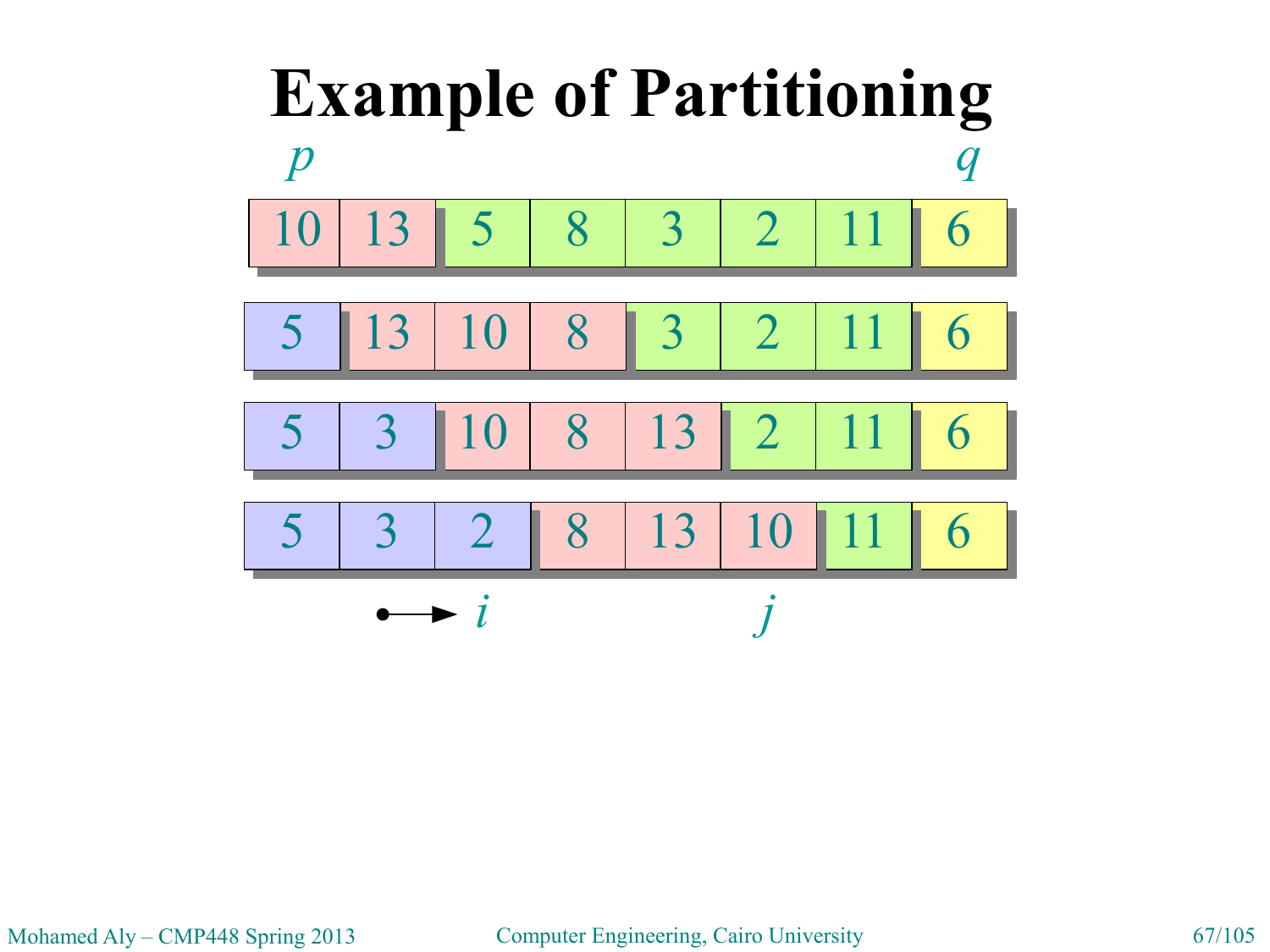# Example of Partitioning

$p$ $q$

| | | | | | | | |
|---|---|---|---|---|---|---|---|
| 10 | 13 | 5 | 8 | 3 | 2 | 11 | 6 |
| 5 | 13 | 10 | 8 | 3 | 2 | 11 | 6 |
| 5 | 3 | 10 | 8 | 13 | 2 | 11 | 6 |
| 5 | 3 | 2 | 8 | 13 | 10 | 11 | 6 |

$i$ $j$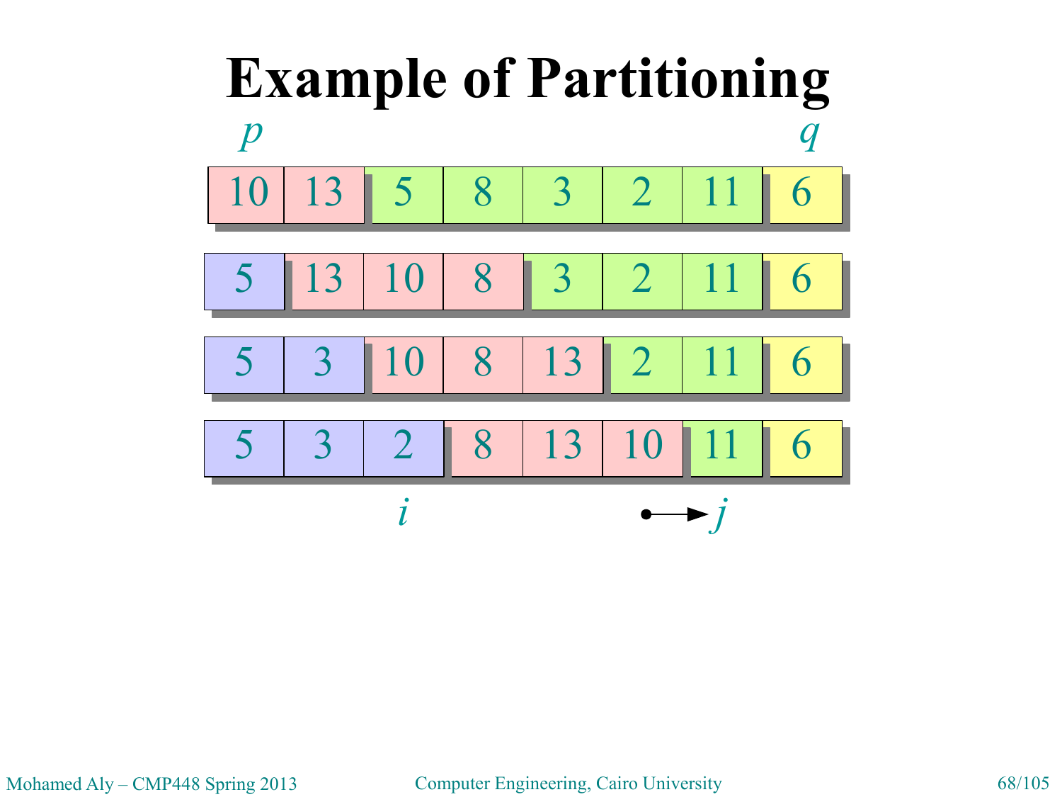# Example of Partitioning

| $p$ | | | | | | | $q$ |
|---|---|---|---|---|---|---|---|
| 10 | 13 | 5 | 8 | 3 | 2 | 11 | 6 |
| 5 | 13 | 10 | 8 | 3 | 2 | 11 | 6 |
| 5 | 3 | 10 | 8 | 13 | 2 | 11 | 6 |
| 5 | 3 | 2 | 8 | 13 | 10 | 11 | 6 |
| | | $i$ | | | | $\to j$ | |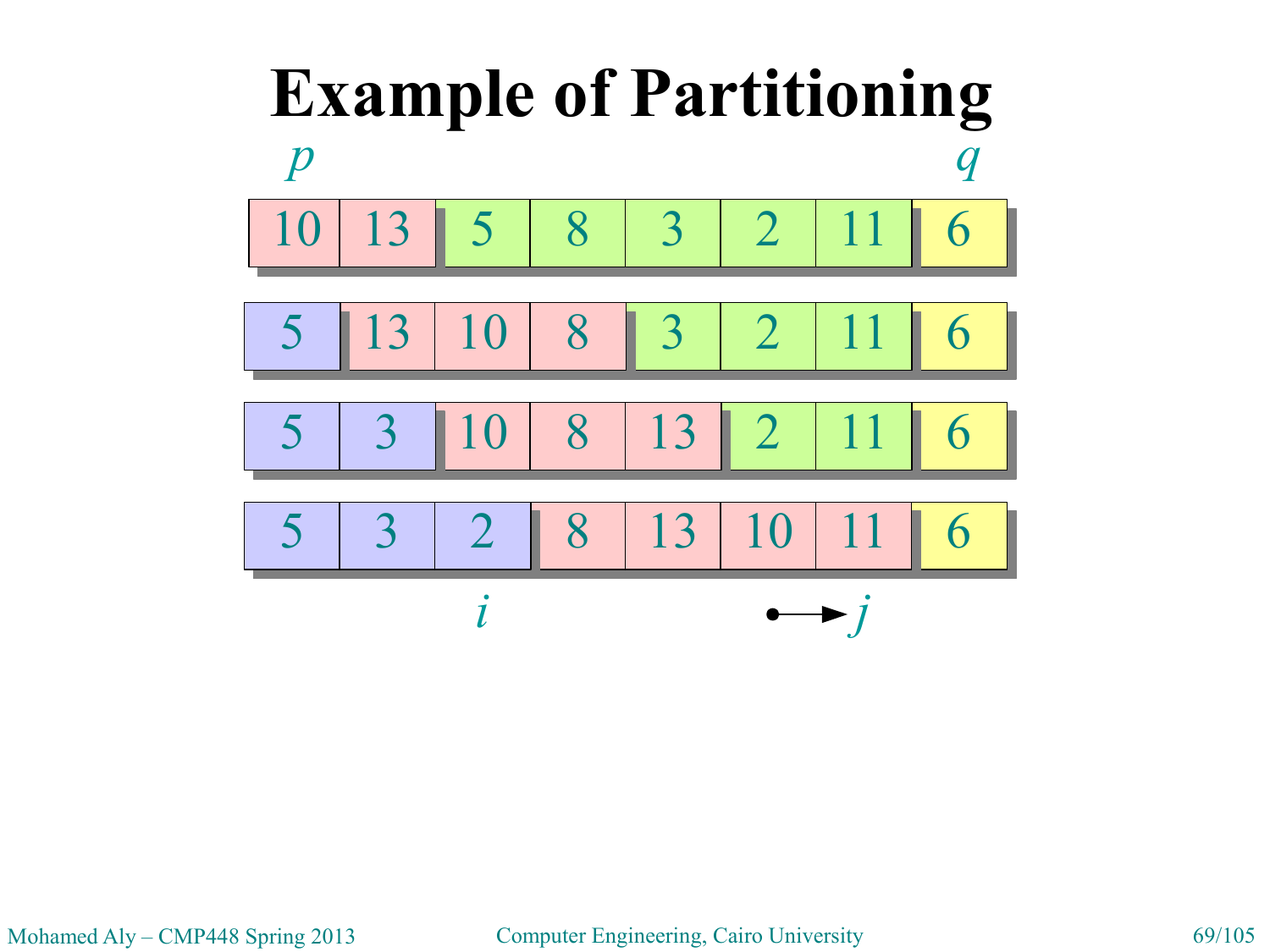# Example of Partitioning

$p$ $q$

| | | | | | | | |
|---|---|---|---|---|---|---|---|
| 10 | 13 | 5 | 8 | 3 | 2 | 11 | 6 |
| 5 | 13 | 10 | 8 | 3 | 2 | 11 | 6 |
| 5 | 3 | 10 | 8 | 13 | 2 | 11 | 6 |
| 5 | 3 | 2 | 8 | 13 | 10 | 11 | 6 |

$i$ $j$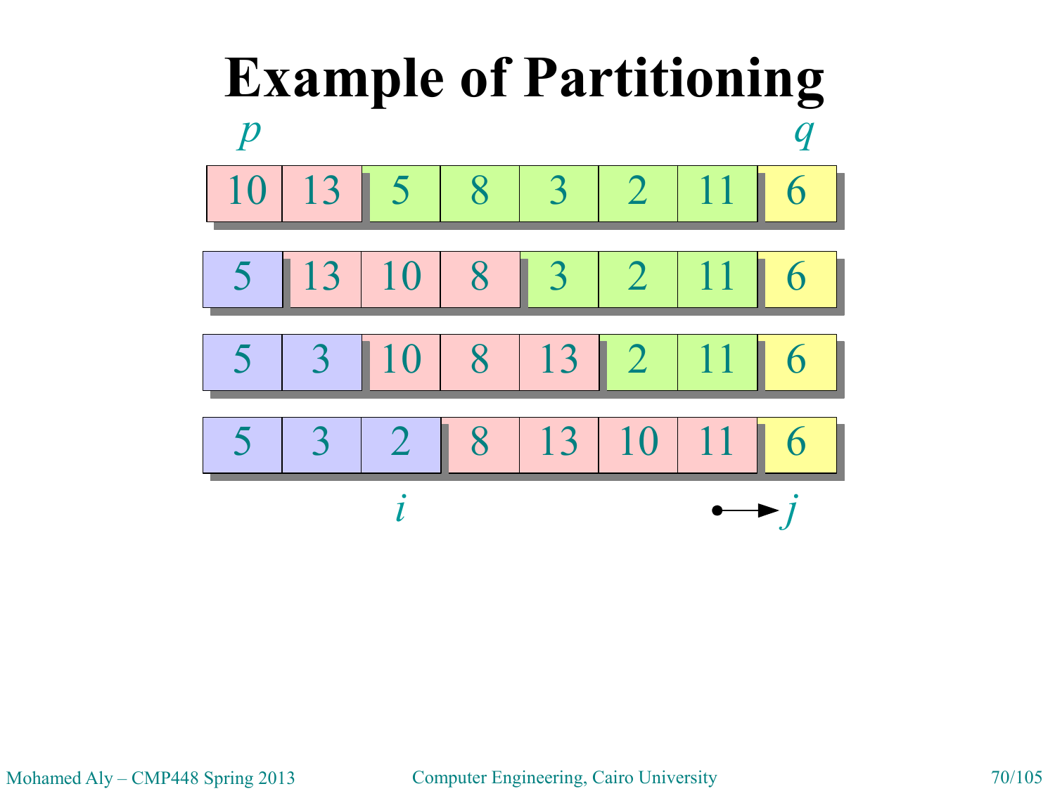# Example of Partitioning

$p$ $q$

| | | | | | | | |
|---|---|---|---|---|---|---|---|
| 10 | 13 | 5 | 8 | 3 | 2 | 11 | 6 |
| 5 | 13 | 10 | 8 | 3 | 2 | 11 | 6 |
| 5 | 3 | 10 | 8 | 13 | 2 | 11 | 6 |
| 5 | 3 | 2 | 8 | 13 | 10 | 11 | 6 |

$i$ $j$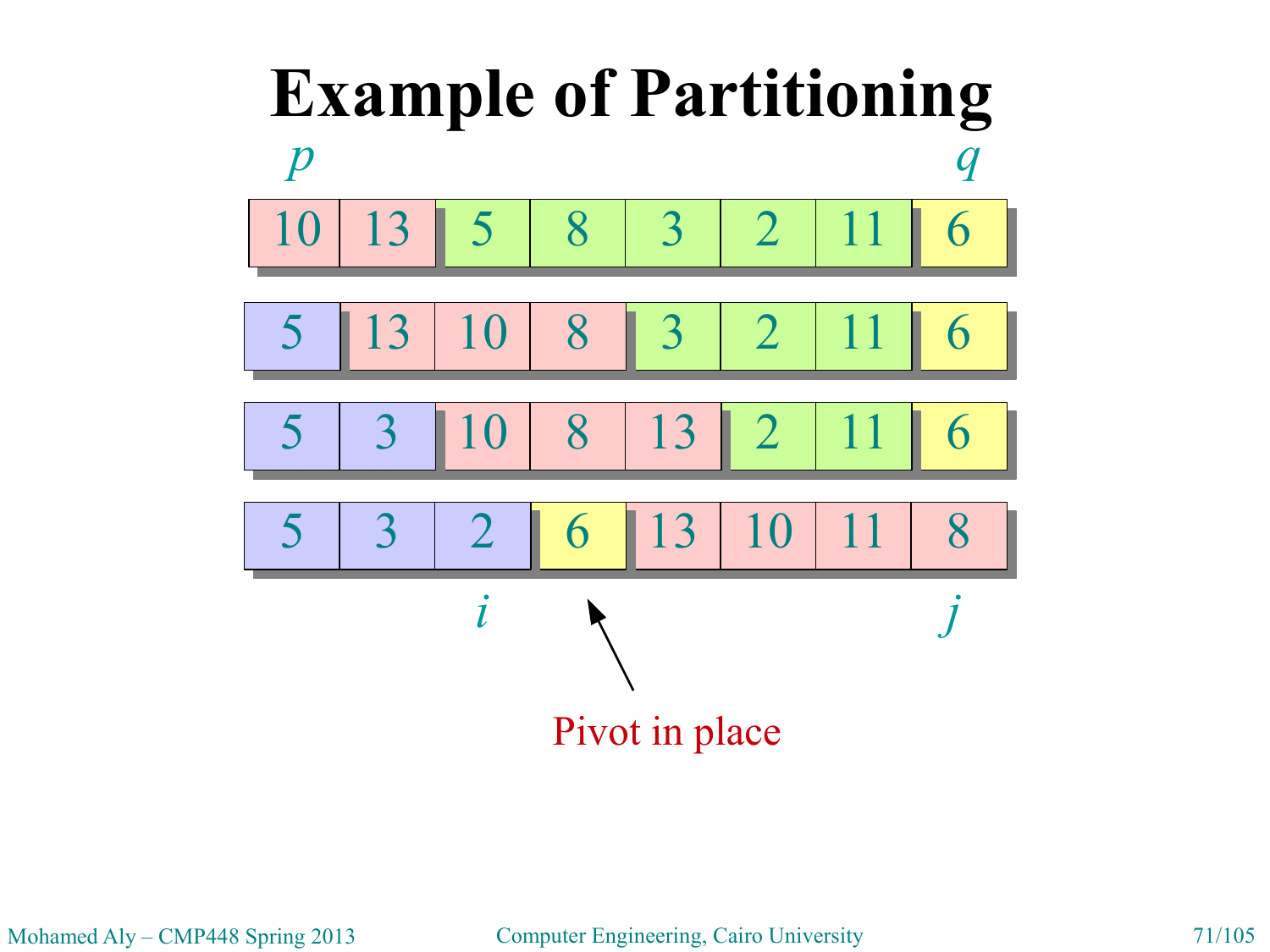# Example of Partitioning

$p$ $q$

| 10 | 13 | 5 | 8 | 3 | 2 | 11 | 6 |
|---|---|---|---|---|---|---|---|
| 5 | 13 | 10 | 8 | 3 | 2 | 11 | 6 |
| 5 | 3 | 10 | 8 | 13 | 2 | 11 | 6 |
| 5 | 3 | 2 | 6 | 13 | 10 | 11 | 8 |

$i$ $j$

Pivot in place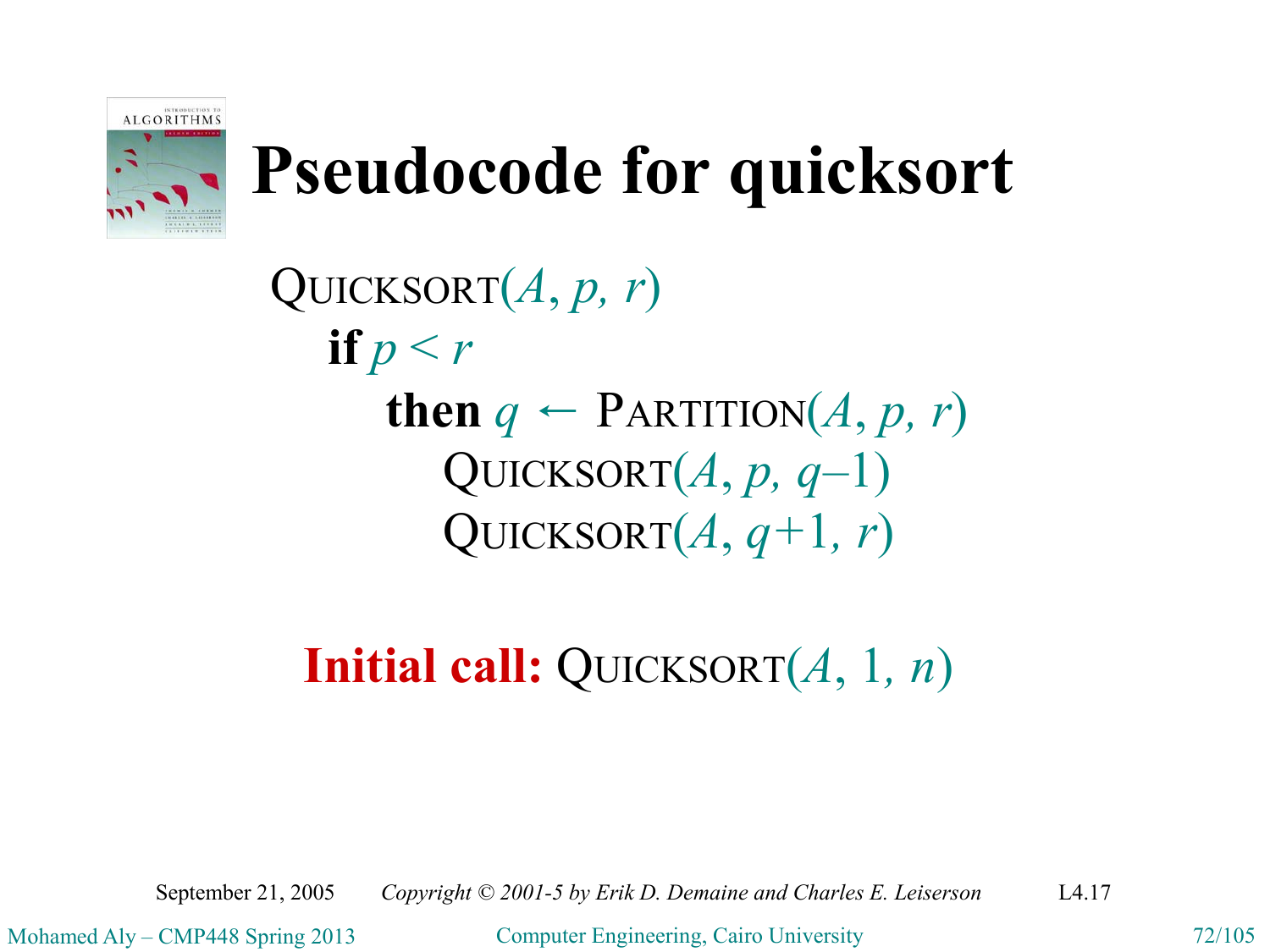# Pseudocode for quicksort

```
QUICKSORT(A, p, r)
    if p < r
        then q ← PARTITION(A, p, r)
             QUICKSORT(A, p, q–1)
             QUICKSORT(A, q+1, r)
```

**Initial call:** QUICKSORT($A$, 1, $n$)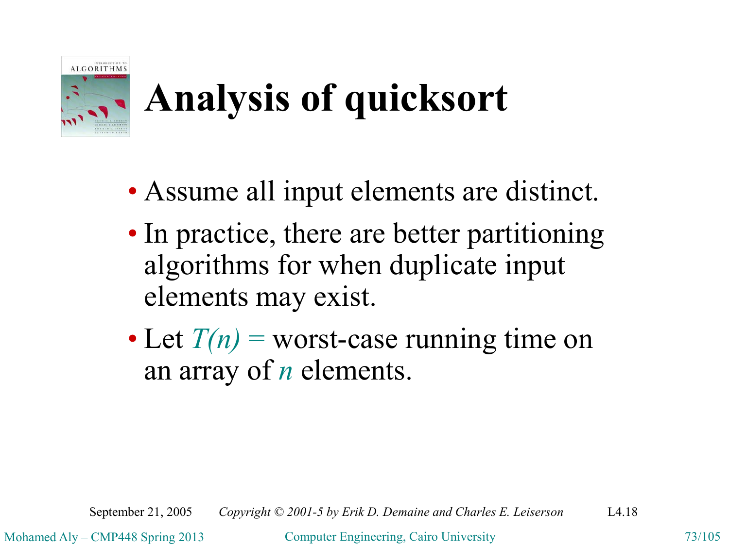# Analysis of quicksort

- Assume all input elements are distinct.
- In practice, there are better partitioning algorithms for when duplicate input elements may exist.
- Let $T(n)$ = worst-case running time on an array of $n$ elements.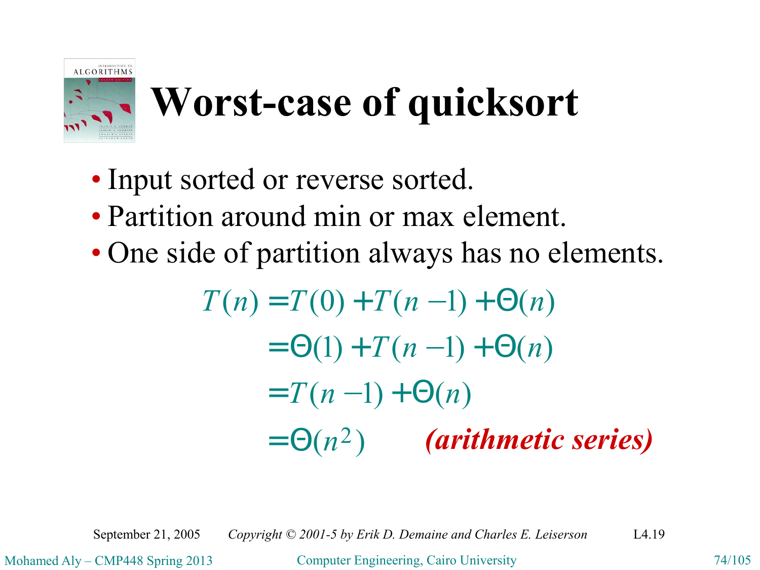# Worst-case of quicksort

- Input sorted or reverse sorted.
- Partition around min or max element.
- One side of partition always has no elements.

$$
\begin{aligned}
T(n) &= T(0) + T(n-1) + \Theta(n) \\
&= \Theta(1) + T(n-1) + \Theta(n) \\
&= T(n-1) + \Theta(n) \\
&= \Theta(n^2) \qquad \textit{(arithmetic series)}
\end{aligned}
$$

September 21, 2005 *Copyright © 2001-5 by Erik D. Demaine and Charles E. Leiserson* L4.19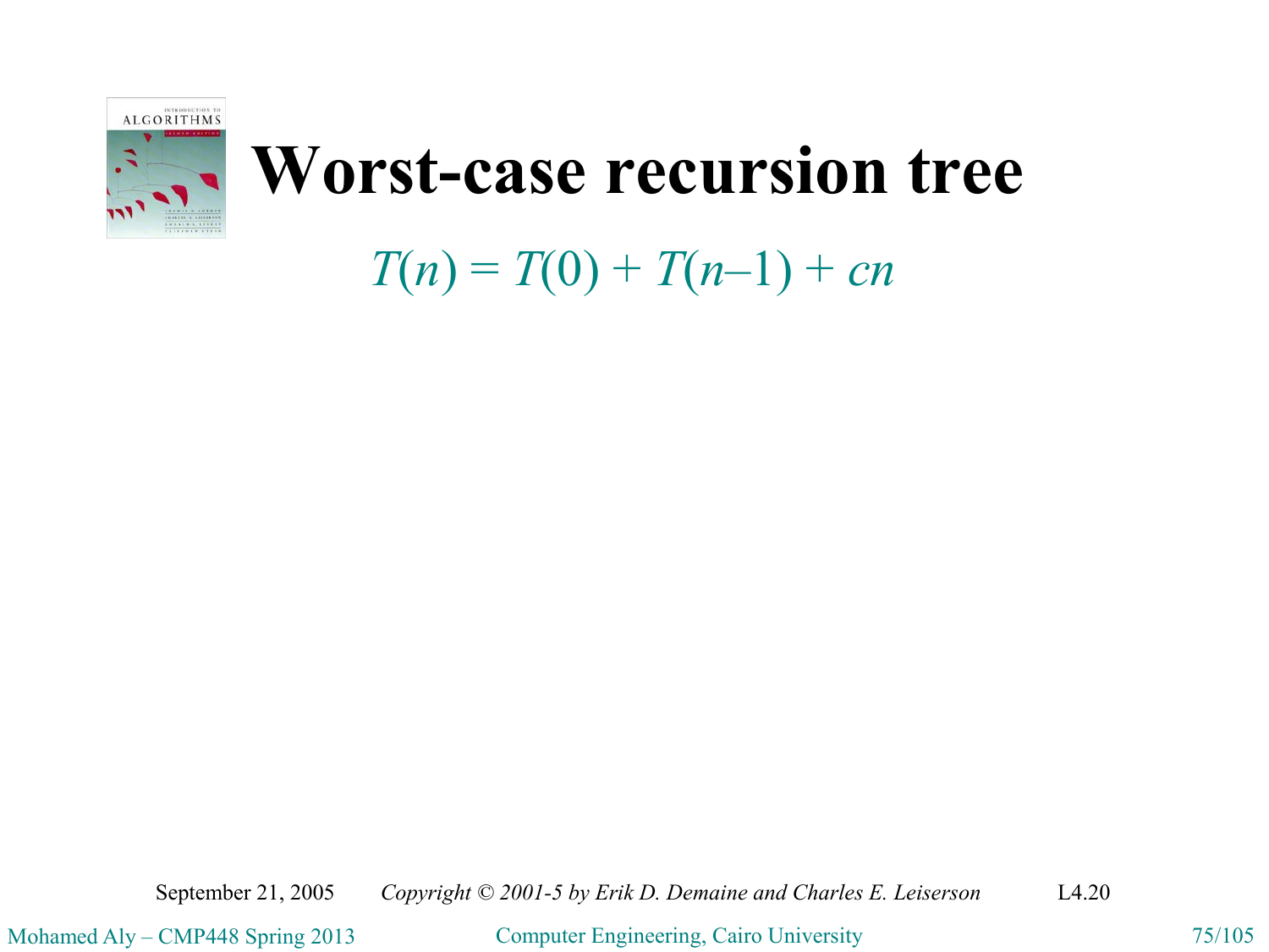# Worst-case recursion tree

$$T(n) = T(0) + T(n-1) + cn$$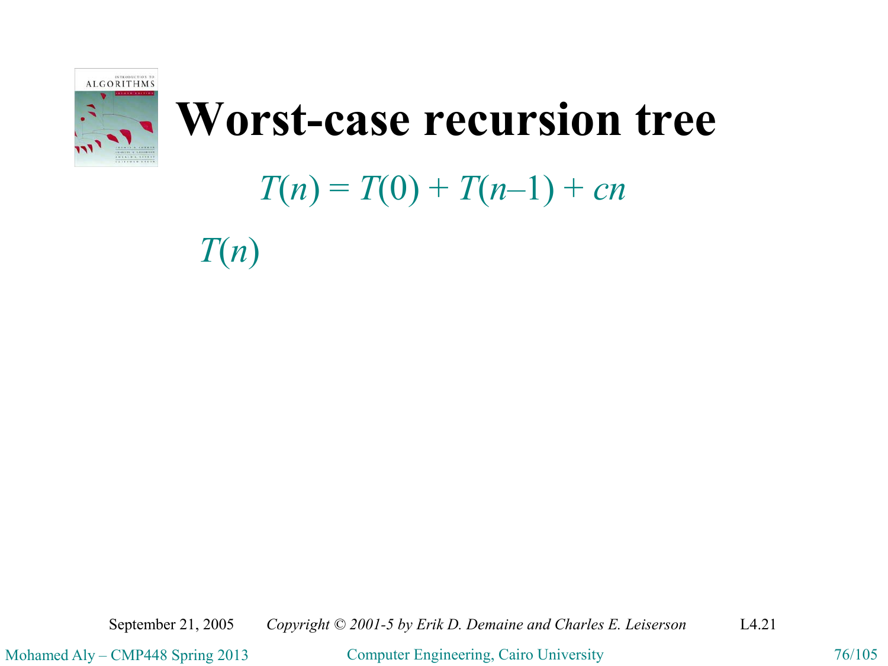# Worst-case recursion tree

$$T(n) = T(0) + T(n–1) + cn$$

$T(n)$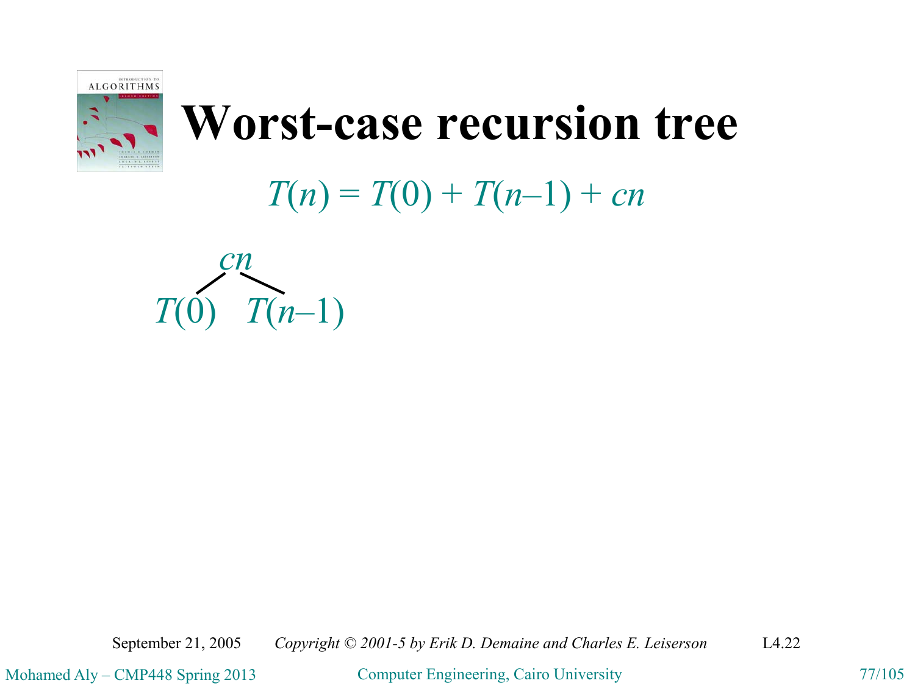# Worst-case recursion tree

$$T(n) = T(0) + T(n-1) + cn$$

$cn$

$T(0)$ $T(n-1)$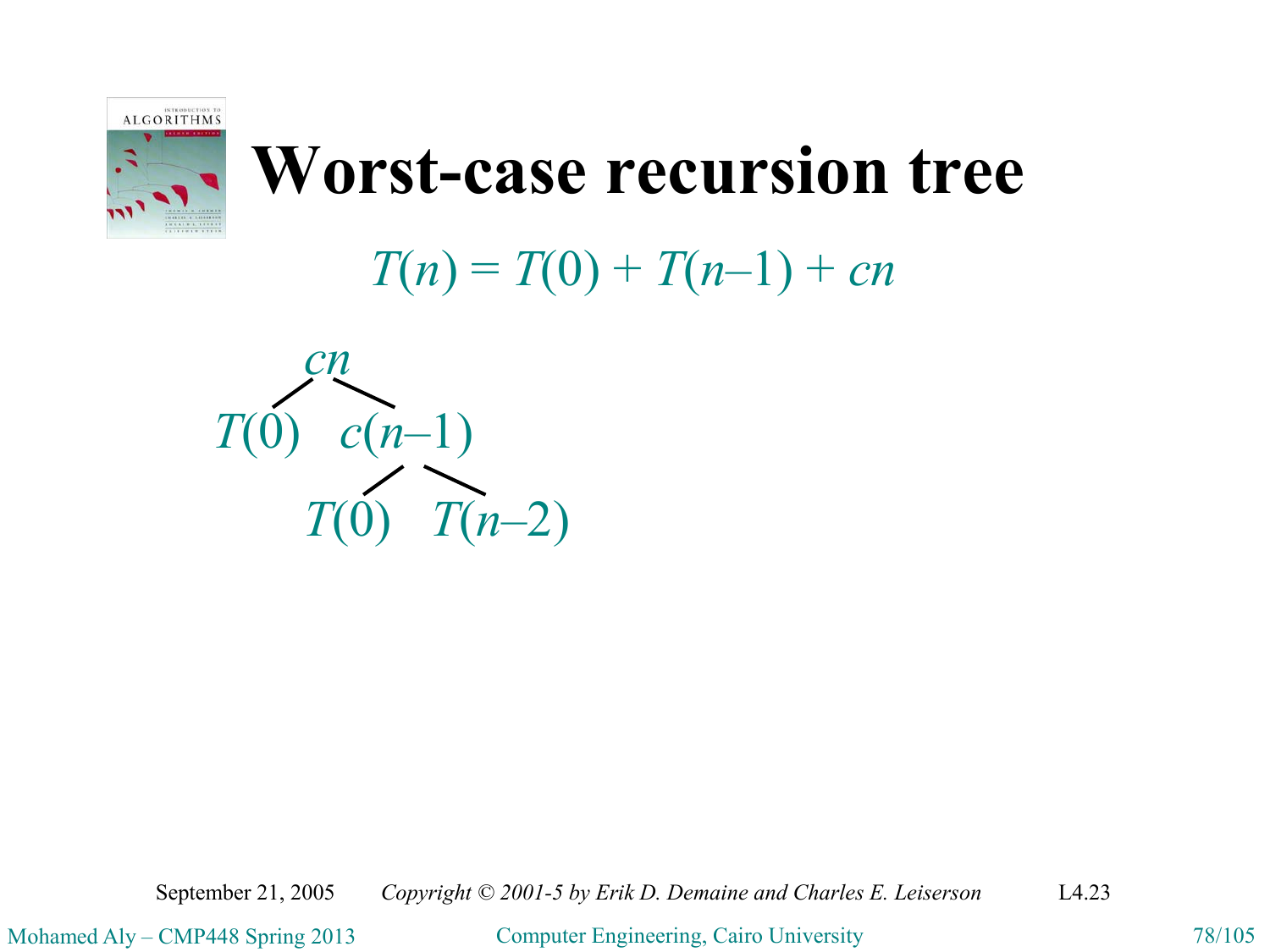# Worst-case recursion tree

$$T(n) = T(0) + T(n-1) + cn$$

$cn$

$T(0)$ $\quad c(n-1)$

$T(0)$ $\quad T(n-2)$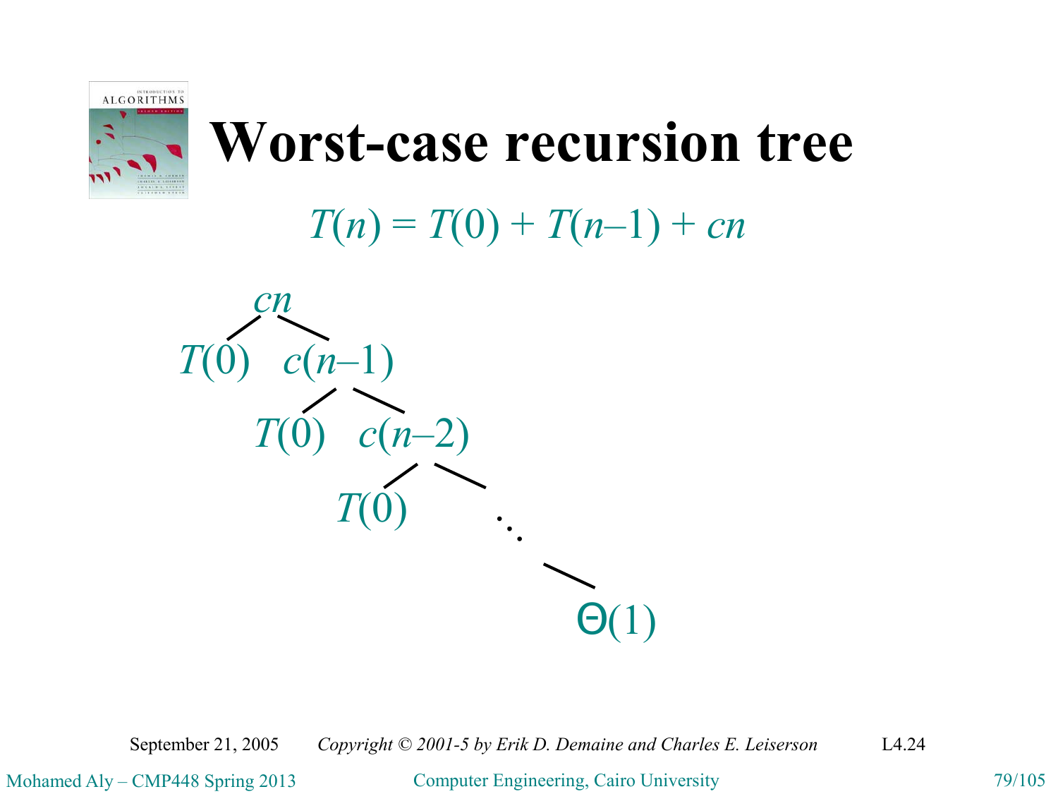# Worst-case recursion tree

$$T(n) = T(0) + T(n-1) + cn$$

$cn$

$T(0)$ $c(n-1)$

$T(0)$ $c(n-2)$

$T(0)$ ...

$\Theta(1)$

September 21, 2005 *Copyright © 2001-5 by Erik D. Demaine and Charles E. Leiserson* L4.24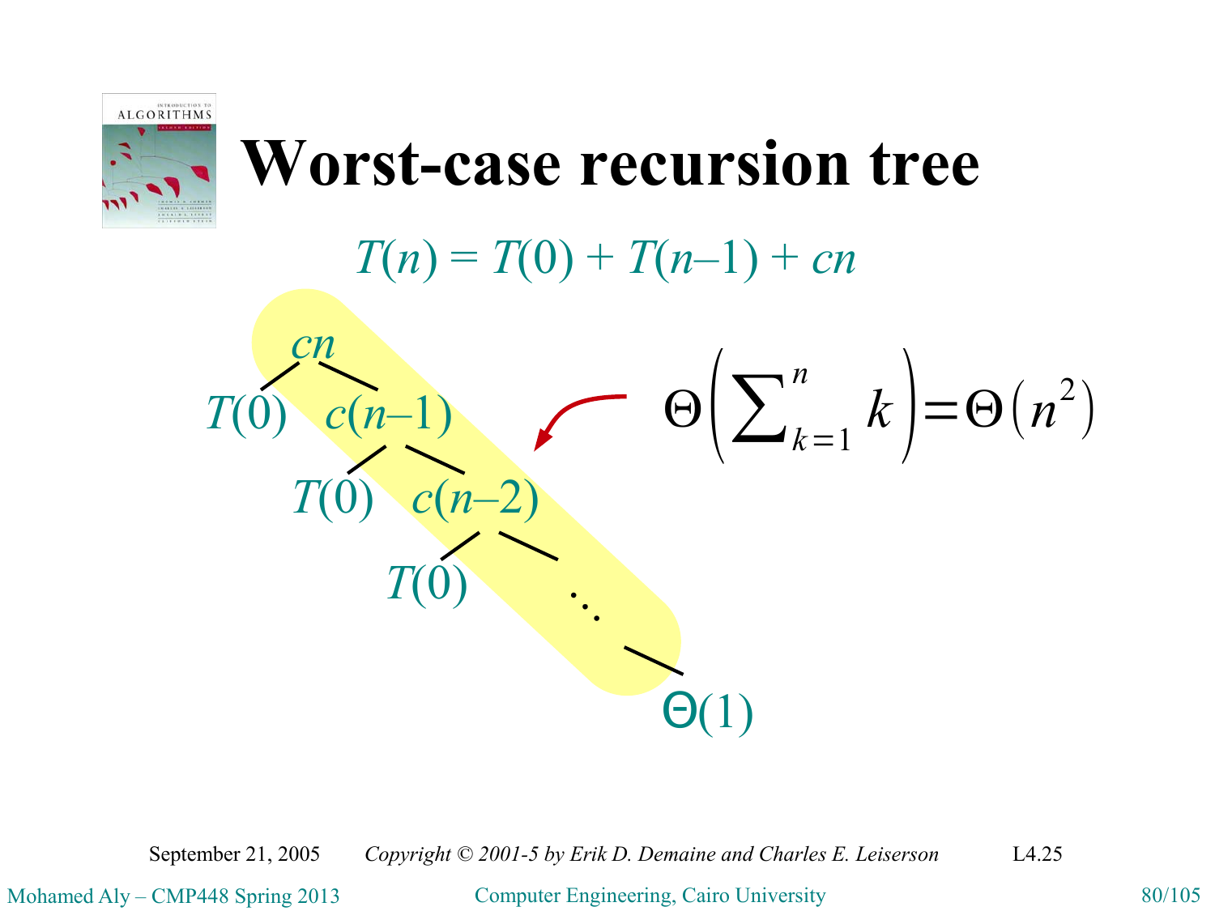# Worst-case recursion tree

$$T(n) = T(0) + T(n-1) + cn$$

$cn$

$T(0)$ $c(n-1)$

$T(0)$ $c(n-2)$

$T(0)$ …

$\Theta(1)$

$$\Theta\left(\sum_{k=1}^{n} k\right) = \Theta\left(n^2\right)$$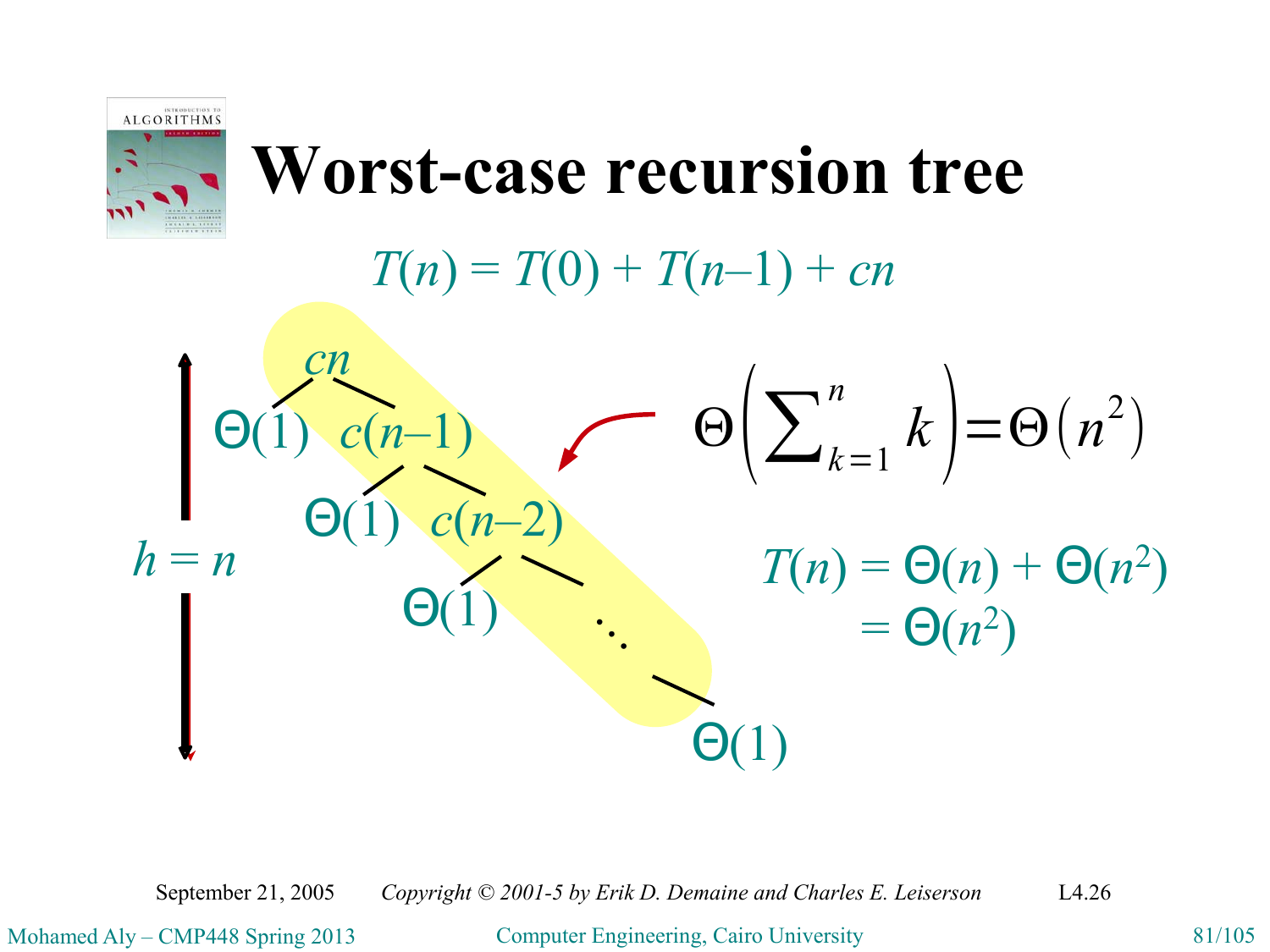# Worst-case recursion tree

$$T(n) = T(0) + T(n–1) + cn$$

$h = n$

$cn$

$\Theta(1)$ $c(n–1)$

$\Theta(1)$ $c(n–2)$

$\Theta(1)$ …

$\Theta(1)$

$$\Theta\left(\sum_{k=1}^{n} k\right) = \Theta\left(n^2\right)$$

$$T(n) = \Theta(n) + \Theta(n^2)$$
$$= \Theta(n^2)$$

September 21, 2005 *Copyright © 2001-5 by Erik D. Demaine and Charles E. Leiserson* L4.26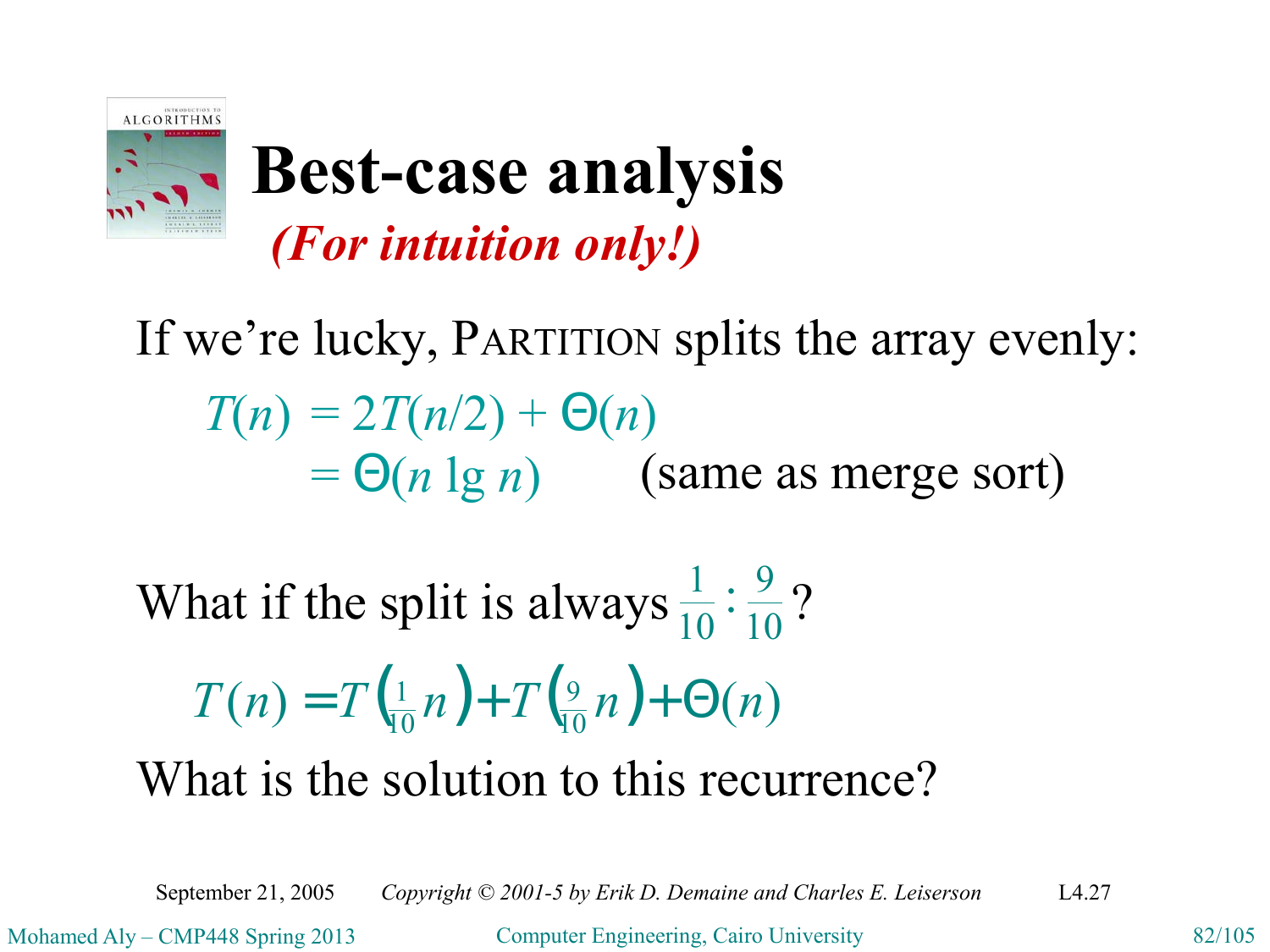# Best-case analysis

*(For intuition only!)*

If we're lucky, PARTITION splits the array evenly:

$$T(n) = 2T(n/2) + \Theta(n)$$
$$= \Theta(n \lg n) \qquad \text{(same as merge sort)}$$

What if the split is always $\frac{1}{10} : \frac{9}{10}$?

$$T(n) = T\left(\tfrac{1}{10}n\right) + T\left(\tfrac{9}{10}n\right) + \Theta(n)$$

What is the solution to this recurrence?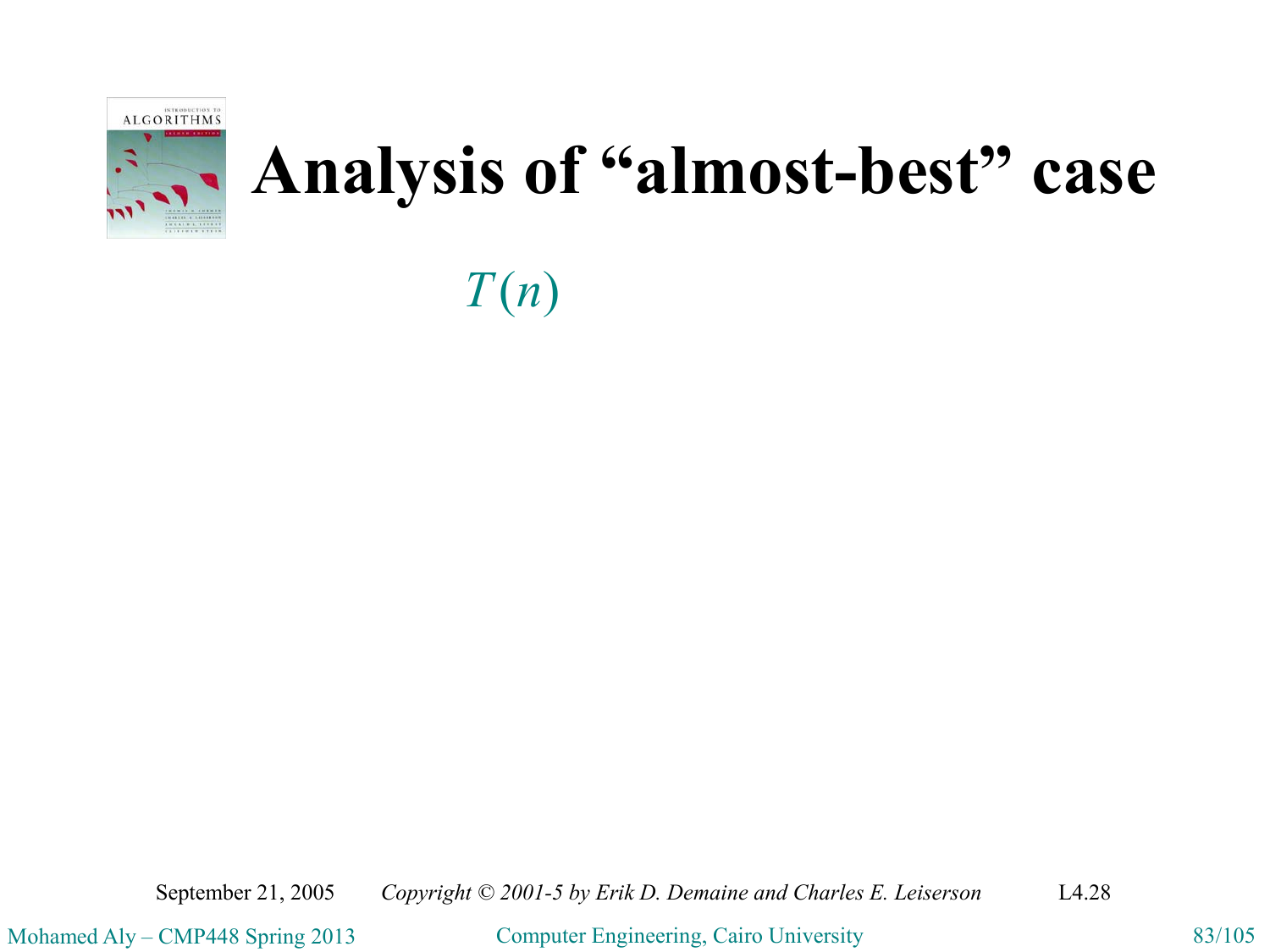# Analysis of "almost-best" case

$$T(n)$$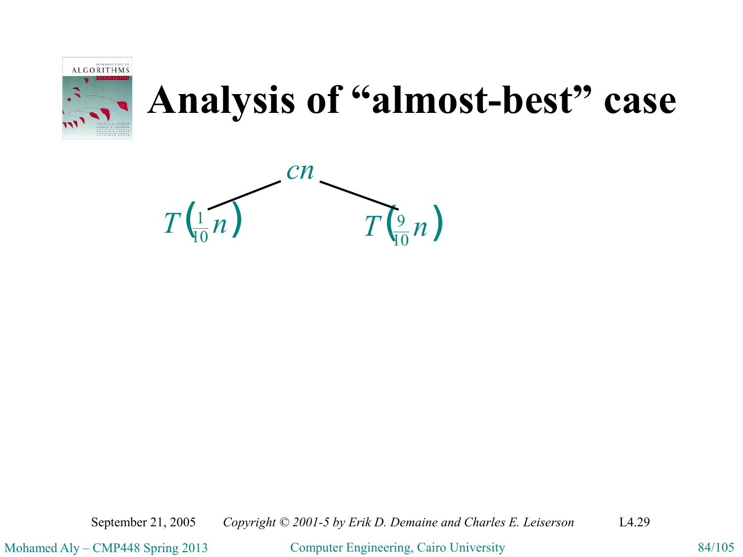# Analysis of "almost-best" case

$cn$

$T\left(\frac{1}{10}n\right)$ $T\left(\frac{9}{10}n\right)$

September 21, 2005 *Copyright © 2001-5 by Erik D. Demaine and Charles E. Leiserson* L4.29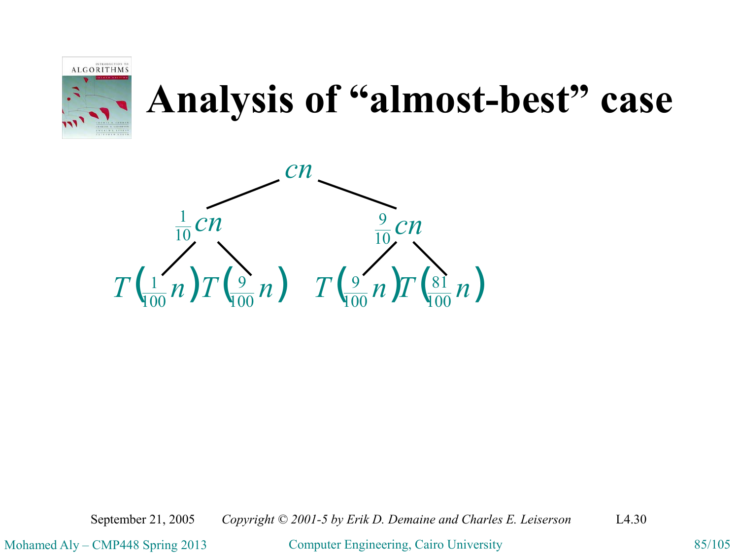# Analysis of "almost-best" case

$cn$

$\frac{1}{10}cn$ $\frac{9}{10}cn$

$T\left(\frac{1}{100}n\right)$ $T\left(\frac{9}{100}n\right)$ $T\left(\frac{9}{100}n\right)$ $T\left(\frac{81}{100}n\right)$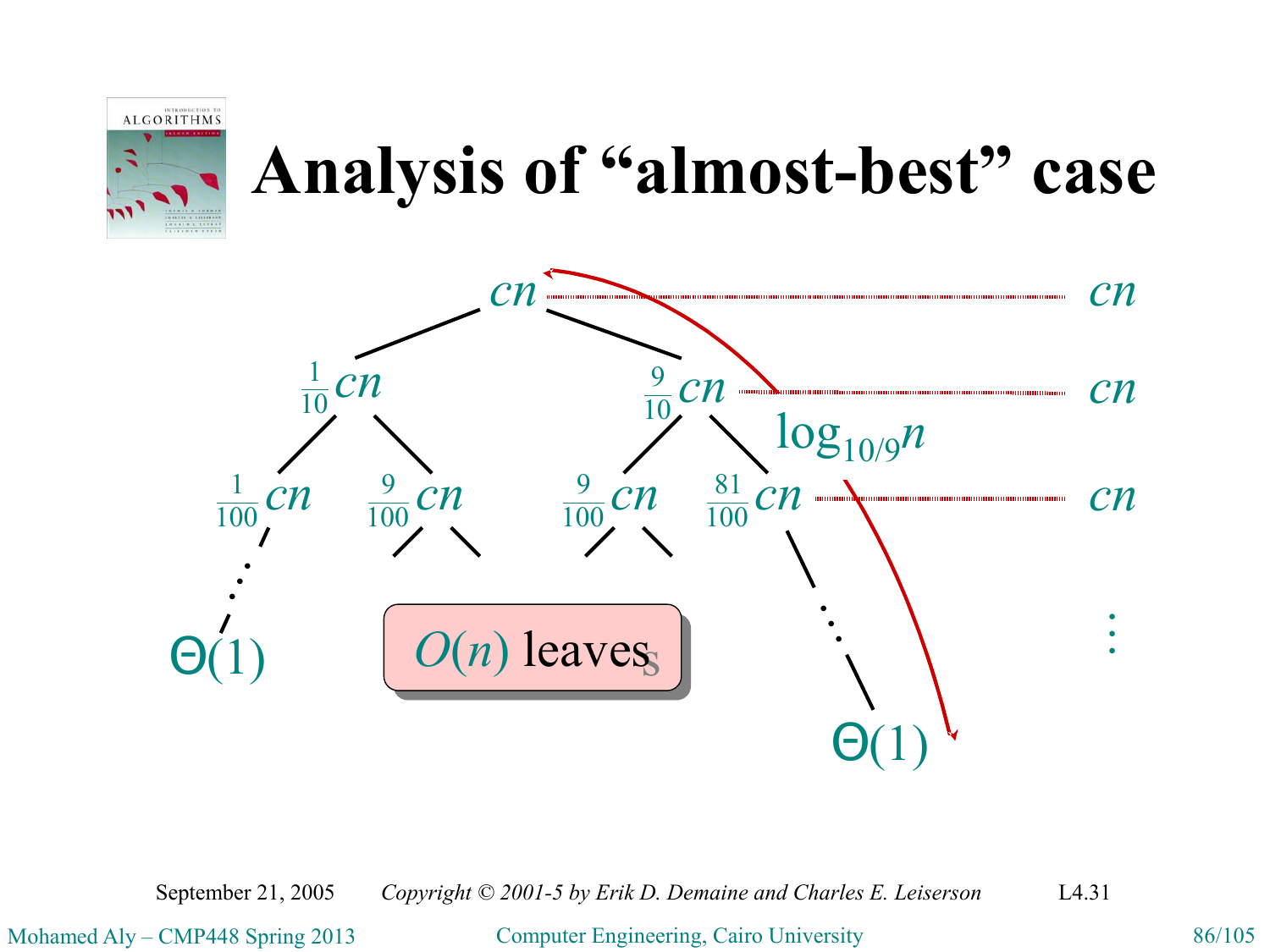# Analysis of "almost-best" case

$cn$

$\frac{1}{10}cn$ $\frac{9}{10}cn$

$\frac{1}{100}cn$ $\frac{9}{100}cn$ $\frac{9}{100}cn$ $\frac{81}{100}cn$

$\log_{10/9} n$

$\Theta(1)$

$O(n)$ leaves

$\Theta(1)$

$cn$

$cn$

$cn$

⋮

September 21, 2005 *Copyright © 2001-5 by Erik D. Demaine and Charles E. Leiserson* L4.31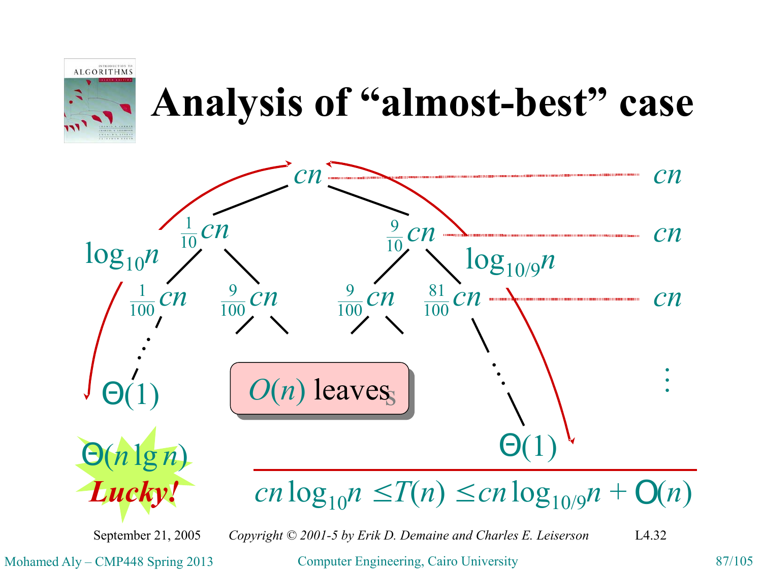# Analysis of "almost-best" case

$cn$ — $cn$

$\frac{1}{10}cn$ $\frac{9}{10}cn$ — $cn$

$\log_{10}n$ $\log_{10/9}n$

$\frac{1}{100}cn$ $\frac{9}{100}cn$ $\frac{9}{100}cn$ $\frac{81}{100}cn$ — $cn$

$\Theta(1)$

$O(n)$ leaves

$\Theta(1)$

$\Theta(n \lg n)$ ***Lucky!***

$$cn\log_{10}n \le T(n) \le cn\log_{10/9}n + O(n)$$

September 21, 2005 *Copyright © 2001-5 by Erik D. Demaine and Charles E. Leiserson* L4.32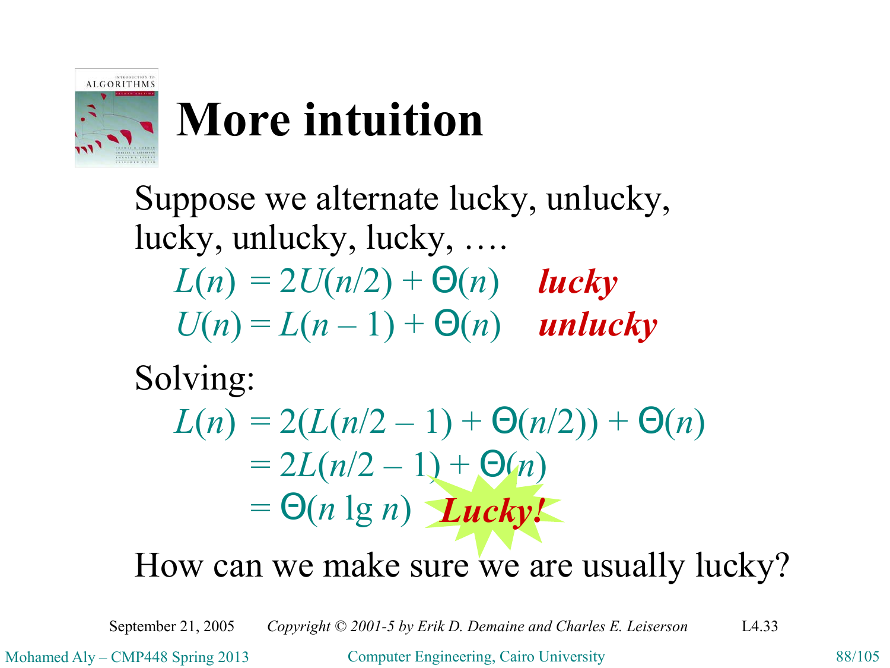# More intuition

Suppose we alternate lucky, unlucky, lucky, unlucky, lucky, ….

$$L(n) = 2U(n/2) + \Theta(n) \quad \textit{lucky}$$

$$U(n) = L(n-1) + \Theta(n) \quad \textit{unlucky}$$

Solving:

$$\begin{aligned} L(n) &= 2(L(n/2 - 1) + \Theta(n/2)) + \Theta(n) \\ &= 2L(n/2 - 1) + \Theta(n) \\ &= \Theta(n \lg n) \end{aligned}$$

***Lucky!***

How can we make sure we are usually lucky?

September 21, 2005 — *Copyright © 2001-5 by Erik D. Demaine and Charles E. Leiserson* — L4.33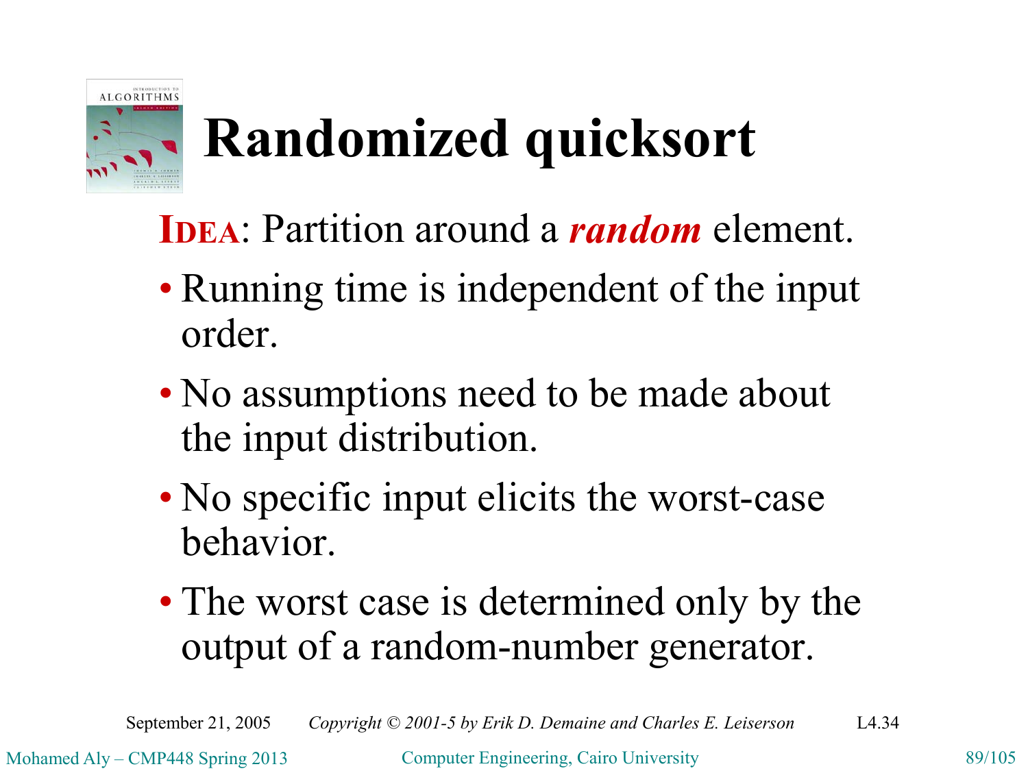# Randomized quicksort

**IDEA**: Partition around a ***random*** element.

- Running time is independent of the input order.
- No assumptions need to be made about the input distribution.
- No specific input elicits the worst-case behavior.
- The worst case is determined only by the output of a random-number generator.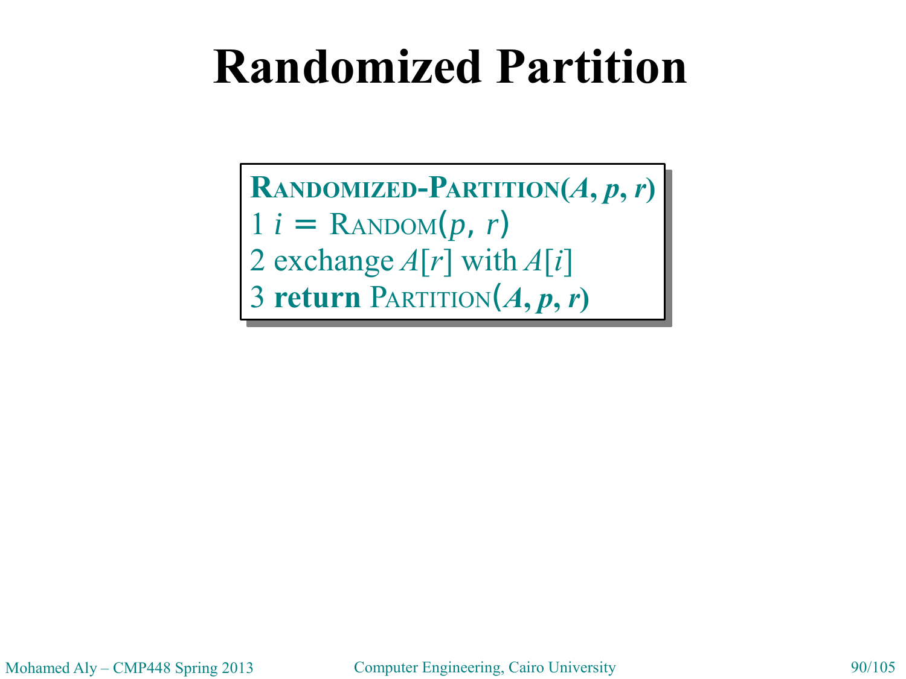# Randomized Partition

```
RANDOMIZED-PARTITION(A, p, r)
1 i = RANDOM(p, r)
2 exchange A[r] with A[i]
3 return PARTITION(A, p, r)
```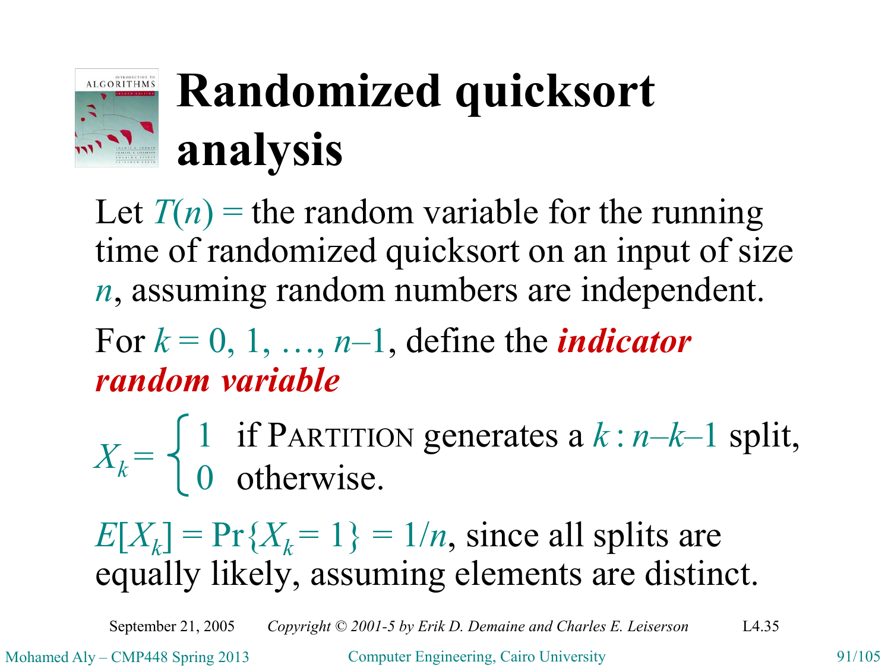# Randomized quicksort analysis

Let $T(n)$ = the random variable for the running time of randomized quicksort on an input of size $n$, assuming random numbers are independent.

For $k = 0, 1, \ldots, n-1$, define the ***indicator random variable***

$$X_k = \begin{cases} 1 & \text{if PARTITION generates a } k : n-k-1 \text{ split,} \\ 0 & \text{otherwise.} \end{cases}$$

$E[X_k] = \Pr\{X_k = 1\} = 1/n$, since all splits are equally likely, assuming elements are distinct.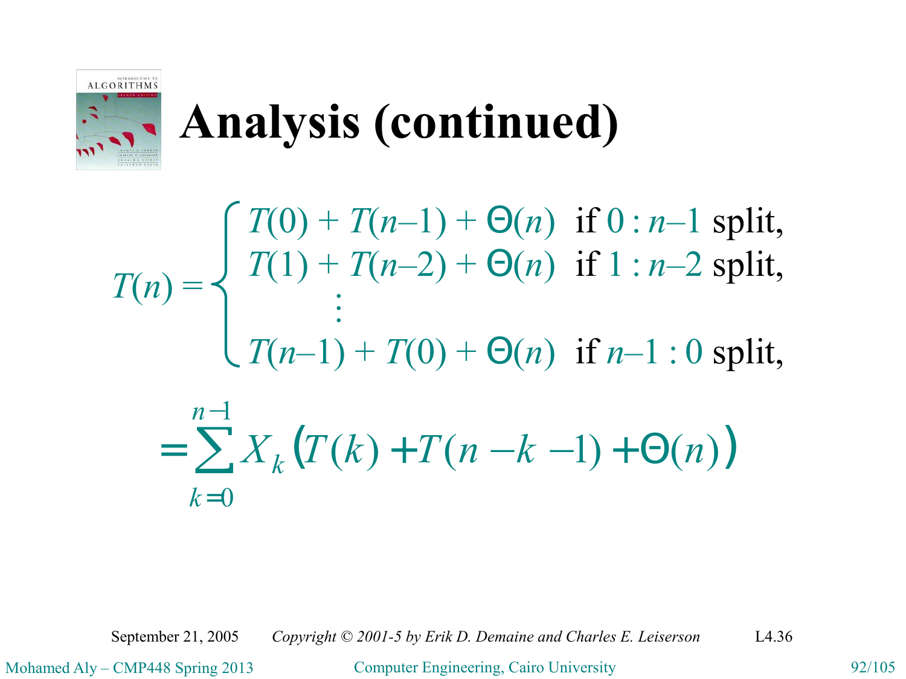# Analysis (continued)

$$
T(n) = \begin{cases} T(0) + T(n-1) + \Theta(n) & \text{if } 0 : n-1 \text{ split,} \\ T(1) + T(n-2) + \Theta(n) & \text{if } 1 : n-2 \text{ split,} \\ \quad \vdots & \\ T(n-1) + T(0) + \Theta(n) & \text{if } n-1 : 0 \text{ split,} \end{cases}
$$

$$
= \sum_{k=0}^{n-1} X_k \big( T(k) + T(n-k-1) + \Theta(n) \big)
$$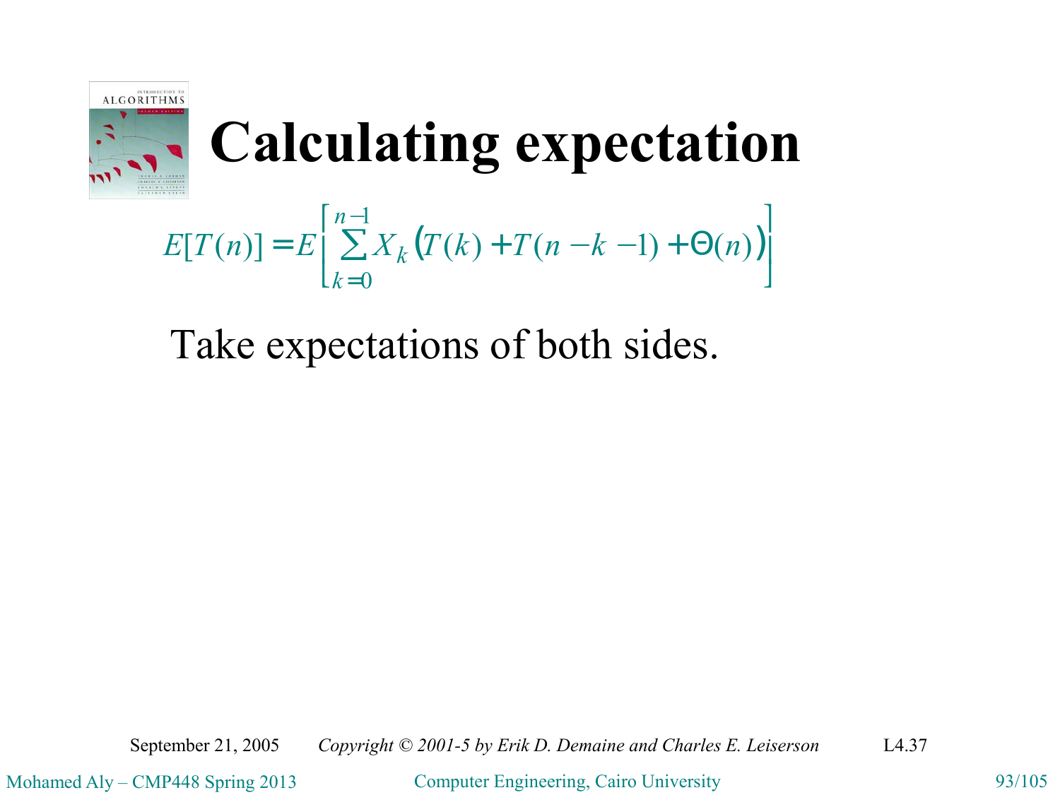# Calculating expectation

$$E[T(n)] = E\left[\sum_{k=0}^{n-1} X_k \big(T(k) + T(n-k-1) + \Theta(n)\big)\right]$$

Take expectations of both sides.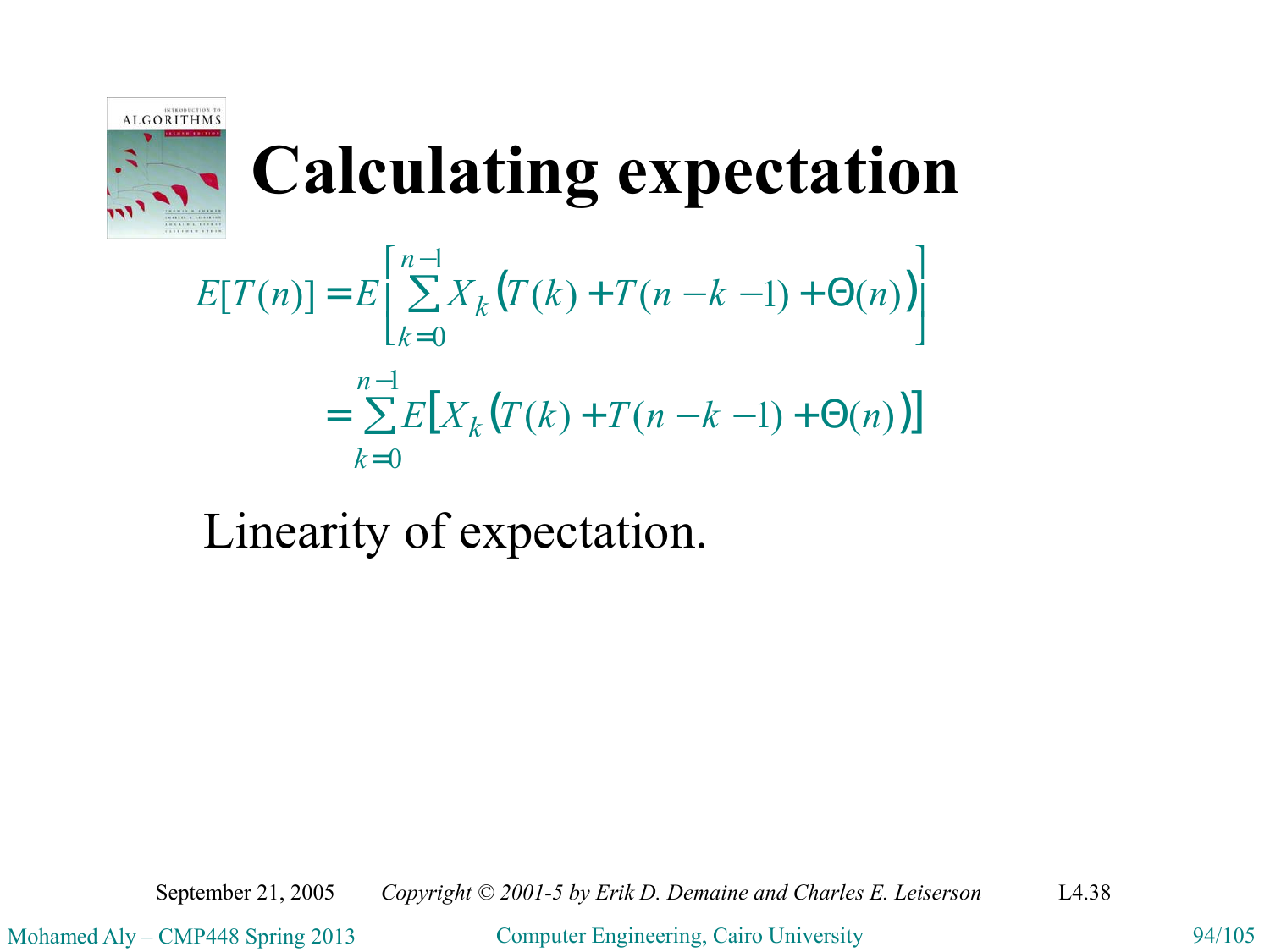# Calculating expectation

$$E[T(n)] = E\left[\sum_{k=0}^{n-1} X_k \big(T(k) + T(n-k-1) + \Theta(n)\big)\right]$$

$$= \sum_{k=0}^{n-1} E\big[X_k \big(T(k) + T(n-k-1) + \Theta(n)\big)\big]$$

Linearity of expectation.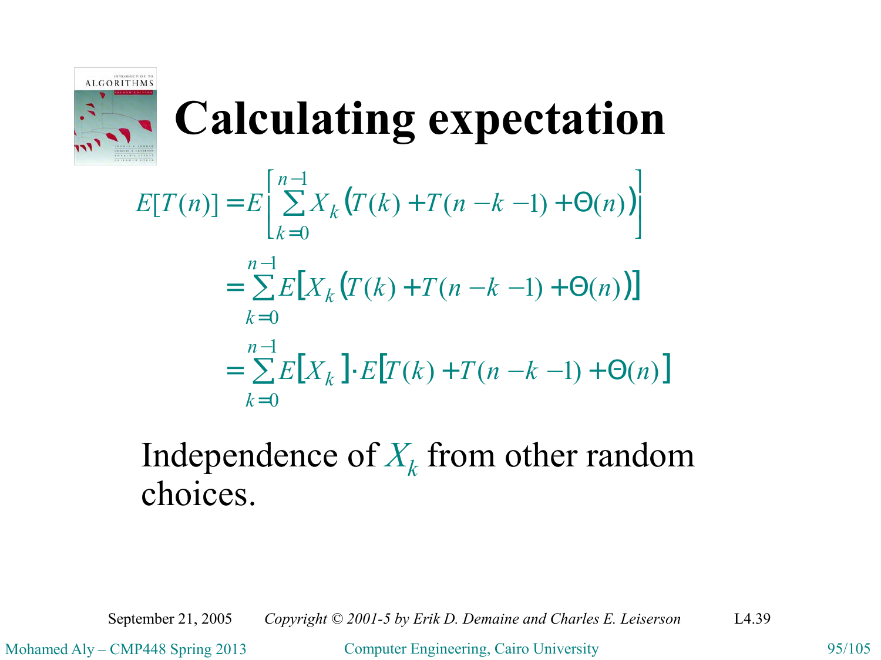# Calculating expectation

$$E[T(n)] = E\left[\sum_{k=0}^{n-1} X_k \left(T(k) + T(n-k-1) + \Theta(n)\right)\right]$$

$$= \sum_{k=0}^{n-1} E\left[X_k \left(T(k) + T(n-k-1) + \Theta(n)\right)\right]$$

$$= \sum_{k=0}^{n-1} E\left[X_k\right] \cdot E\left[T(k) + T(n-k-1) + \Theta(n)\right]$$

Independence of $X_k$ from other random choices.

September 21, 2005 *Copyright © 2001-5 by Erik D. Demaine and Charles E. Leiserson* L4.39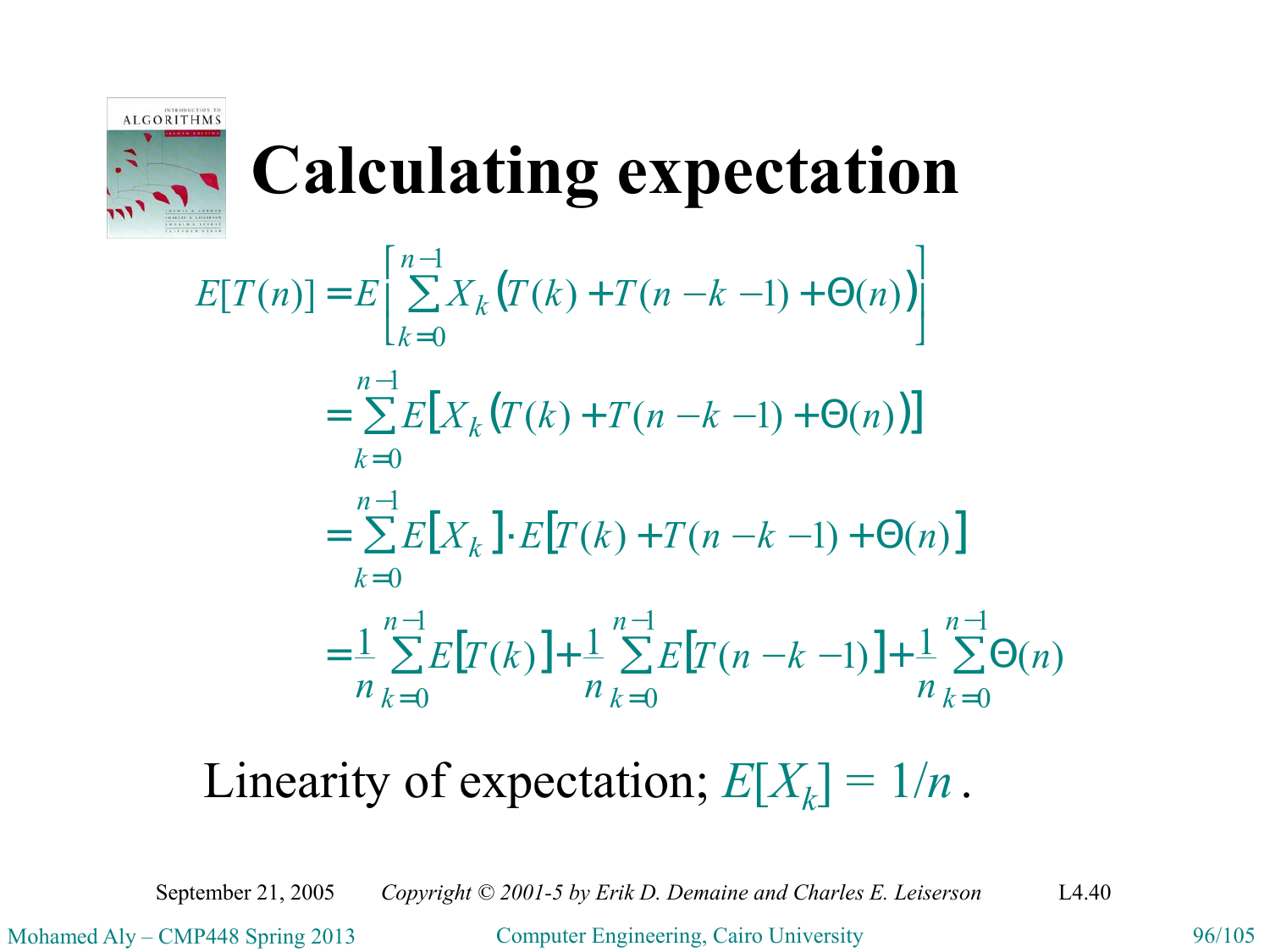# Calculating expectation

$$
\begin{aligned}
E[T(n)] &= E\left[\sum_{k=0}^{n-1} X_k \big(T(k) + T(n-k-1) + \Theta(n)\big)\right] \\
&= \sum_{k=0}^{n-1} E\big[X_k \big(T(k) + T(n-k-1) + \Theta(n)\big)\big] \\
&= \sum_{k=0}^{n-1} E[X_k] \cdot E[T(k) + T(n-k-1) + \Theta(n)] \\
&= \frac{1}{n}\sum_{k=0}^{n-1} E[T(k)] + \frac{1}{n}\sum_{k=0}^{n-1} E[T(n-k-1)] + \frac{1}{n}\sum_{k=0}^{n-1} \Theta(n)
\end{aligned}
$$

Linearity of expectation; $E[X_k] = 1/n$ .

September 21, 2005 *Copyright © 2001-5 by Erik D. Demaine and Charles E. Leiserson* L4.40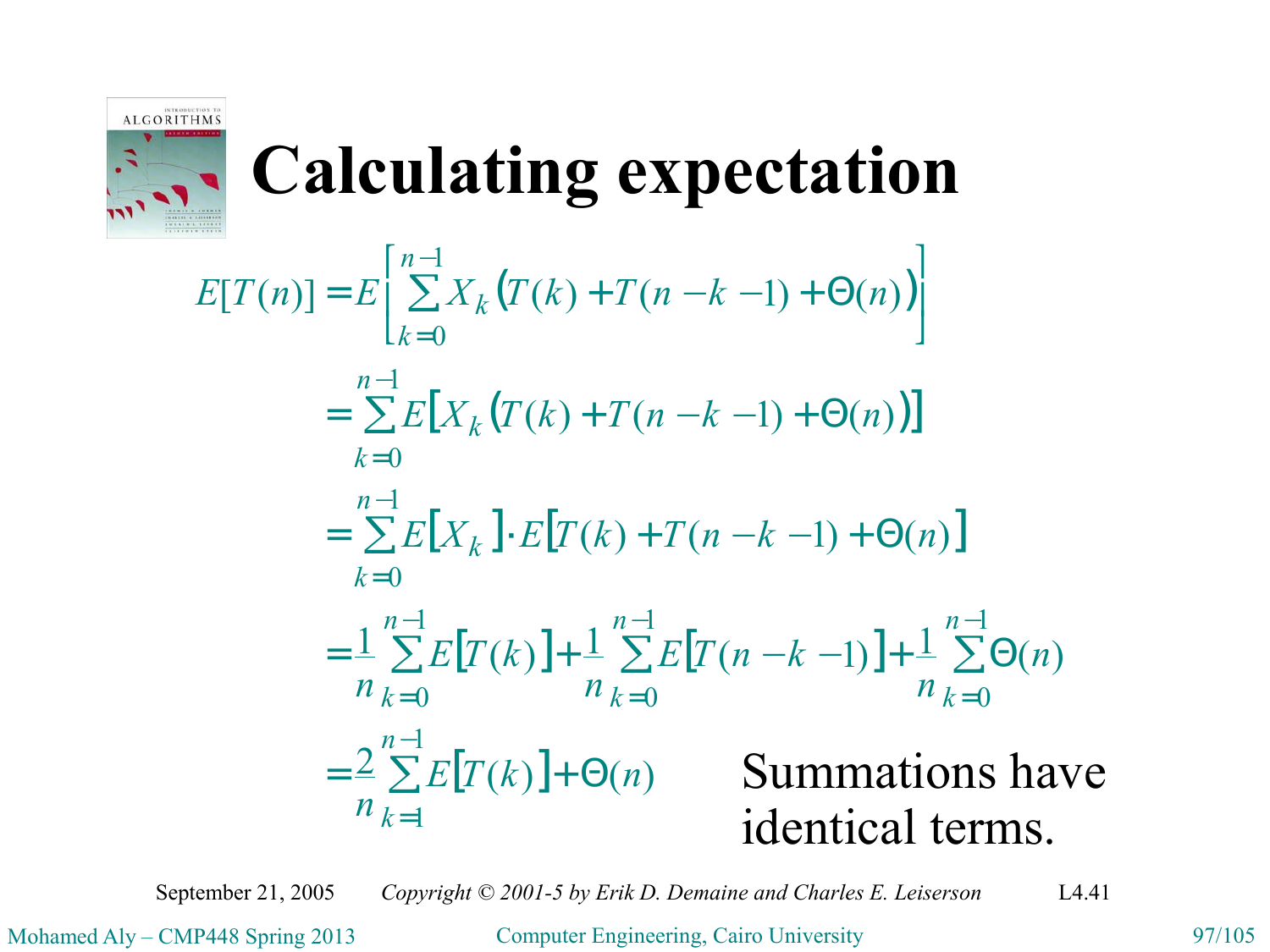# Calculating expectation

$$E[T(n)] = E\left[\sum_{k=0}^{n-1} X_k \big(T(k) + T(n-k-1) + \Theta(n)\big)\right]$$

$$= \sum_{k=0}^{n-1} E\big[X_k \big(T(k) + T(n-k-1) + \Theta(n)\big)\big]$$

$$= \sum_{k=0}^{n-1} E[X_k] \cdot E[T(k) + T(n-k-1) + \Theta(n)]$$

$$= \frac{1}{n}\sum_{k=0}^{n-1} E[T(k)] + \frac{1}{n}\sum_{k=0}^{n-1} E[T(n-k-1)] + \frac{1}{n}\sum_{k=0}^{n-1} \Theta(n)$$

$$= \frac{2}{n}\sum_{k=1}^{n-1} E[T(k)] + \Theta(n)$$

Summations have identical terms.

September 21, 2005 *Copyright © 2001-5 by Erik D. Demaine and Charles E. Leiserson* L4.41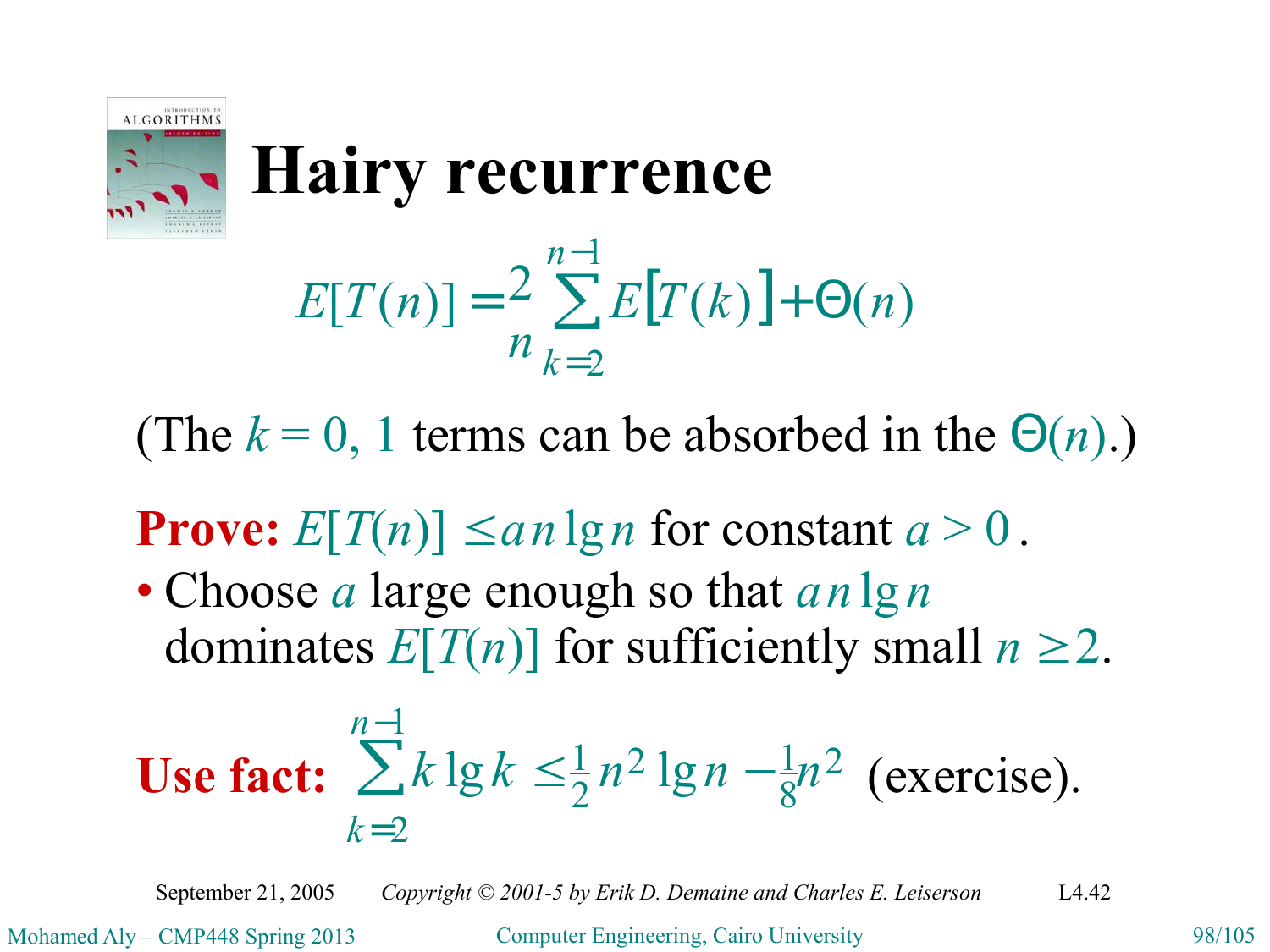# Hairy recurrence

$$E[T(n)] = \frac{2}{n}\sum_{k=2}^{n-1} E[T(k)] + \Theta(n)$$

(The $k = 0, 1$ terms can be absorbed in the $\Theta(n)$.)

**Prove:** $E[T(n)] \le a n \lg n$ for constant $a > 0$.

- Choose $a$ large enough so that $a n \lg n$ dominates $E[T(n)]$ for sufficiently small $n \ge 2$.

**Use fact:** $\sum_{k=2}^{n-1} k \lg k \le \frac{1}{2} n^2 \lg n - \frac{1}{8} n^2$ (exercise).

September 21, 2005 *Copyright © 2001-5 by Erik D. Demaine and Charles E. Leiserson* L4.42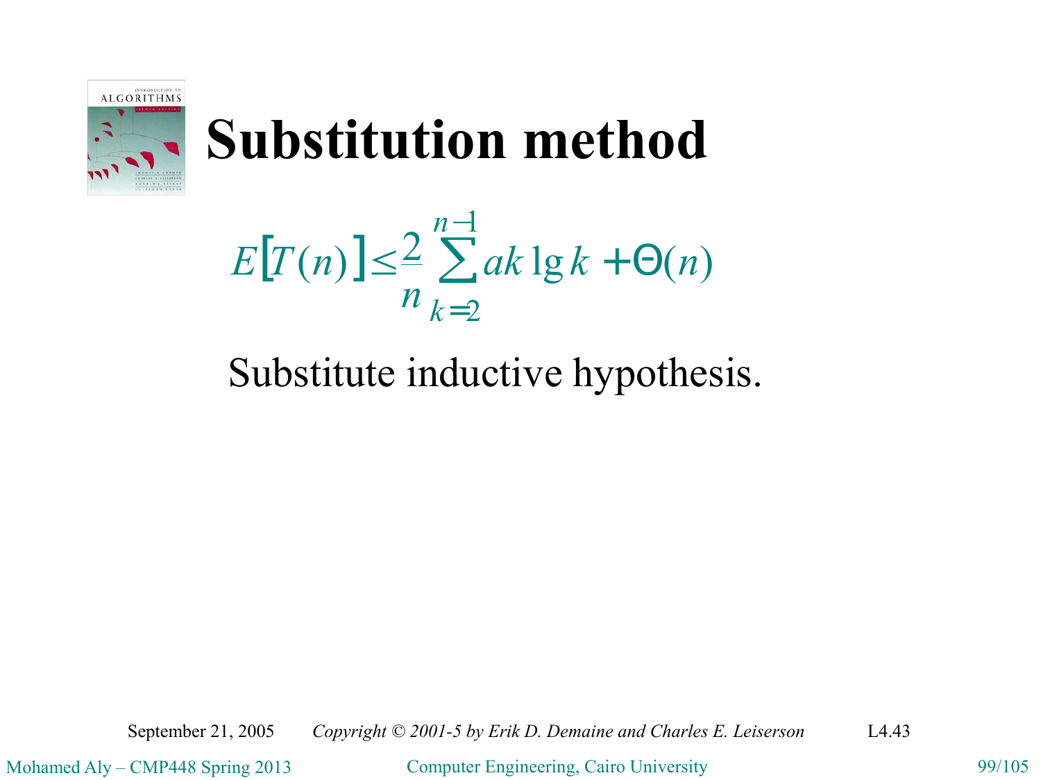# Substitution method

$$E[T(n)] \le \frac{2}{n}\sum_{k=2}^{n-1} ak\lg k + \Theta(n)$$

Substitute inductive hypothesis.

September 21, 2005 *Copyright © 2001-5 by Erik D. Demaine and Charles E. Leiserson* L4.43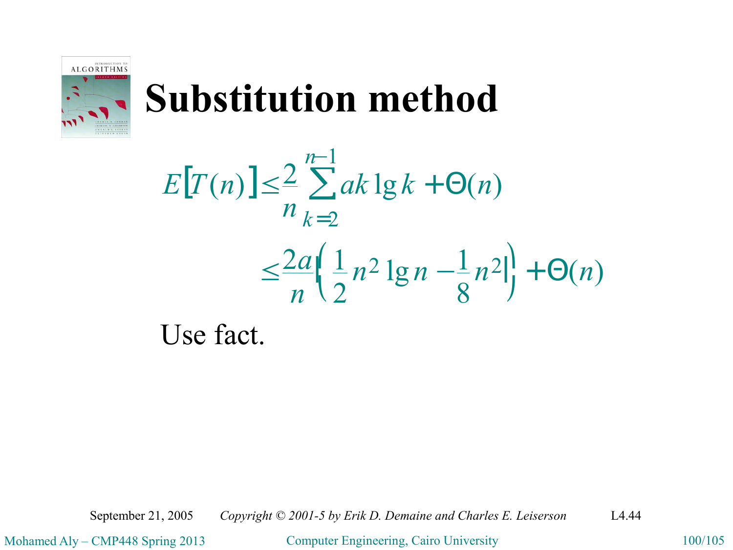# Substitution method

$$E[T(n)] \leq \frac{2}{n}\sum_{k=2}^{n-1} ak \lg k + \Theta(n)$$

$$\leq \frac{2a}{n}\left(\frac{1}{2}n^2 \lg n - \frac{1}{8}n^2\right) + \Theta(n)$$

Use fact.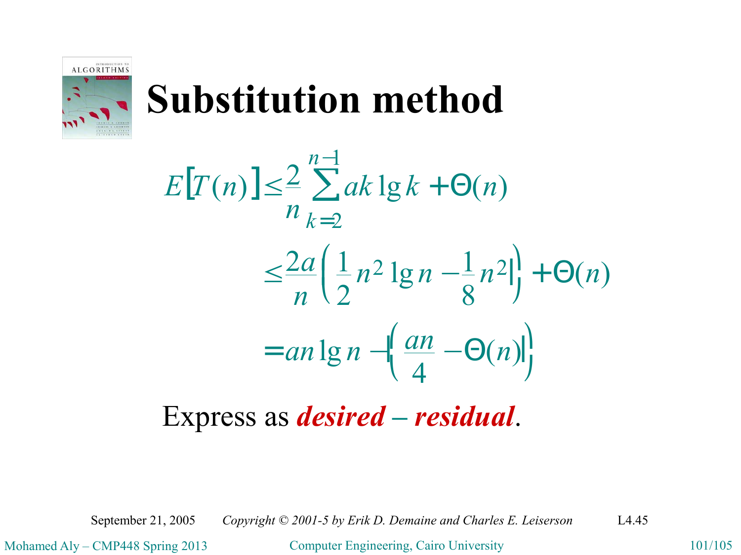# Substitution method

$$E[T(n)] \leq \frac{2}{n}\sum_{k=2}^{n-1} ak\lg k + \Theta(n)$$

$$\leq \frac{2a}{n}\left(\frac{1}{2}n^2\lg n - \frac{1}{8}n^2\right) + \Theta(n)$$

$$= an\lg n - \left(\frac{an}{4} - \Theta(n)\right)$$

Express as ***desired*** **–** ***residual***.

September 21, 2005 *Copyright © 2001-5 by Erik D. Demaine and Charles E. Leiserson* L4.45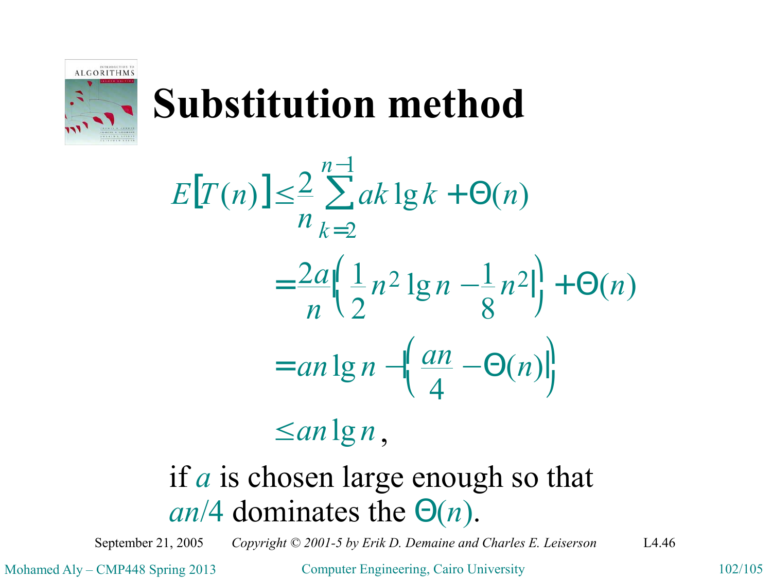# Substitution method

$$
\begin{aligned}
E[T(n)] &\le \frac{2}{n}\sum_{k=2}^{n-1} ak\lg k + \Theta(n) \\
&= \frac{2a}{n}\left(\frac{1}{2}n^2\lg n - \frac{1}{8}n^2\right) + \Theta(n) \\
&= an\lg n - \left(\frac{an}{4} - \Theta(n)\right) \\
&\le an\lg n,
\end{aligned}
$$

if $a$ is chosen large enough so that $an/4$ dominates the $\Theta(n)$.

September 21, 2005 *Copyright © 2001-5 by Erik D. Demaine and Charles E. Leiserson* L4.46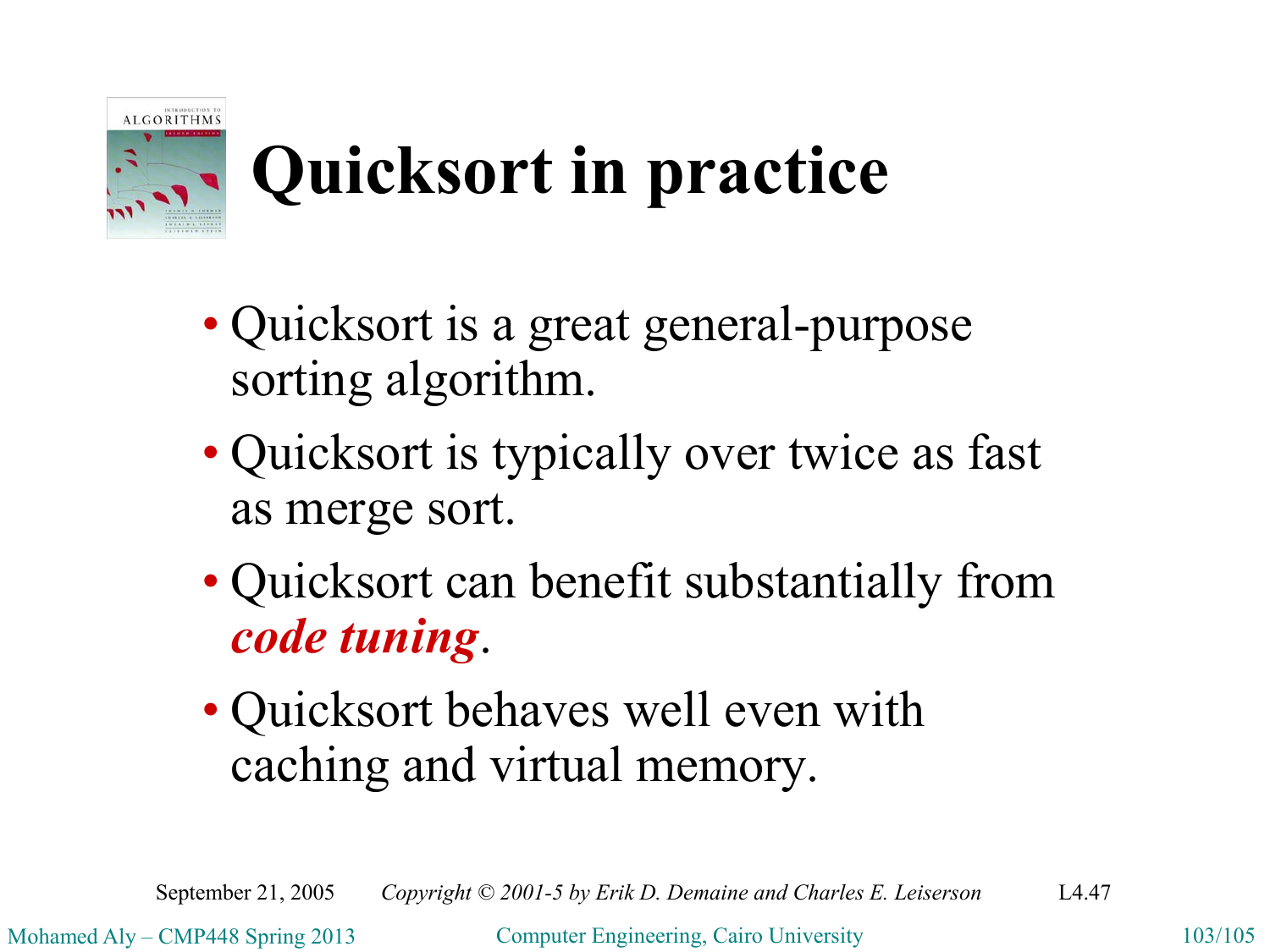# Quicksort in practice

- Quicksort is a great general-purpose sorting algorithm.
- Quicksort is typically over twice as fast as merge sort.
- Quicksort can benefit substantially from ***code tuning***.
- Quicksort behaves well even with caching and virtual memory.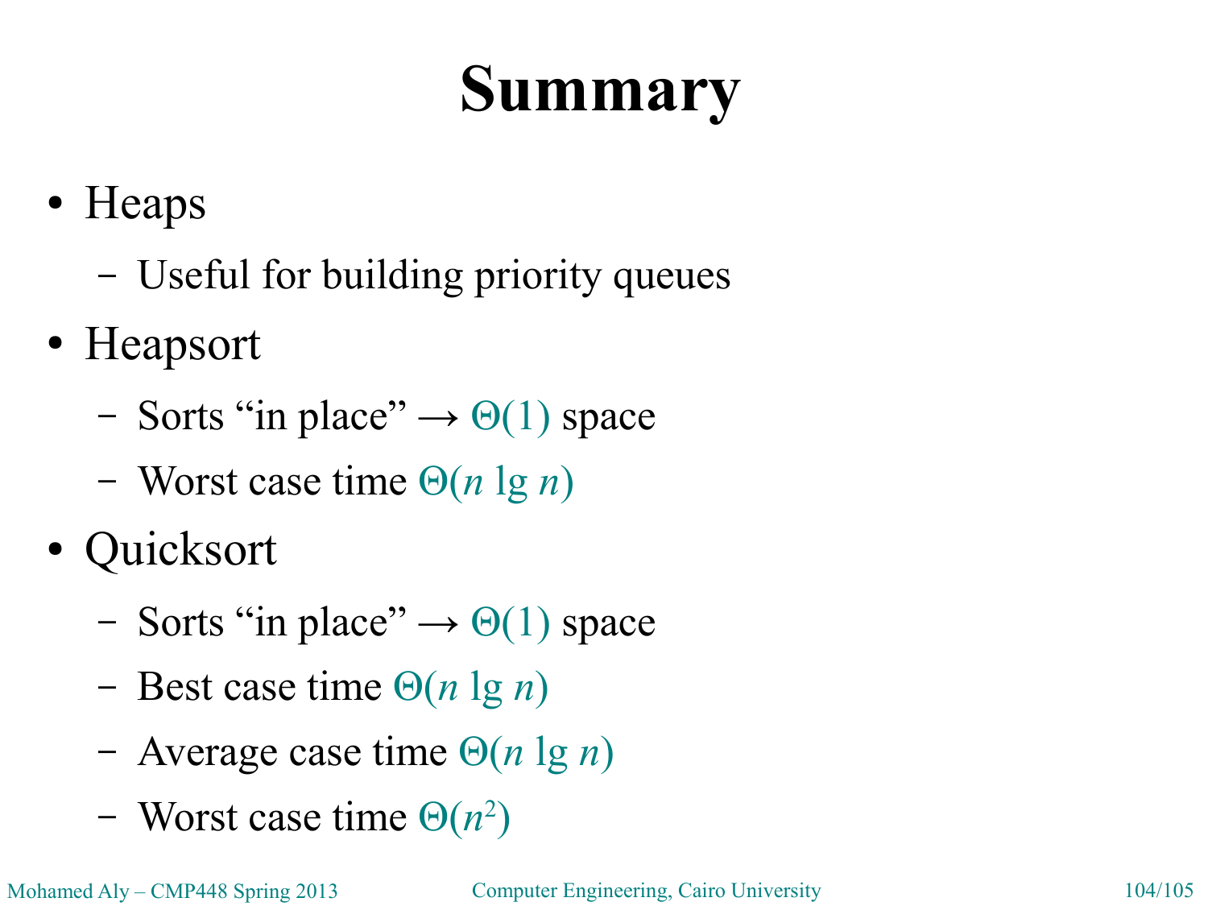# Summary

- Heaps
  - Useful for building priority queues
- Heapsort
  - Sorts "in place" → $\Theta(1)$ space
  - Worst case time $\Theta(n \lg n)$
- Quicksort
  - Sorts "in place" → $\Theta(1)$ space
  - Best case time $\Theta(n \lg n)$
  - Average case time $\Theta(n \lg n)$
  - Worst case time $\Theta(n^2)$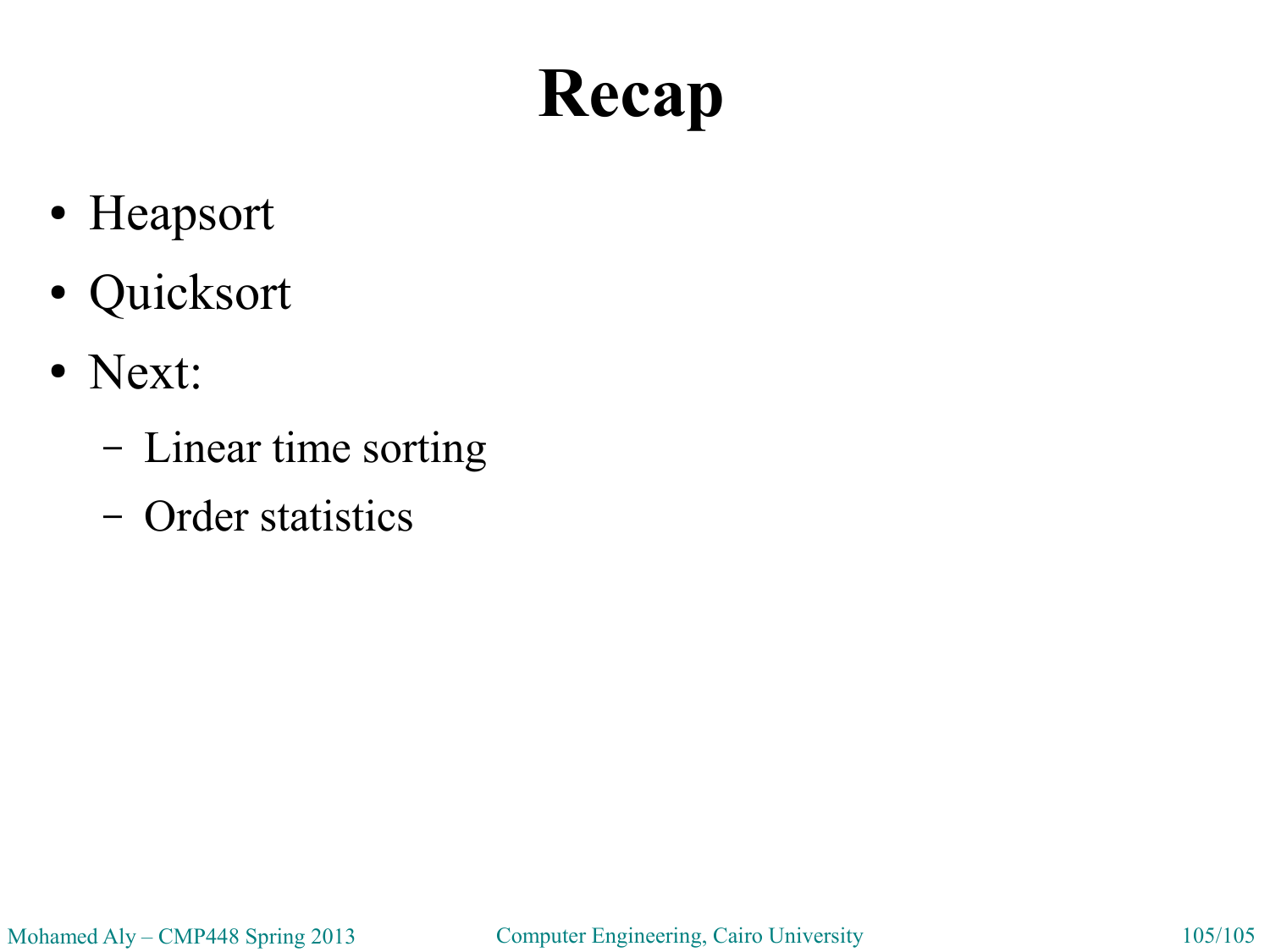# Recap

- Heapsort
- Quicksort
- Next:
  - Linear time sorting
  - Order statistics